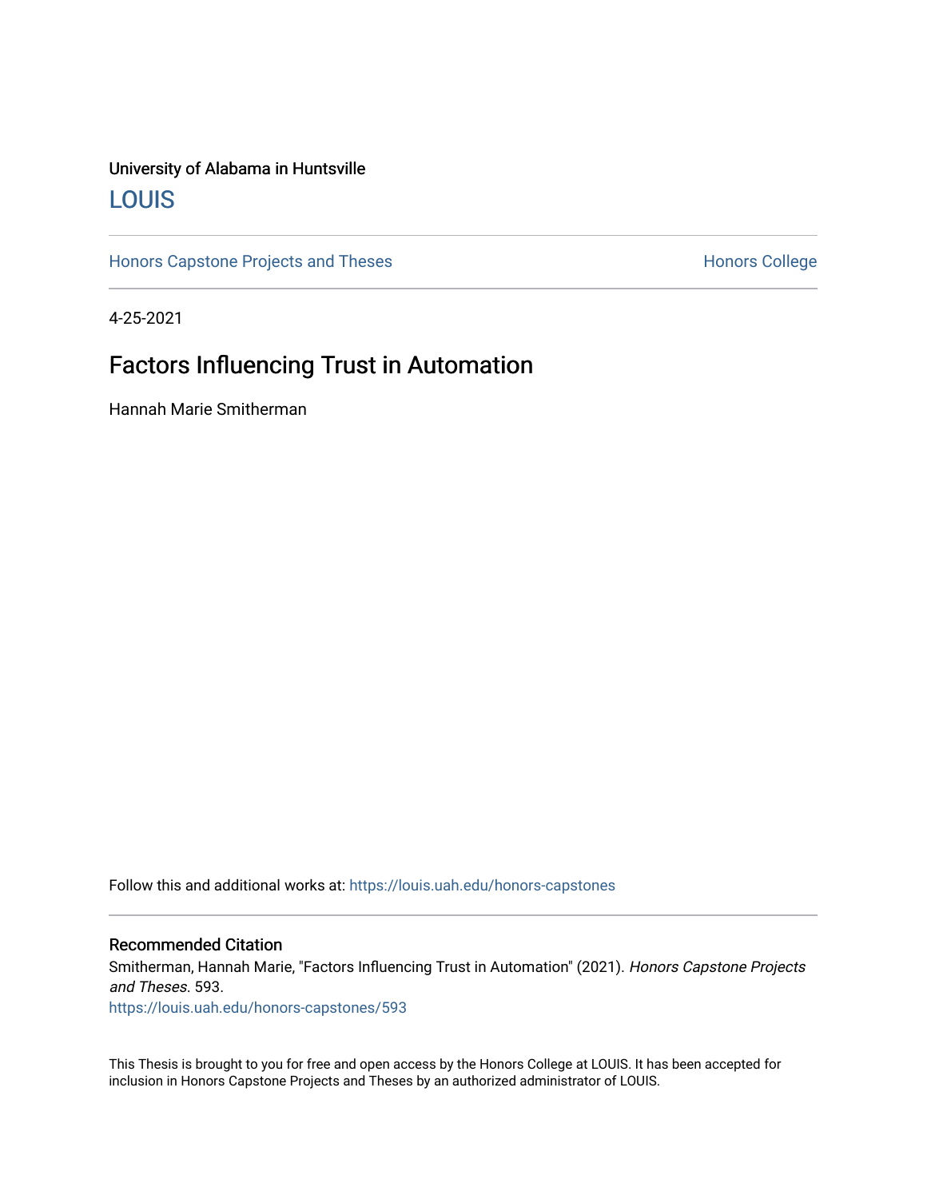University of Alabama in Huntsville

# LOUIS

Honors Capstone Projects and Theses | Honors College

4-25-2021

## Factors Influencing Trust in Automation

Hannah Marie Smitherman

Follow this and additional works at: https://louis.uah.edu/honors-capstones

### Recommended Citation

Smitherman, Hannah Marie, "Factors Influencing Trust in Automation" (2021). *Honors Capstone Projects and Theses*. 593.
https://louis.uah.edu/honors-capstones/593

This Thesis is brought to you for free and open access by the Honors College at LOUIS. It has been accepted for inclusion in Honors Capstone Projects and Theses by an authorized administrator of LOUIS.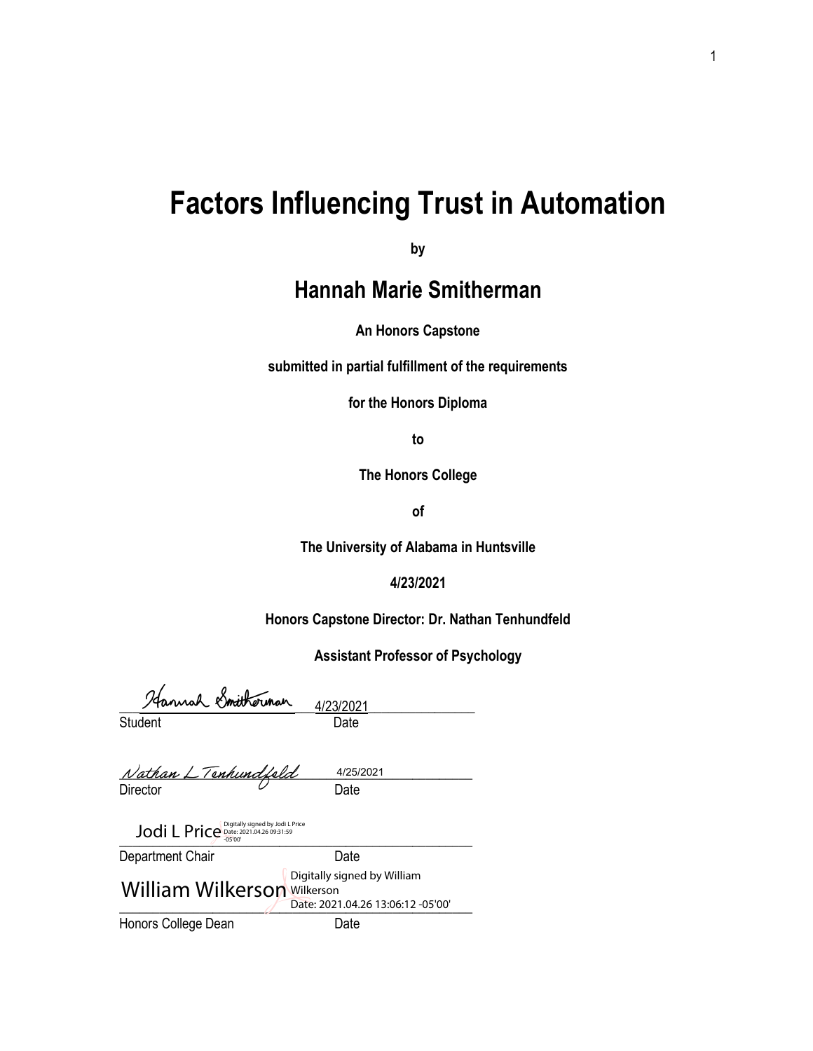# Factors Influencing Trust in Automation

**by**

## Hannah Marie Smitherman

**An Honors Capstone**

**submitted in partial fulfillment of the requirements**

**for the Honors Diploma**

**to**

**The Honors College**

**of**

**The University of Alabama in Huntsville**

**4/23/2021**

**Honors Capstone Director: Dr. Nathan Tenhundfeld**

**Assistant Professor of Psychology**

Hannah Smitherman 4/23/2021
Student Date

Nathan L Tenhundfeld 4/25/2021
Director Date

Jodi L Price Digitally signed by Jodi L Price Date: 2021.04.26 09:31:59 -05'00'
Department Chair Date

William Wilkerson Digitally signed by William Wilkerson Date: 2021.04.26 13:06:12 -05'00'
Honors College Dean Date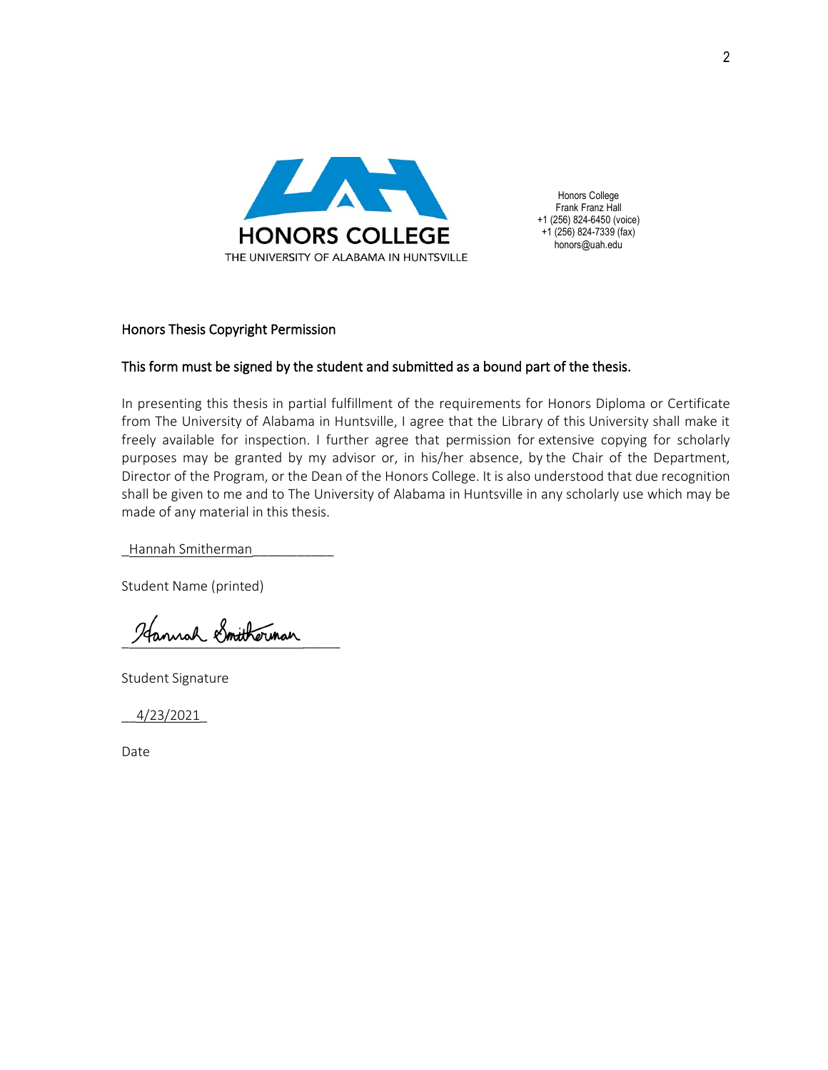HONORS COLLEGE
THE UNIVERSITY OF ALABAMA IN HUNTSVILLE

Honors College
Frank Franz Hall
+1 (256) 824-6450 (voice)
+1 (256) 824-7339 (fax)
honors@uah.edu

Honors Thesis Copyright Permission

**This form must be signed by the student and submitted as a bound part of the thesis.**

In presenting this thesis in partial fulfillment of the requirements for Honors Diploma or Certificate from The University of Alabama in Huntsville, I agree that the Library of this University shall make it freely available for inspection. I further agree that permission for extensive copying for scholarly purposes may be granted by my advisor or, in his/her absence, by the Chair of the Department, Director of the Program, or the Dean of the Honors College. It is also understood that due recognition shall be given to me and to The University of Alabama in Huntsville in any scholarly use which may be made of any material in this thesis.

_Hannah Smitherman___________

Student Name (printed)

Hannah Smitherman

Student Signature

__4/23/2021_

Date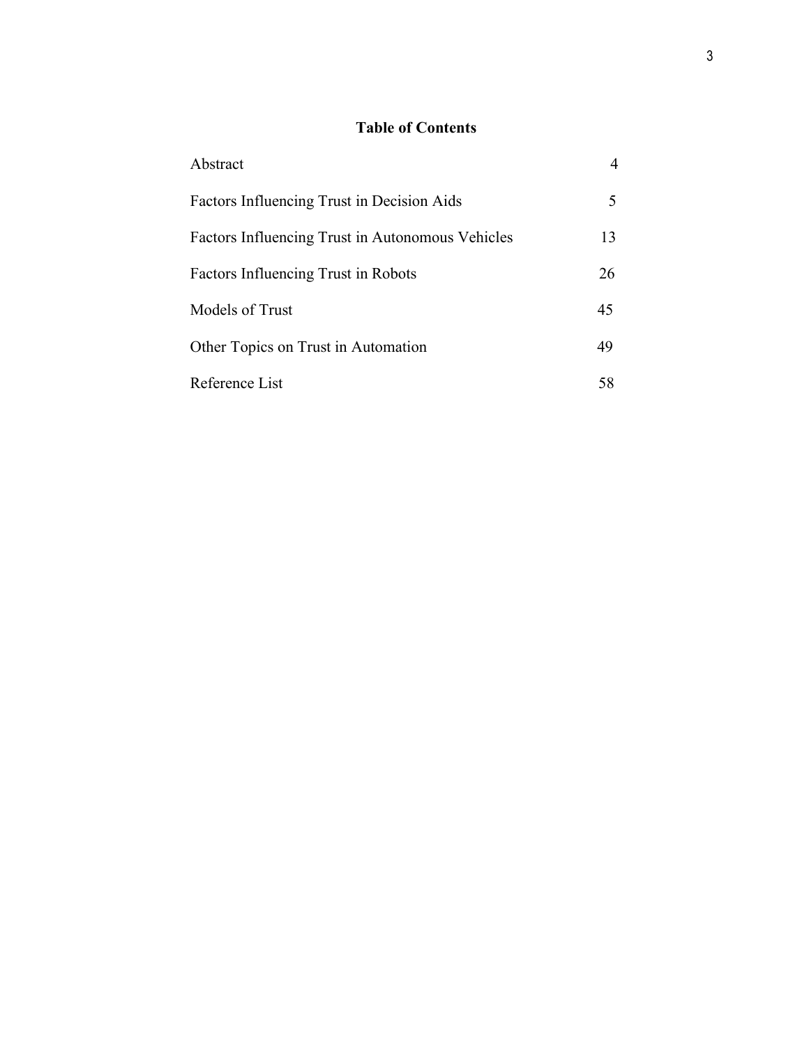# Table of Contents

| | |
|---|---|
| Abstract | 4 |
| Factors Influencing Trust in Decision Aids | 5 |
| Factors Influencing Trust in Autonomous Vehicles | 13 |
| Factors Influencing Trust in Robots | 26 |
| Models of Trust | 45 |
| Other Topics on Trust in Automation | 49 |
| Reference List | 58 |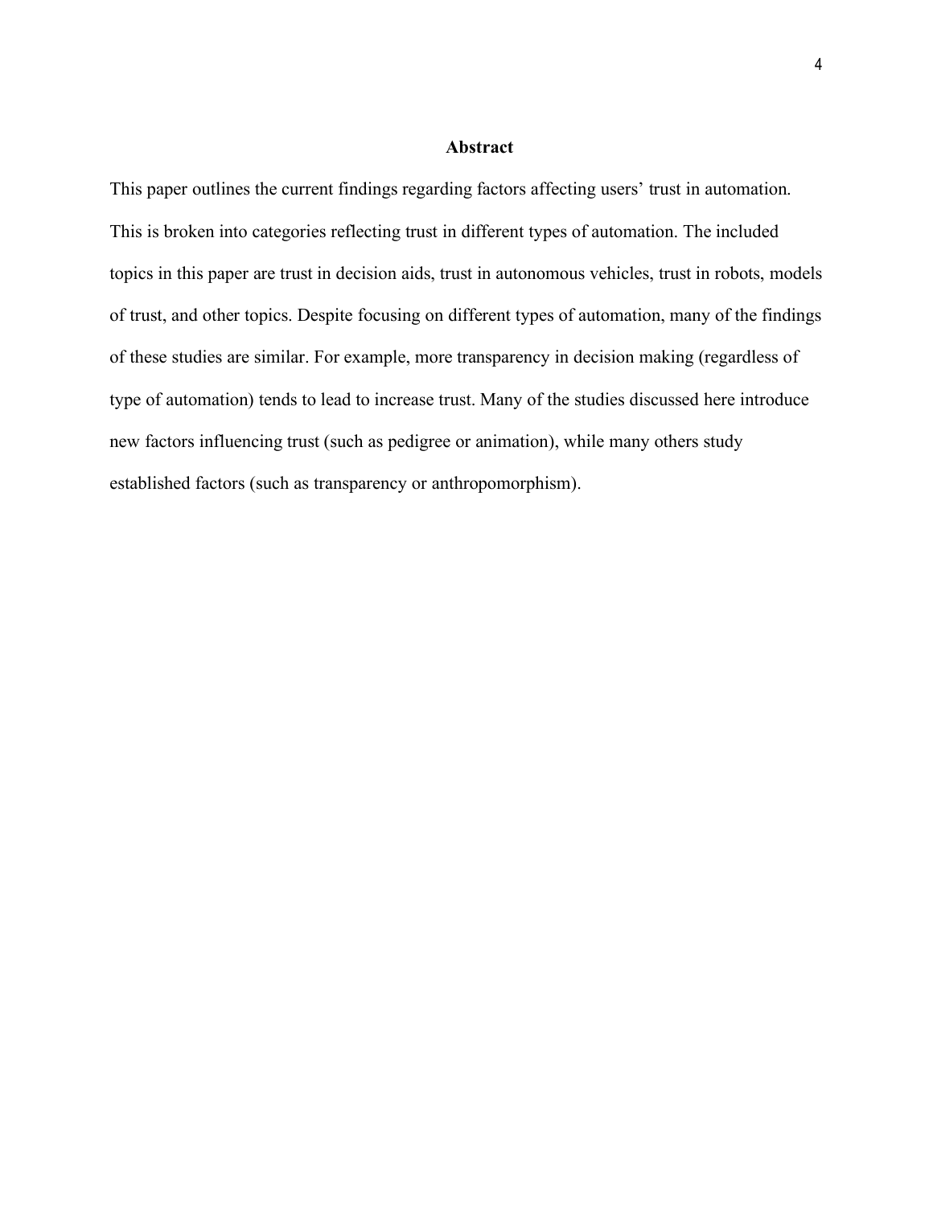## Abstract

This paper outlines the current findings regarding factors affecting users' trust in automation. This is broken into categories reflecting trust in different types of automation. The included topics in this paper are trust in decision aids, trust in autonomous vehicles, trust in robots, models of trust, and other topics. Despite focusing on different types of automation, many of the findings of these studies are similar. For example, more transparency in decision making (regardless of type of automation) tends to lead to increase trust. Many of the studies discussed here introduce new factors influencing trust (such as pedigree or animation), while many others study established factors (such as transparency or anthropomorphism).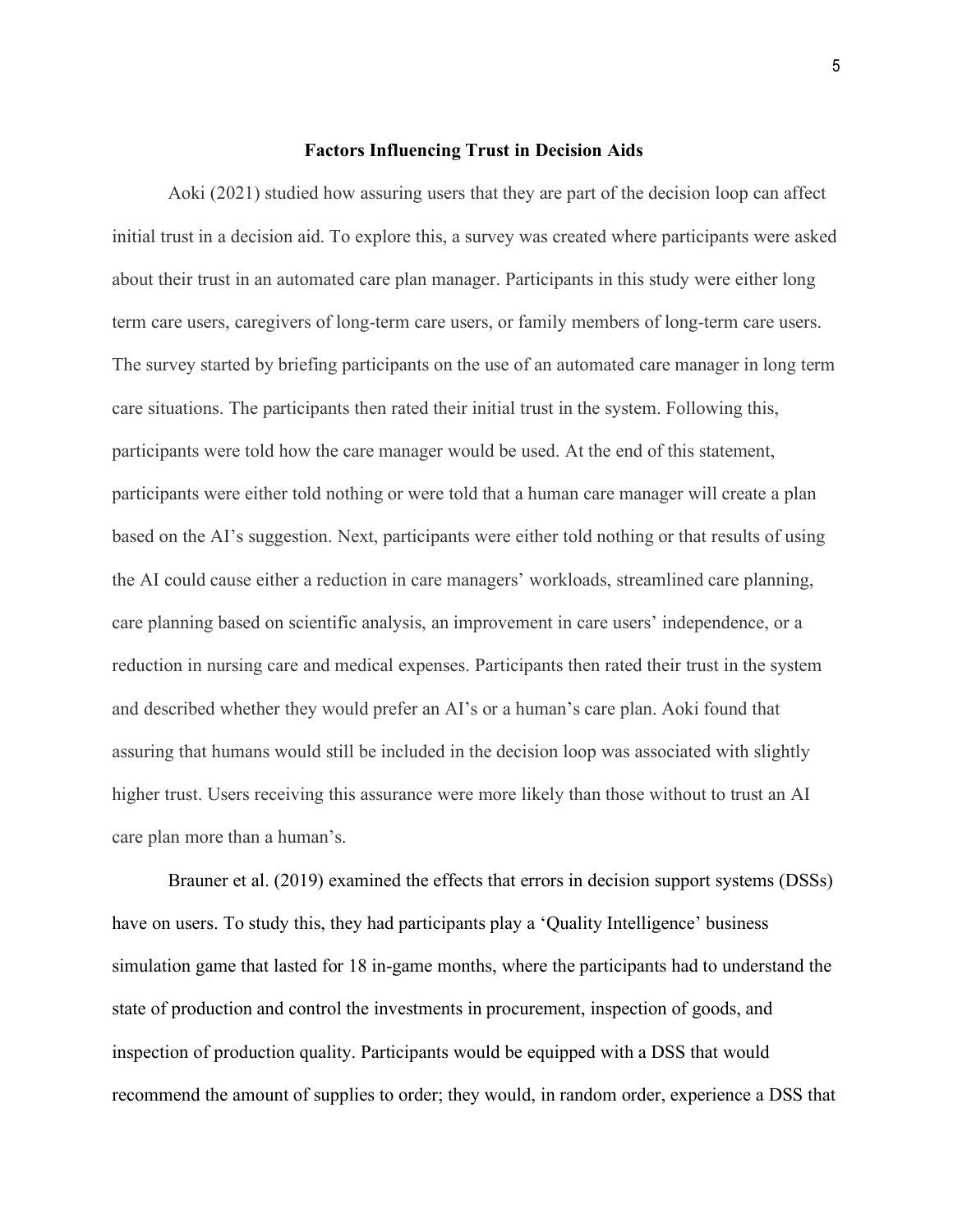## Factors Influencing Trust in Decision Aids

Aoki (2021) studied how assuring users that they are part of the decision loop can affect initial trust in a decision aid. To explore this, a survey was created where participants were asked about their trust in an automated care plan manager. Participants in this study were either long term care users, caregivers of long-term care users, or family members of long-term care users. The survey started by briefing participants on the use of an automated care manager in long term care situations. The participants then rated their initial trust in the system. Following this, participants were told how the care manager would be used. At the end of this statement, participants were either told nothing or were told that a human care manager will create a plan based on the AI's suggestion. Next, participants were either told nothing or that results of using the AI could cause either a reduction in care managers' workloads, streamlined care planning, care planning based on scientific analysis, an improvement in care users' independence, or a reduction in nursing care and medical expenses. Participants then rated their trust in the system and described whether they would prefer an AI's or a human's care plan. Aoki found that assuring that humans would still be included in the decision loop was associated with slightly higher trust. Users receiving this assurance were more likely than those without to trust an AI care plan more than a human's.

Brauner et al. (2019) examined the effects that errors in decision support systems (DSSs) have on users. To study this, they had participants play a 'Quality Intelligence' business simulation game that lasted for 18 in-game months, where the participants had to understand the state of production and control the investments in procurement, inspection of goods, and inspection of production quality. Participants would be equipped with a DSS that would recommend the amount of supplies to order; they would, in random order, experience a DSS that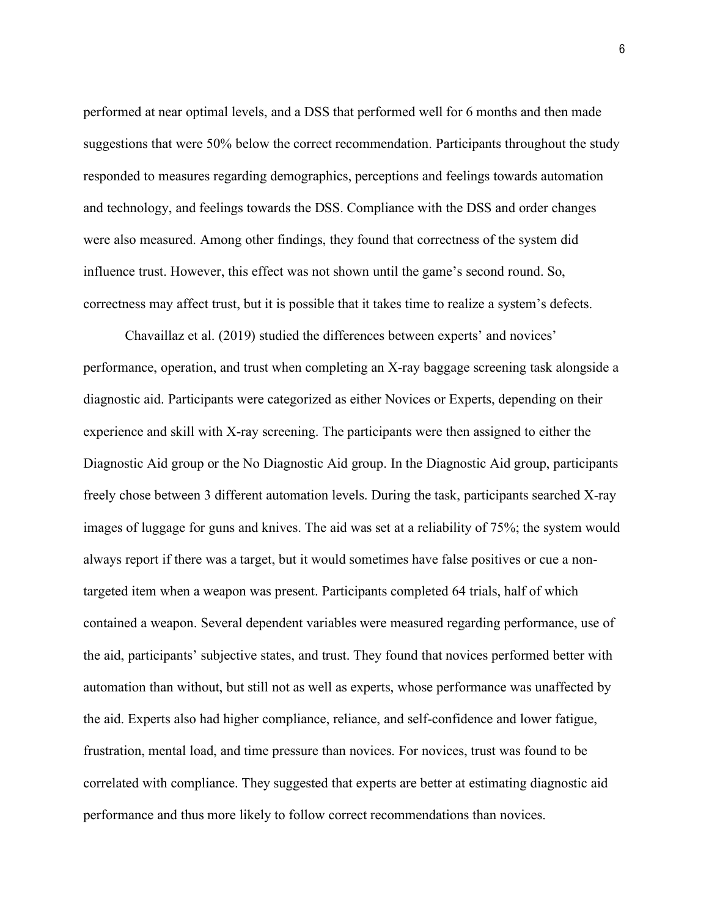performed at near optimal levels, and a DSS that performed well for 6 months and then made suggestions that were 50% below the correct recommendation. Participants throughout the study responded to measures regarding demographics, perceptions and feelings towards automation and technology, and feelings towards the DSS. Compliance with the DSS and order changes were also measured. Among other findings, they found that correctness of the system did influence trust. However, this effect was not shown until the game's second round. So, correctness may affect trust, but it is possible that it takes time to realize a system's defects.

Chavaillaz et al. (2019) studied the differences between experts' and novices' performance, operation, and trust when completing an X-ray baggage screening task alongside a diagnostic aid. Participants were categorized as either Novices or Experts, depending on their experience and skill with X-ray screening. The participants were then assigned to either the Diagnostic Aid group or the No Diagnostic Aid group. In the Diagnostic Aid group, participants freely chose between 3 different automation levels. During the task, participants searched X-ray images of luggage for guns and knives. The aid was set at a reliability of 75%; the system would always report if there was a target, but it would sometimes have false positives or cue a non-targeted item when a weapon was present. Participants completed 64 trials, half of which contained a weapon. Several dependent variables were measured regarding performance, use of the aid, participants' subjective states, and trust. They found that novices performed better with automation than without, but still not as well as experts, whose performance was unaffected by the aid. Experts also had higher compliance, reliance, and self-confidence and lower fatigue, frustration, mental load, and time pressure than novices. For novices, trust was found to be correlated with compliance. They suggested that experts are better at estimating diagnostic aid performance and thus more likely to follow correct recommendations than novices.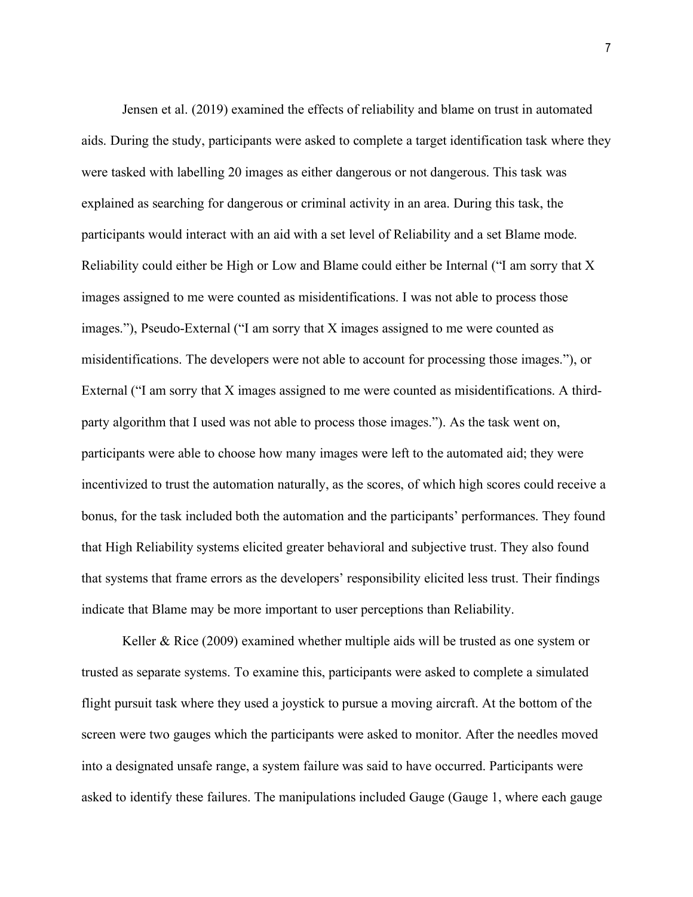Jensen et al. (2019) examined the effects of reliability and blame on trust in automated aids. During the study, participants were asked to complete a target identification task where they were tasked with labelling 20 images as either dangerous or not dangerous. This task was explained as searching for dangerous or criminal activity in an area. During this task, the participants would interact with an aid with a set level of Reliability and a set Blame mode. Reliability could either be High or Low and Blame could either be Internal ("I am sorry that X images assigned to me were counted as misidentifications. I was not able to process those images."), Pseudo-External ("I am sorry that X images assigned to me were counted as misidentifications. The developers were not able to account for processing those images."), or External ("I am sorry that X images assigned to me were counted as misidentifications. A third-party algorithm that I used was not able to process those images."). As the task went on, participants were able to choose how many images were left to the automated aid; they were incentivized to trust the automation naturally, as the scores, of which high scores could receive a bonus, for the task included both the automation and the participants' performances. They found that High Reliability systems elicited greater behavioral and subjective trust. They also found that systems that frame errors as the developers' responsibility elicited less trust. Their findings indicate that Blame may be more important to user perceptions than Reliability.

Keller & Rice (2009) examined whether multiple aids will be trusted as one system or trusted as separate systems. To examine this, participants were asked to complete a simulated flight pursuit task where they used a joystick to pursue a moving aircraft. At the bottom of the screen were two gauges which the participants were asked to monitor. After the needles moved into a designated unsafe range, a system failure was said to have occurred. Participants were asked to identify these failures. The manipulations included Gauge (Gauge 1, where each gauge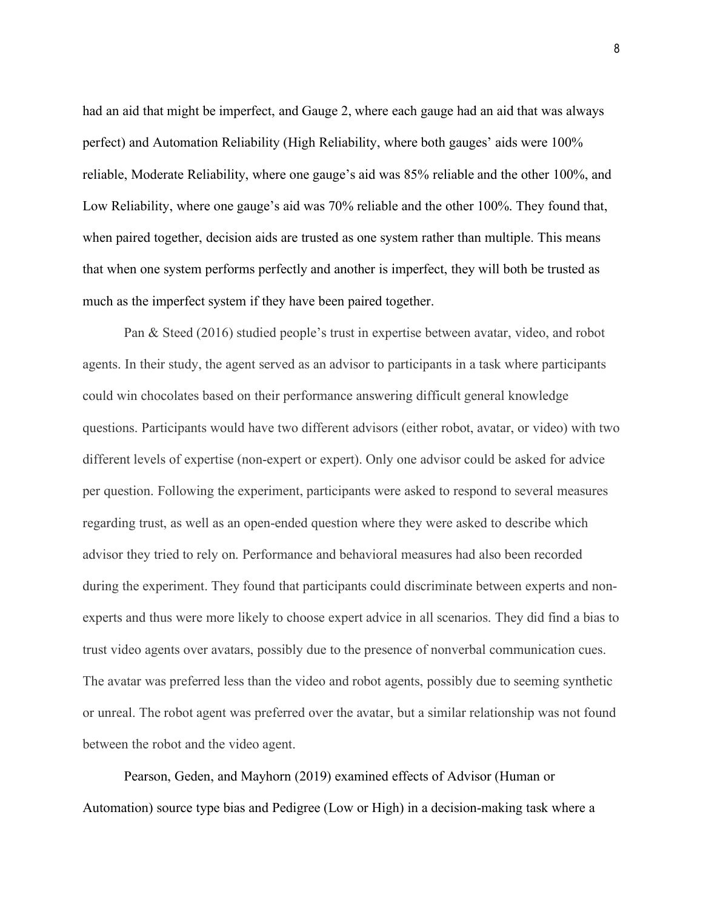had an aid that might be imperfect, and Gauge 2, where each gauge had an aid that was always perfect) and Automation Reliability (High Reliability, where both gauges' aids were 100% reliable, Moderate Reliability, where one gauge's aid was 85% reliable and the other 100%, and Low Reliability, where one gauge's aid was 70% reliable and the other 100%. They found that, when paired together, decision aids are trusted as one system rather than multiple. This means that when one system performs perfectly and another is imperfect, they will both be trusted as much as the imperfect system if they have been paired together.

Pan & Steed (2016) studied people's trust in expertise between avatar, video, and robot agents. In their study, the agent served as an advisor to participants in a task where participants could win chocolates based on their performance answering difficult general knowledge questions. Participants would have two different advisors (either robot, avatar, or video) with two different levels of expertise (non-expert or expert). Only one advisor could be asked for advice per question. Following the experiment, participants were asked to respond to several measures regarding trust, as well as an open-ended question where they were asked to describe which advisor they tried to rely on. Performance and behavioral measures had also been recorded during the experiment. They found that participants could discriminate between experts and non-experts and thus were more likely to choose expert advice in all scenarios. They did find a bias to trust video agents over avatars, possibly due to the presence of nonverbal communication cues. The avatar was preferred less than the video and robot agents, possibly due to seeming synthetic or unreal. The robot agent was preferred over the avatar, but a similar relationship was not found between the robot and the video agent.

Pearson, Geden, and Mayhorn (2019) examined effects of Advisor (Human or Automation) source type bias and Pedigree (Low or High) in a decision-making task where a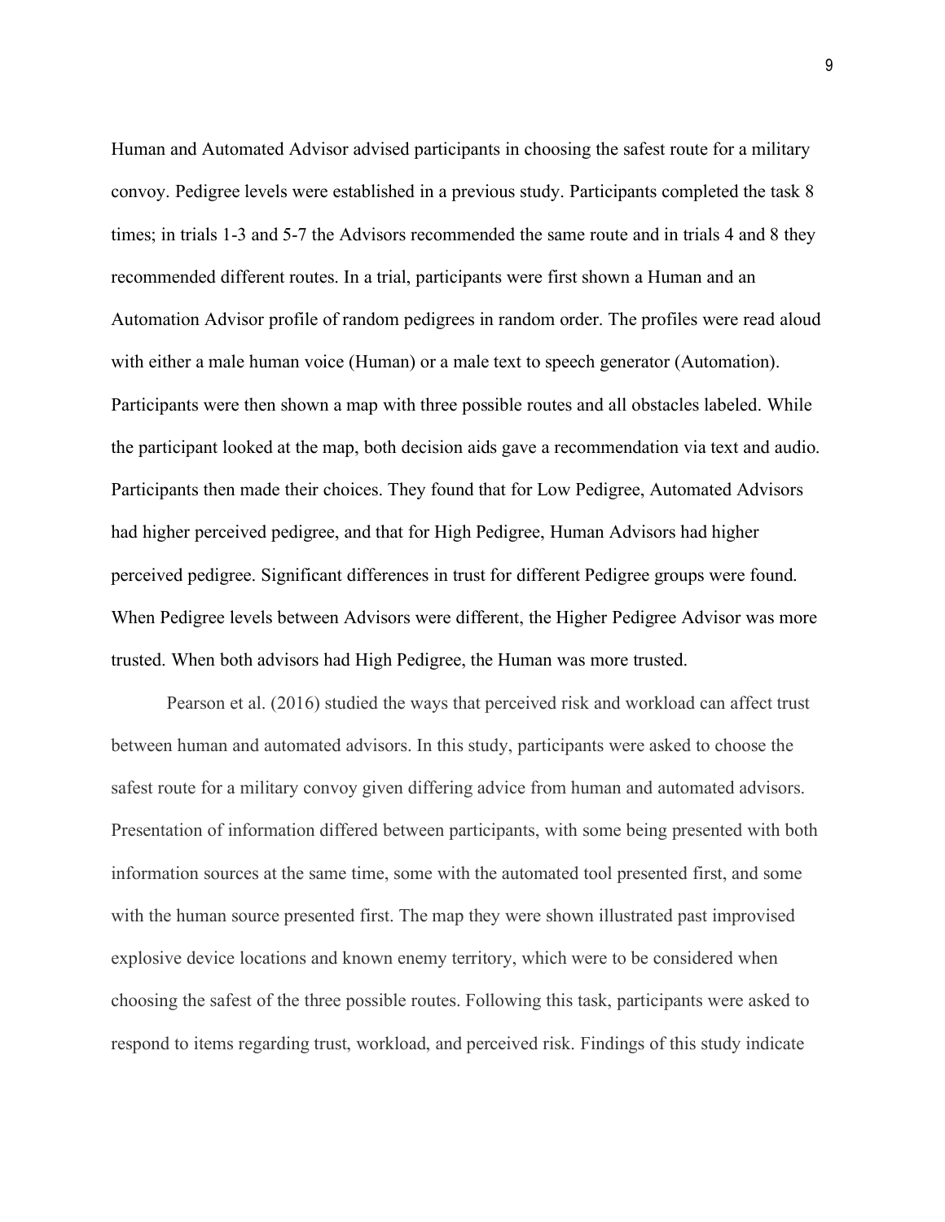Human and Automated Advisor advised participants in choosing the safest route for a military convoy. Pedigree levels were established in a previous study. Participants completed the task 8 times; in trials 1-3 and 5-7 the Advisors recommended the same route and in trials 4 and 8 they recommended different routes. In a trial, participants were first shown a Human and an Automation Advisor profile of random pedigrees in random order. The profiles were read aloud with either a male human voice (Human) or a male text to speech generator (Automation). Participants were then shown a map with three possible routes and all obstacles labeled. While the participant looked at the map, both decision aids gave a recommendation via text and audio. Participants then made their choices. They found that for Low Pedigree, Automated Advisors had higher perceived pedigree, and that for High Pedigree, Human Advisors had higher perceived pedigree. Significant differences in trust for different Pedigree groups were found. When Pedigree levels between Advisors were different, the Higher Pedigree Advisor was more trusted. When both advisors had High Pedigree, the Human was more trusted.

Pearson et al. (2016) studied the ways that perceived risk and workload can affect trust between human and automated advisors. In this study, participants were asked to choose the safest route for a military convoy given differing advice from human and automated advisors. Presentation of information differed between participants, with some being presented with both information sources at the same time, some with the automated tool presented first, and some with the human source presented first. The map they were shown illustrated past improvised explosive device locations and known enemy territory, which were to be considered when choosing the safest of the three possible routes. Following this task, participants were asked to respond to items regarding trust, workload, and perceived risk. Findings of this study indicate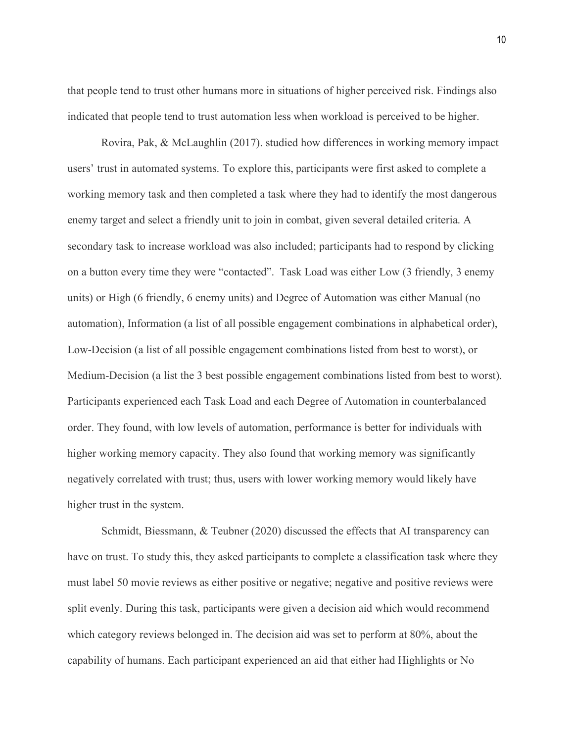that people tend to trust other humans more in situations of higher perceived risk. Findings also indicated that people tend to trust automation less when workload is perceived to be higher.

Rovira, Pak, & McLaughlin (2017). studied how differences in working memory impact users' trust in automated systems. To explore this, participants were first asked to complete a working memory task and then completed a task where they had to identify the most dangerous enemy target and select a friendly unit to join in combat, given several detailed criteria. A secondary task to increase workload was also included; participants had to respond by clicking on a button every time they were "contacted". Task Load was either Low (3 friendly, 3 enemy units) or High (6 friendly, 6 enemy units) and Degree of Automation was either Manual (no automation), Information (a list of all possible engagement combinations in alphabetical order), Low-Decision (a list of all possible engagement combinations listed from best to worst), or Medium-Decision (a list the 3 best possible engagement combinations listed from best to worst). Participants experienced each Task Load and each Degree of Automation in counterbalanced order. They found, with low levels of automation, performance is better for individuals with higher working memory capacity. They also found that working memory was significantly negatively correlated with trust; thus, users with lower working memory would likely have higher trust in the system.

Schmidt, Biessmann, & Teubner (2020) discussed the effects that AI transparency can have on trust. To study this, they asked participants to complete a classification task where they must label 50 movie reviews as either positive or negative; negative and positive reviews were split evenly. During this task, participants were given a decision aid which would recommend which category reviews belonged in. The decision aid was set to perform at 80%, about the capability of humans. Each participant experienced an aid that either had Highlights or No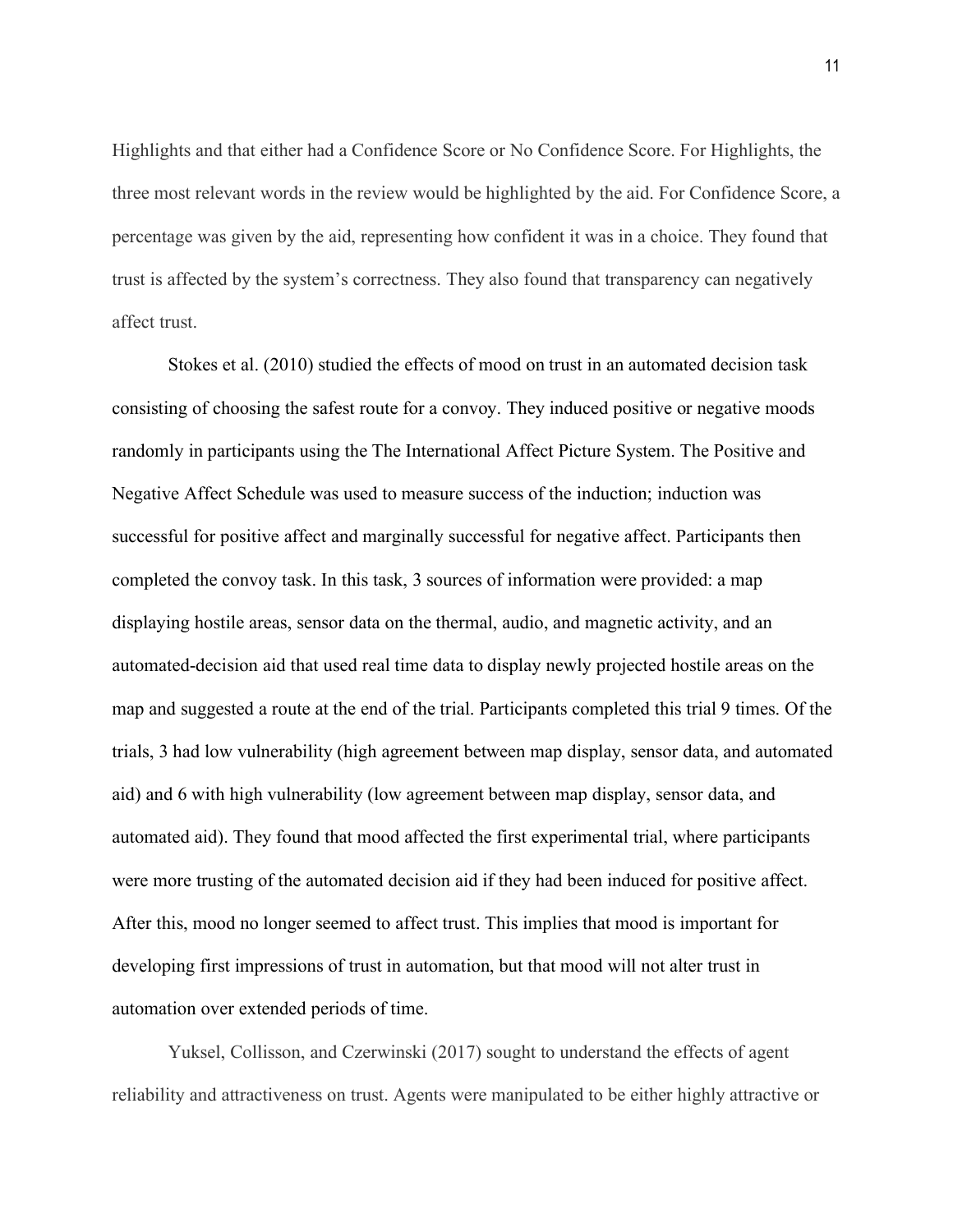Highlights and that either had a Confidence Score or No Confidence Score. For Highlights, the three most relevant words in the review would be highlighted by the aid. For Confidence Score, a percentage was given by the aid, representing how confident it was in a choice. They found that trust is affected by the system's correctness. They also found that transparency can negatively affect trust.

Stokes et al. (2010) studied the effects of mood on trust in an automated decision task consisting of choosing the safest route for a convoy. They induced positive or negative moods randomly in participants using the The International Affect Picture System. The Positive and Negative Affect Schedule was used to measure success of the induction; induction was successful for positive affect and marginally successful for negative affect. Participants then completed the convoy task. In this task, 3 sources of information were provided: a map displaying hostile areas, sensor data on the thermal, audio, and magnetic activity, and an automated-decision aid that used real time data to display newly projected hostile areas on the map and suggested a route at the end of the trial. Participants completed this trial 9 times. Of the trials, 3 had low vulnerability (high agreement between map display, sensor data, and automated aid) and 6 with high vulnerability (low agreement between map display, sensor data, and automated aid). They found that mood affected the first experimental trial, where participants were more trusting of the automated decision aid if they had been induced for positive affect. After this, mood no longer seemed to affect trust. This implies that mood is important for developing first impressions of trust in automation, but that mood will not alter trust in automation over extended periods of time.

Yuksel, Collisson, and Czerwinski (2017) sought to understand the effects of agent reliability and attractiveness on trust. Agents were manipulated to be either highly attractive or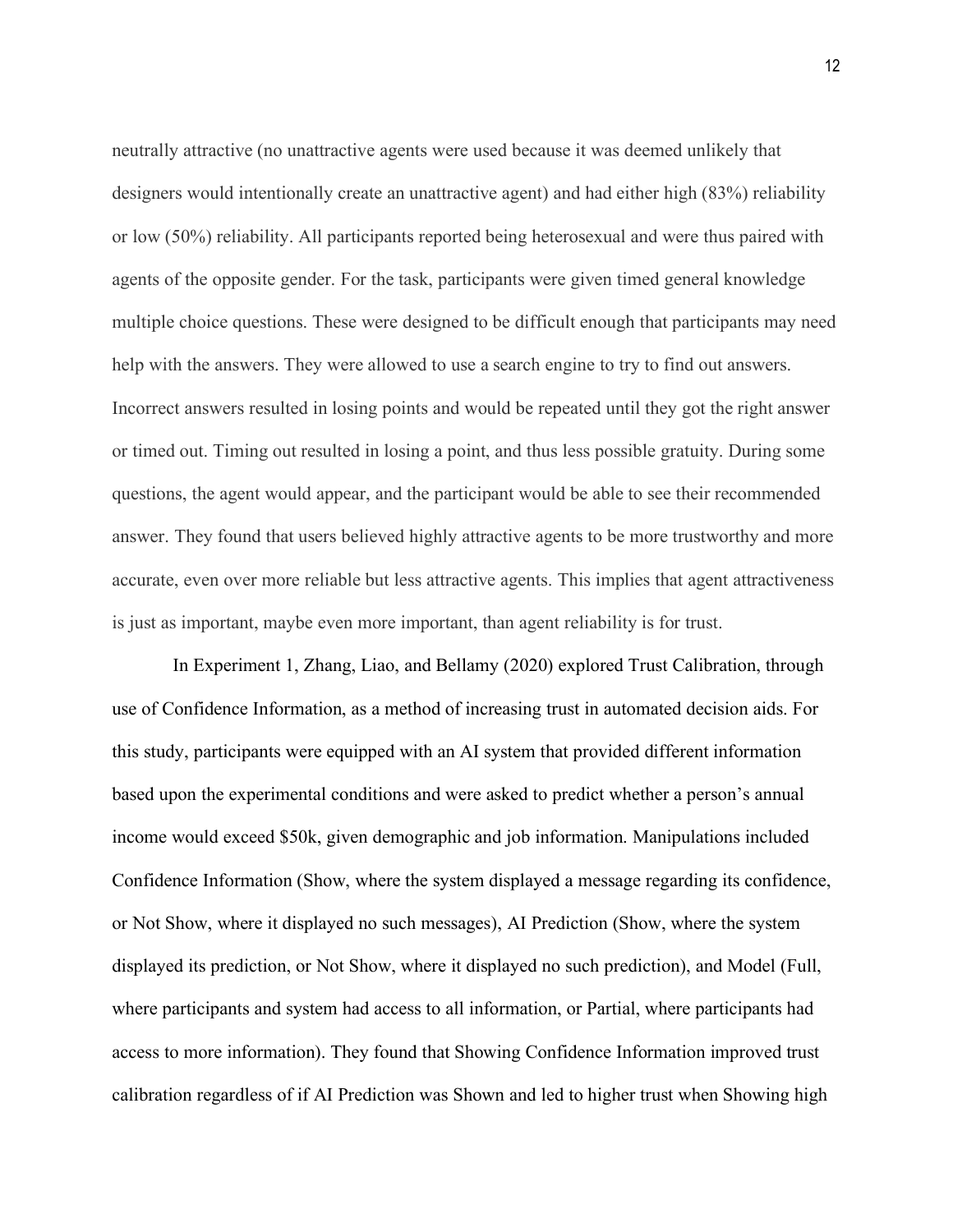neutrally attractive (no unattractive agents were used because it was deemed unlikely that designers would intentionally create an unattractive agent) and had either high (83%) reliability or low (50%) reliability. All participants reported being heterosexual and were thus paired with agents of the opposite gender. For the task, participants were given timed general knowledge multiple choice questions. These were designed to be difficult enough that participants may need help with the answers. They were allowed to use a search engine to try to find out answers. Incorrect answers resulted in losing points and would be repeated until they got the right answer or timed out. Timing out resulted in losing a point, and thus less possible gratuity. During some questions, the agent would appear, and the participant would be able to see their recommended answer. They found that users believed highly attractive agents to be more trustworthy and more accurate, even over more reliable but less attractive agents. This implies that agent attractiveness is just as important, maybe even more important, than agent reliability is for trust.

In Experiment 1, Zhang, Liao, and Bellamy (2020) explored Trust Calibration, through use of Confidence Information, as a method of increasing trust in automated decision aids. For this study, participants were equipped with an AI system that provided different information based upon the experimental conditions and were asked to predict whether a person's annual income would exceed $50k, given demographic and job information. Manipulations included Confidence Information (Show, where the system displayed a message regarding its confidence, or Not Show, where it displayed no such messages), AI Prediction (Show, where the system displayed its prediction, or Not Show, where it displayed no such prediction), and Model (Full, where participants and system had access to all information, or Partial, where participants had access to more information). They found that Showing Confidence Information improved trust calibration regardless of if AI Prediction was Shown and led to higher trust when Showing high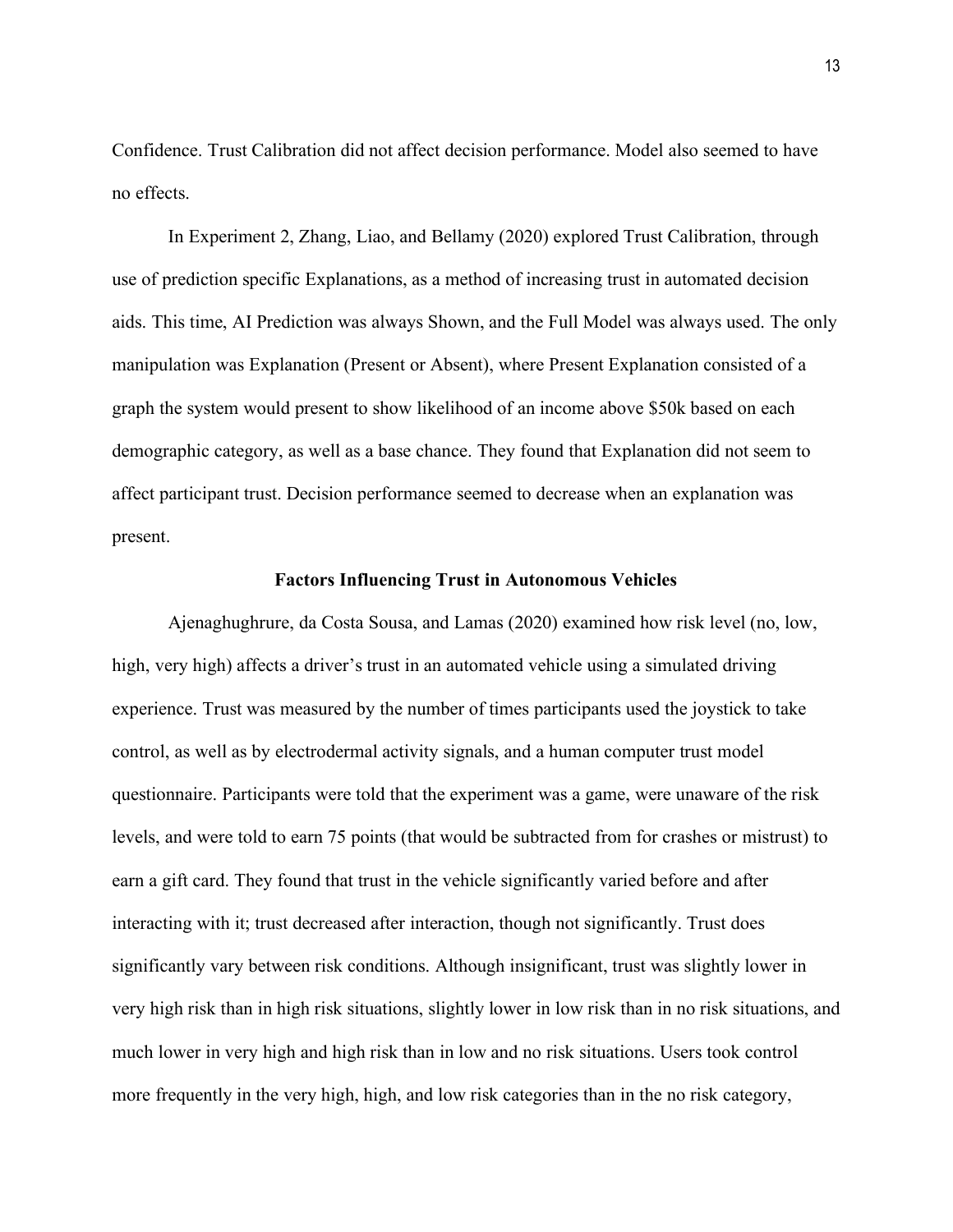Confidence. Trust Calibration did not affect decision performance. Model also seemed to have no effects.

In Experiment 2, Zhang, Liao, and Bellamy (2020) explored Trust Calibration, through use of prediction specific Explanations, as a method of increasing trust in automated decision aids. This time, AI Prediction was always Shown, and the Full Model was always used. The only manipulation was Explanation (Present or Absent), where Present Explanation consisted of a graph the system would present to show likelihood of an income above $50k based on each demographic category, as well as a base chance. They found that Explanation did not seem to affect participant trust. Decision performance seemed to decrease when an explanation was present.

## Factors Influencing Trust in Autonomous Vehicles

Ajenaghughrure, da Costa Sousa, and Lamas (2020) examined how risk level (no, low, high, very high) affects a driver's trust in an automated vehicle using a simulated driving experience. Trust was measured by the number of times participants used the joystick to take control, as well as by electrodermal activity signals, and a human computer trust model questionnaire. Participants were told that the experiment was a game, were unaware of the risk levels, and were told to earn 75 points (that would be subtracted from for crashes or mistrust) to earn a gift card. They found that trust in the vehicle significantly varied before and after interacting with it; trust decreased after interaction, though not significantly. Trust does significantly vary between risk conditions. Although insignificant, trust was slightly lower in very high risk than in high risk situations, slightly lower in low risk than in no risk situations, and much lower in very high and high risk than in low and no risk situations. Users took control more frequently in the very high, high, and low risk categories than in the no risk category,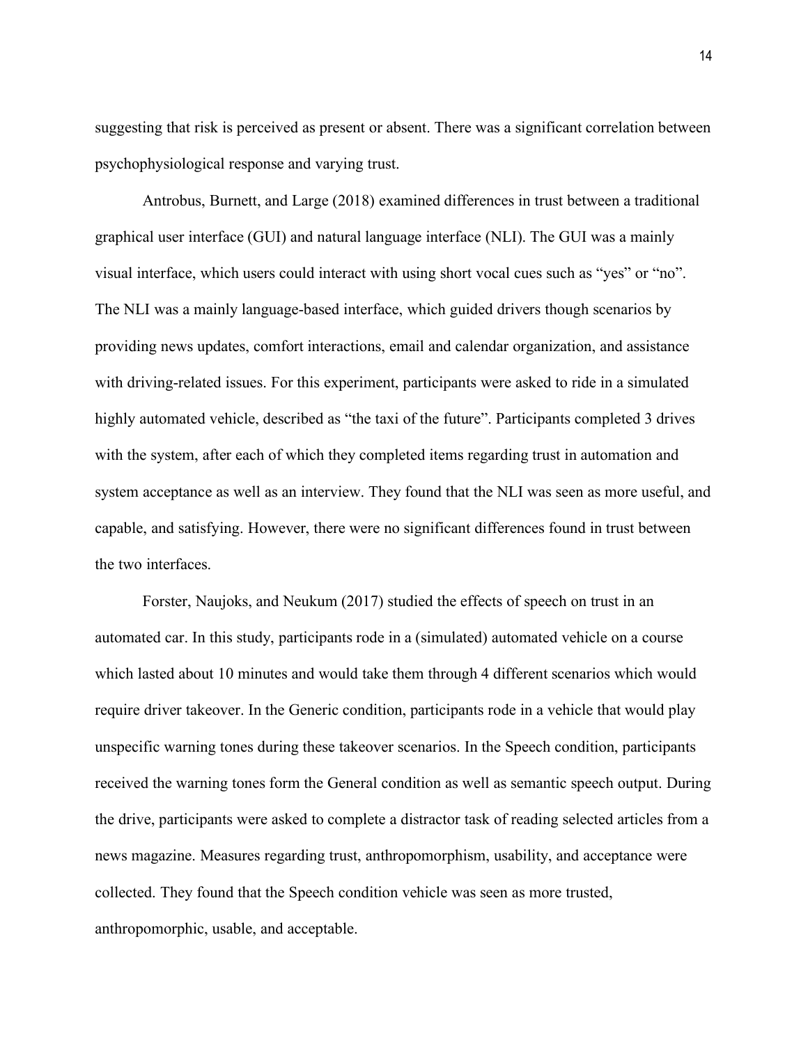suggesting that risk is perceived as present or absent. There was a significant correlation between psychophysiological response and varying trust.

Antrobus, Burnett, and Large (2018) examined differences in trust between a traditional graphical user interface (GUI) and natural language interface (NLI). The GUI was a mainly visual interface, which users could interact with using short vocal cues such as "yes" or "no". The NLI was a mainly language-based interface, which guided drivers though scenarios by providing news updates, comfort interactions, email and calendar organization, and assistance with driving-related issues. For this experiment, participants were asked to ride in a simulated highly automated vehicle, described as "the taxi of the future". Participants completed 3 drives with the system, after each of which they completed items regarding trust in automation and system acceptance as well as an interview. They found that the NLI was seen as more useful, and capable, and satisfying. However, there were no significant differences found in trust between the two interfaces.

Forster, Naujoks, and Neukum (2017) studied the effects of speech on trust in an automated car. In this study, participants rode in a (simulated) automated vehicle on a course which lasted about 10 minutes and would take them through 4 different scenarios which would require driver takeover. In the Generic condition, participants rode in a vehicle that would play unspecific warning tones during these takeover scenarios. In the Speech condition, participants received the warning tones form the General condition as well as semantic speech output. During the drive, participants were asked to complete a distractor task of reading selected articles from a news magazine. Measures regarding trust, anthropomorphism, usability, and acceptance were collected. They found that the Speech condition vehicle was seen as more trusted, anthropomorphic, usable, and acceptable.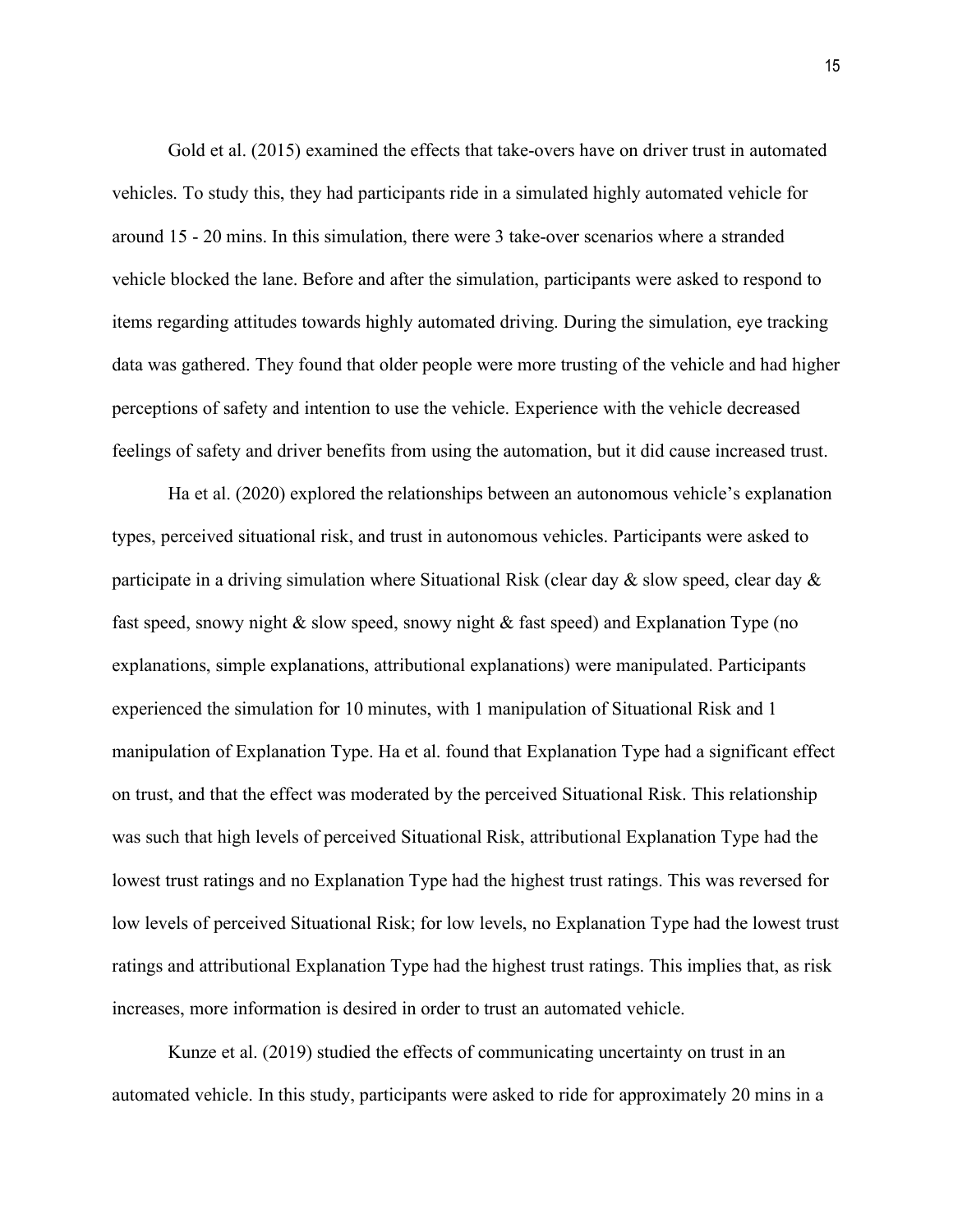Gold et al. (2015) examined the effects that take-overs have on driver trust in automated vehicles. To study this, they had participants ride in a simulated highly automated vehicle for around 15 - 20 mins. In this simulation, there were 3 take-over scenarios where a stranded vehicle blocked the lane. Before and after the simulation, participants were asked to respond to items regarding attitudes towards highly automated driving. During the simulation, eye tracking data was gathered. They found that older people were more trusting of the vehicle and had higher perceptions of safety and intention to use the vehicle. Experience with the vehicle decreased feelings of safety and driver benefits from using the automation, but it did cause increased trust.

Ha et al. (2020) explored the relationships between an autonomous vehicle's explanation types, perceived situational risk, and trust in autonomous vehicles. Participants were asked to participate in a driving simulation where Situational Risk (clear day & slow speed, clear day & fast speed, snowy night & slow speed, snowy night & fast speed) and Explanation Type (no explanations, simple explanations, attributional explanations) were manipulated. Participants experienced the simulation for 10 minutes, with 1 manipulation of Situational Risk and 1 manipulation of Explanation Type. Ha et al. found that Explanation Type had a significant effect on trust, and that the effect was moderated by the perceived Situational Risk. This relationship was such that high levels of perceived Situational Risk, attributional Explanation Type had the lowest trust ratings and no Explanation Type had the highest trust ratings. This was reversed for low levels of perceived Situational Risk; for low levels, no Explanation Type had the lowest trust ratings and attributional Explanation Type had the highest trust ratings. This implies that, as risk increases, more information is desired in order to trust an automated vehicle.

Kunze et al. (2019) studied the effects of communicating uncertainty on trust in an automated vehicle. In this study, participants were asked to ride for approximately 20 mins in a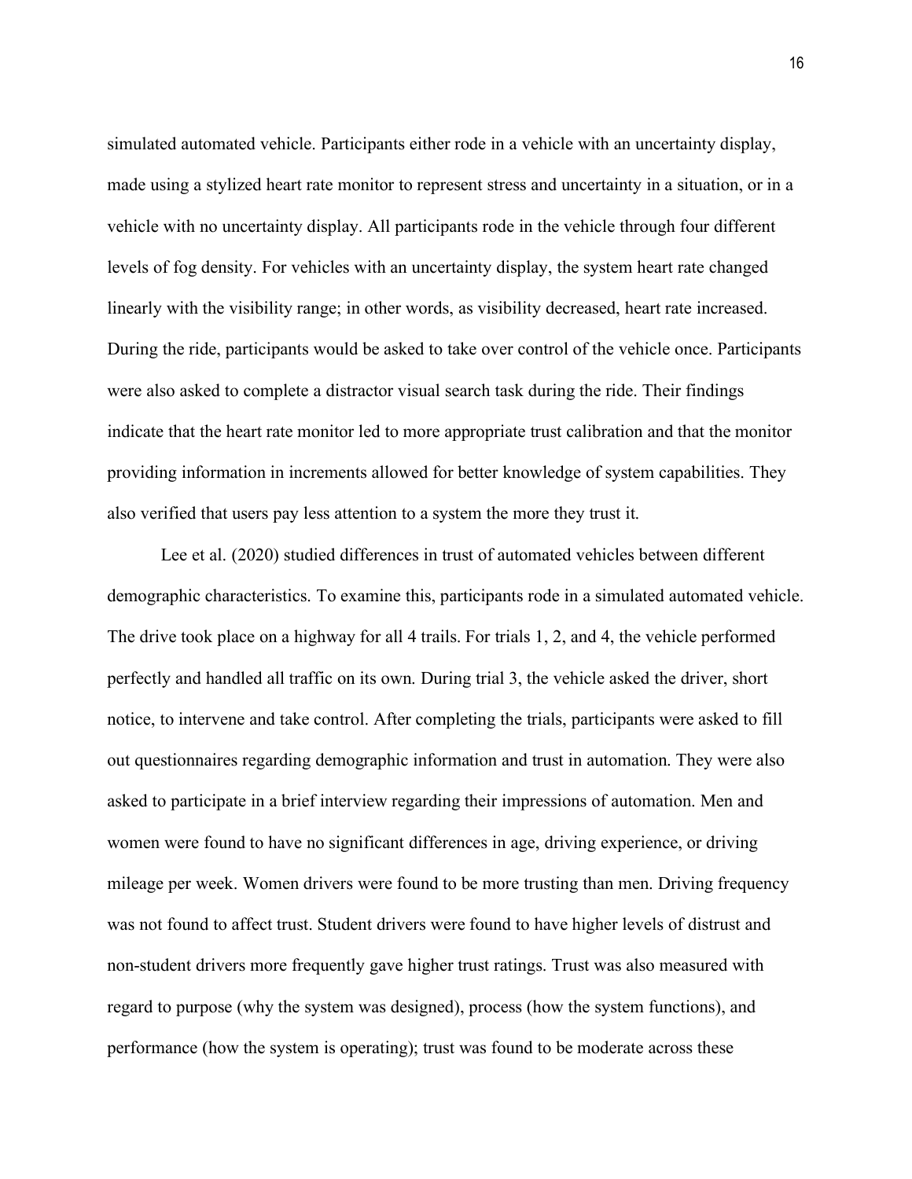simulated automated vehicle. Participants either rode in a vehicle with an uncertainty display, made using a stylized heart rate monitor to represent stress and uncertainty in a situation, or in a vehicle with no uncertainty display. All participants rode in the vehicle through four different levels of fog density. For vehicles with an uncertainty display, the system heart rate changed linearly with the visibility range; in other words, as visibility decreased, heart rate increased. During the ride, participants would be asked to take over control of the vehicle once. Participants were also asked to complete a distractor visual search task during the ride. Their findings indicate that the heart rate monitor led to more appropriate trust calibration and that the monitor providing information in increments allowed for better knowledge of system capabilities. They also verified that users pay less attention to a system the more they trust it.

Lee et al. (2020) studied differences in trust of automated vehicles between different demographic characteristics. To examine this, participants rode in a simulated automated vehicle. The drive took place on a highway for all 4 trails. For trials 1, 2, and 4, the vehicle performed perfectly and handled all traffic on its own. During trial 3, the vehicle asked the driver, short notice, to intervene and take control. After completing the trials, participants were asked to fill out questionnaires regarding demographic information and trust in automation. They were also asked to participate in a brief interview regarding their impressions of automation. Men and women were found to have no significant differences in age, driving experience, or driving mileage per week. Women drivers were found to be more trusting than men. Driving frequency was not found to affect trust. Student drivers were found to have higher levels of distrust and non-student drivers more frequently gave higher trust ratings. Trust was also measured with regard to purpose (why the system was designed), process (how the system functions), and performance (how the system is operating); trust was found to be moderate across these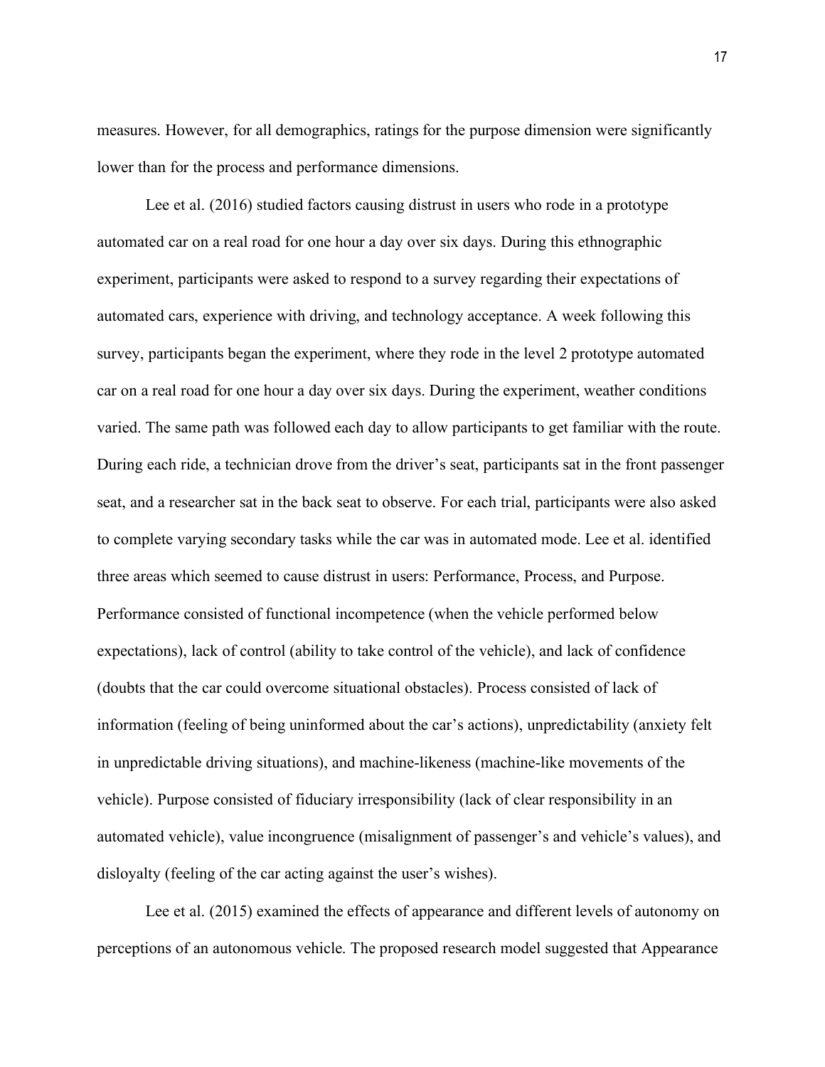measures. However, for all demographics, ratings for the purpose dimension were significantly lower than for the process and performance dimensions.

Lee et al. (2016) studied factors causing distrust in users who rode in a prototype automated car on a real road for one hour a day over six days. During this ethnographic experiment, participants were asked to respond to a survey regarding their expectations of automated cars, experience with driving, and technology acceptance. A week following this survey, participants began the experiment, where they rode in the level 2 prototype automated car on a real road for one hour a day over six days. During the experiment, weather conditions varied. The same path was followed each day to allow participants to get familiar with the route. During each ride, a technician drove from the driver's seat, participants sat in the front passenger seat, and a researcher sat in the back seat to observe. For each trial, participants were also asked to complete varying secondary tasks while the car was in automated mode. Lee et al. identified three areas which seemed to cause distrust in users: Performance, Process, and Purpose. Performance consisted of functional incompetence (when the vehicle performed below expectations), lack of control (ability to take control of the vehicle), and lack of confidence (doubts that the car could overcome situational obstacles). Process consisted of lack of information (feeling of being uninformed about the car's actions), unpredictability (anxiety felt in unpredictable driving situations), and machine-likeness (machine-like movements of the vehicle). Purpose consisted of fiduciary irresponsibility (lack of clear responsibility in an automated vehicle), value incongruence (misalignment of passenger's and vehicle's values), and disloyalty (feeling of the car acting against the user's wishes).

Lee et al. (2015) examined the effects of appearance and different levels of autonomy on perceptions of an autonomous vehicle. The proposed research model suggested that Appearance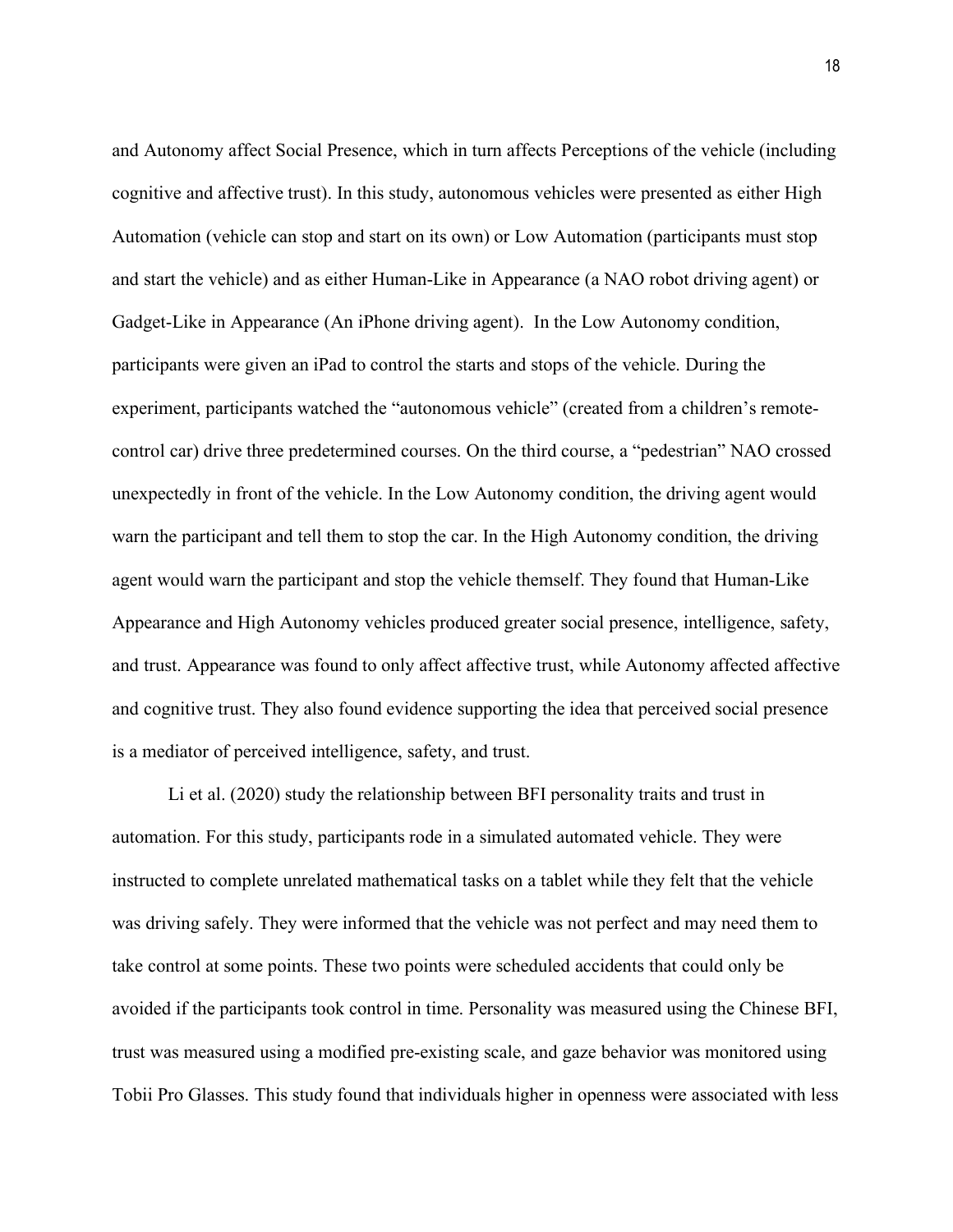and Autonomy affect Social Presence, which in turn affects Perceptions of the vehicle (including cognitive and affective trust). In this study, autonomous vehicles were presented as either High Automation (vehicle can stop and start on its own) or Low Automation (participants must stop and start the vehicle) and as either Human-Like in Appearance (a NAO robot driving agent) or Gadget-Like in Appearance (An iPhone driving agent). In the Low Autonomy condition, participants were given an iPad to control the starts and stops of the vehicle. During the experiment, participants watched the "autonomous vehicle" (created from a children's remote-control car) drive three predetermined courses. On the third course, a "pedestrian" NAO crossed unexpectedly in front of the vehicle. In the Low Autonomy condition, the driving agent would warn the participant and tell them to stop the car. In the High Autonomy condition, the driving agent would warn the participant and stop the vehicle themself. They found that Human-Like Appearance and High Autonomy vehicles produced greater social presence, intelligence, safety, and trust. Appearance was found to only affect affective trust, while Autonomy affected affective and cognitive trust. They also found evidence supporting the idea that perceived social presence is a mediator of perceived intelligence, safety, and trust.

Li et al. (2020) study the relationship between BFI personality traits and trust in automation. For this study, participants rode in a simulated automated vehicle. They were instructed to complete unrelated mathematical tasks on a tablet while they felt that the vehicle was driving safely. They were informed that the vehicle was not perfect and may need them to take control at some points. These two points were scheduled accidents that could only be avoided if the participants took control in time. Personality was measured using the Chinese BFI, trust was measured using a modified pre-existing scale, and gaze behavior was monitored using Tobii Pro Glasses. This study found that individuals higher in openness were associated with less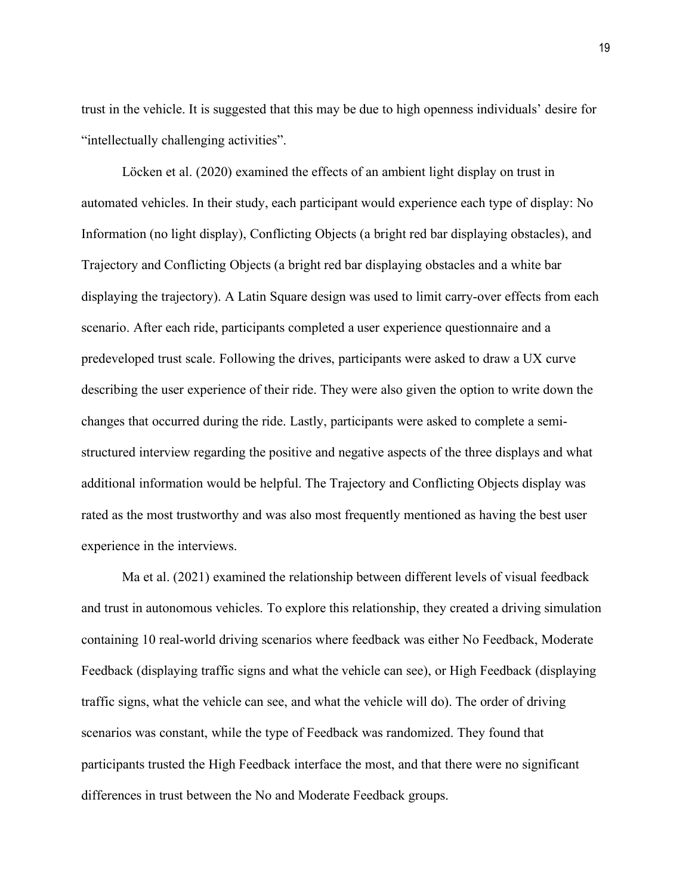trust in the vehicle. It is suggested that this may be due to high openness individuals' desire for "intellectually challenging activities".

Löcken et al. (2020) examined the effects of an ambient light display on trust in automated vehicles. In their study, each participant would experience each type of display: No Information (no light display), Conflicting Objects (a bright red bar displaying obstacles), and Trajectory and Conflicting Objects (a bright red bar displaying obstacles and a white bar displaying the trajectory). A Latin Square design was used to limit carry-over effects from each scenario. After each ride, participants completed a user experience questionnaire and a predeveloped trust scale. Following the drives, participants were asked to draw a UX curve describing the user experience of their ride. They were also given the option to write down the changes that occurred during the ride. Lastly, participants were asked to complete a semi-structured interview regarding the positive and negative aspects of the three displays and what additional information would be helpful. The Trajectory and Conflicting Objects display was rated as the most trustworthy and was also most frequently mentioned as having the best user experience in the interviews.

Ma et al. (2021) examined the relationship between different levels of visual feedback and trust in autonomous vehicles. To explore this relationship, they created a driving simulation containing 10 real-world driving scenarios where feedback was either No Feedback, Moderate Feedback (displaying traffic signs and what the vehicle can see), or High Feedback (displaying traffic signs, what the vehicle can see, and what the vehicle will do). The order of driving scenarios was constant, while the type of Feedback was randomized. They found that participants trusted the High Feedback interface the most, and that there were no significant differences in trust between the No and Moderate Feedback groups.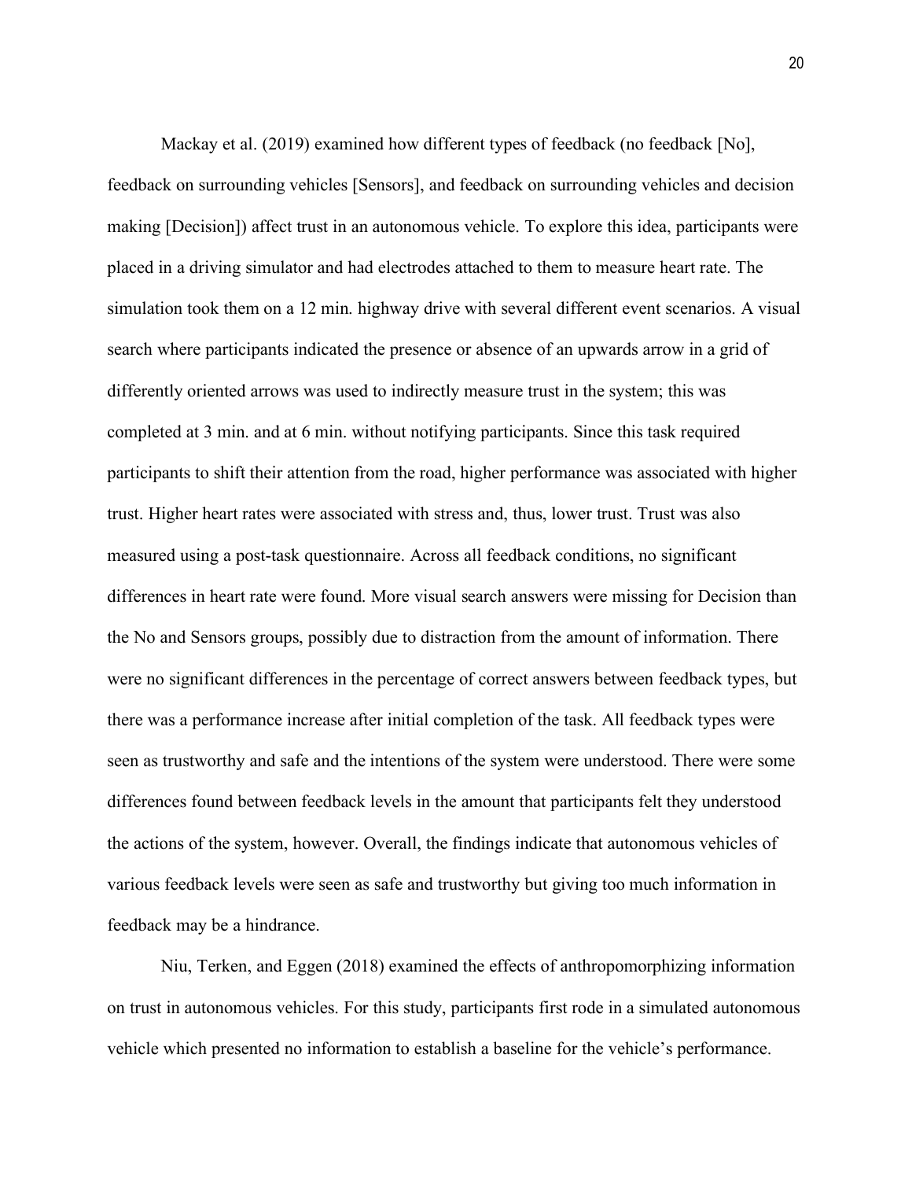Mackay et al. (2019) examined how different types of feedback (no feedback [No], feedback on surrounding vehicles [Sensors], and feedback on surrounding vehicles and decision making [Decision]) affect trust in an autonomous vehicle. To explore this idea, participants were placed in a driving simulator and had electrodes attached to them to measure heart rate. The simulation took them on a 12 min. highway drive with several different event scenarios. A visual search where participants indicated the presence or absence of an upwards arrow in a grid of differently oriented arrows was used to indirectly measure trust in the system; this was completed at 3 min. and at 6 min. without notifying participants. Since this task required participants to shift their attention from the road, higher performance was associated with higher trust. Higher heart rates were associated with stress and, thus, lower trust. Trust was also measured using a post-task questionnaire. Across all feedback conditions, no significant differences in heart rate were found. More visual search answers were missing for Decision than the No and Sensors groups, possibly due to distraction from the amount of information. There were no significant differences in the percentage of correct answers between feedback types, but there was a performance increase after initial completion of the task. All feedback types were seen as trustworthy and safe and the intentions of the system were understood. There were some differences found between feedback levels in the amount that participants felt they understood the actions of the system, however. Overall, the findings indicate that autonomous vehicles of various feedback levels were seen as safe and trustworthy but giving too much information in feedback may be a hindrance.

Niu, Terken, and Eggen (2018) examined the effects of anthropomorphizing information on trust in autonomous vehicles. For this study, participants first rode in a simulated autonomous vehicle which presented no information to establish a baseline for the vehicle's performance.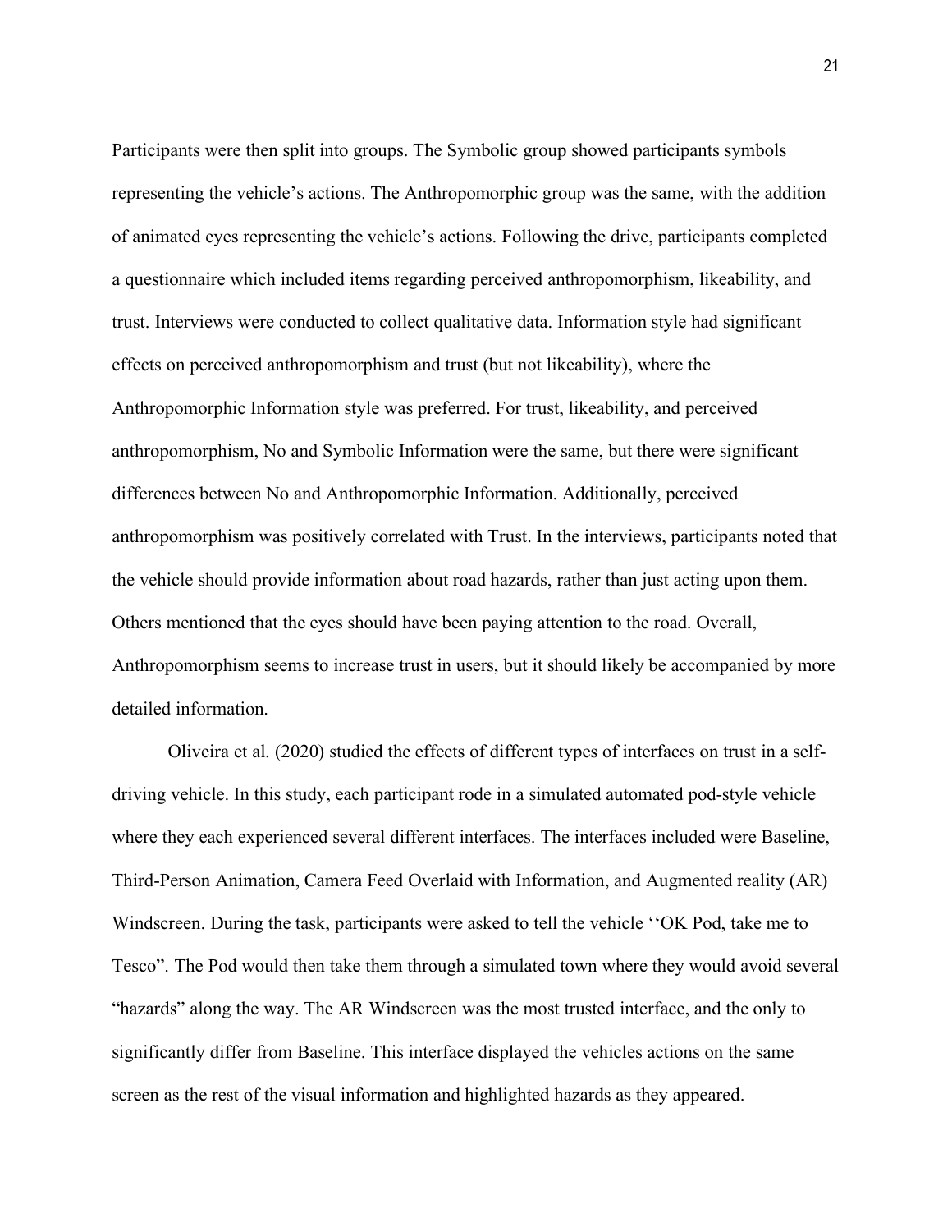Participants were then split into groups. The Symbolic group showed participants symbols representing the vehicle's actions. The Anthropomorphic group was the same, with the addition of animated eyes representing the vehicle's actions. Following the drive, participants completed a questionnaire which included items regarding perceived anthropomorphism, likeability, and trust. Interviews were conducted to collect qualitative data. Information style had significant effects on perceived anthropomorphism and trust (but not likeability), where the Anthropomorphic Information style was preferred. For trust, likeability, and perceived anthropomorphism, No and Symbolic Information were the same, but there were significant differences between No and Anthropomorphic Information. Additionally, perceived anthropomorphism was positively correlated with Trust. In the interviews, participants noted that the vehicle should provide information about road hazards, rather than just acting upon them. Others mentioned that the eyes should have been paying attention to the road. Overall, Anthropomorphism seems to increase trust in users, but it should likely be accompanied by more detailed information.

Oliveira et al. (2020) studied the effects of different types of interfaces on trust in a self-driving vehicle. In this study, each participant rode in a simulated automated pod-style vehicle where they each experienced several different interfaces. The interfaces included were Baseline, Third-Person Animation, Camera Feed Overlaid with Information, and Augmented reality (AR) Windscreen. During the task, participants were asked to tell the vehicle ''OK Pod, take me to Tesco". The Pod would then take them through a simulated town where they would avoid several "hazards" along the way. The AR Windscreen was the most trusted interface, and the only to significantly differ from Baseline. This interface displayed the vehicles actions on the same screen as the rest of the visual information and highlighted hazards as they appeared.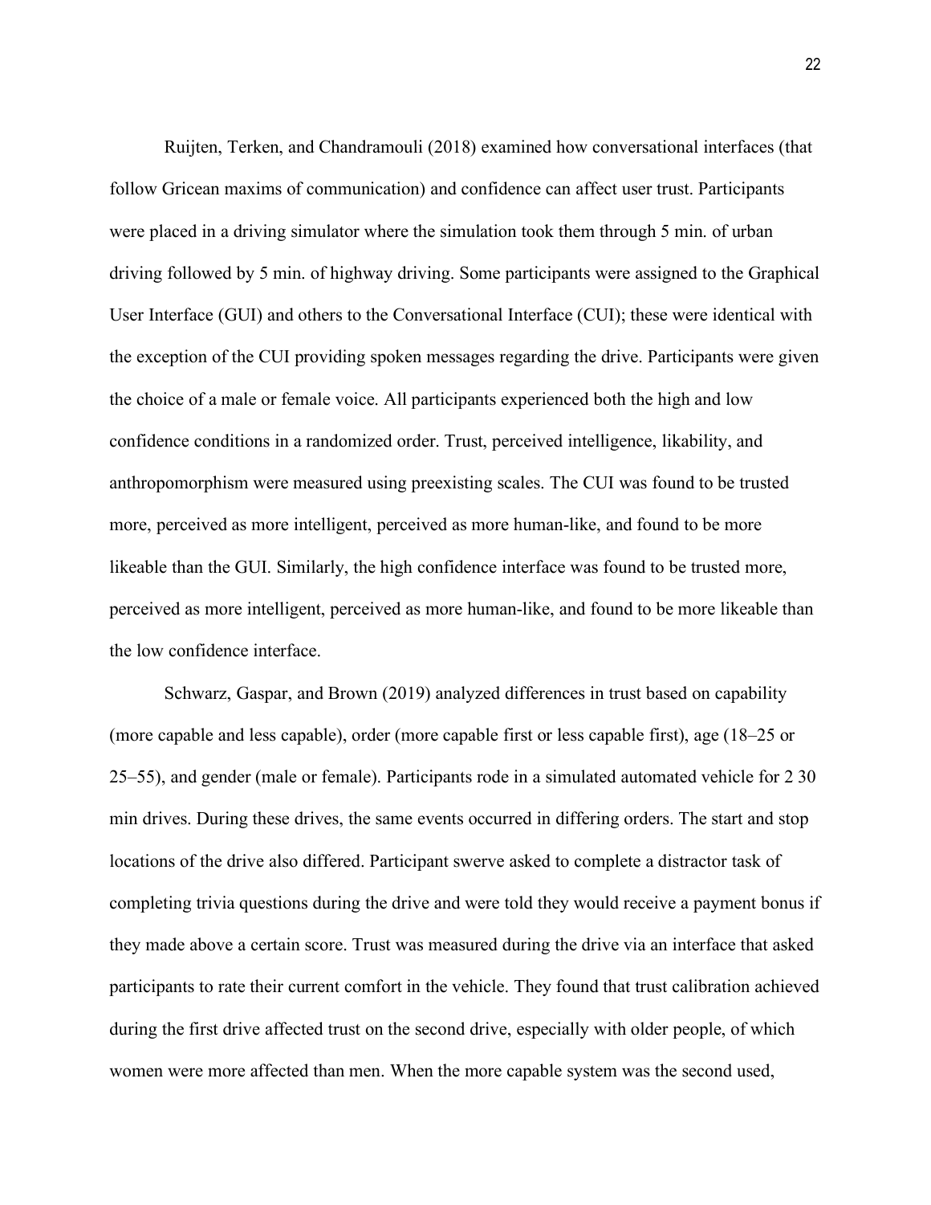Ruijten, Terken, and Chandramouli (2018) examined how conversational interfaces (that follow Gricean maxims of communication) and confidence can affect user trust. Participants were placed in a driving simulator where the simulation took them through 5 min. of urban driving followed by 5 min. of highway driving. Some participants were assigned to the Graphical User Interface (GUI) and others to the Conversational Interface (CUI); these were identical with the exception of the CUI providing spoken messages regarding the drive. Participants were given the choice of a male or female voice. All participants experienced both the high and low confidence conditions in a randomized order. Trust, perceived intelligence, likability, and anthropomorphism were measured using preexisting scales. The CUI was found to be trusted more, perceived as more intelligent, perceived as more human-like, and found to be more likeable than the GUI. Similarly, the high confidence interface was found to be trusted more, perceived as more intelligent, perceived as more human-like, and found to be more likeable than the low confidence interface.

Schwarz, Gaspar, and Brown (2019) analyzed differences in trust based on capability (more capable and less capable), order (more capable first or less capable first), age (18–25 or 25–55), and gender (male or female). Participants rode in a simulated automated vehicle for 2 30 min drives. During these drives, the same events occurred in differing orders. The start and stop locations of the drive also differed. Participant swerve asked to complete a distractor task of completing trivia questions during the drive and were told they would receive a payment bonus if they made above a certain score. Trust was measured during the drive via an interface that asked participants to rate their current comfort in the vehicle. They found that trust calibration achieved during the first drive affected trust on the second drive, especially with older people, of which women were more affected than men. When the more capable system was the second used,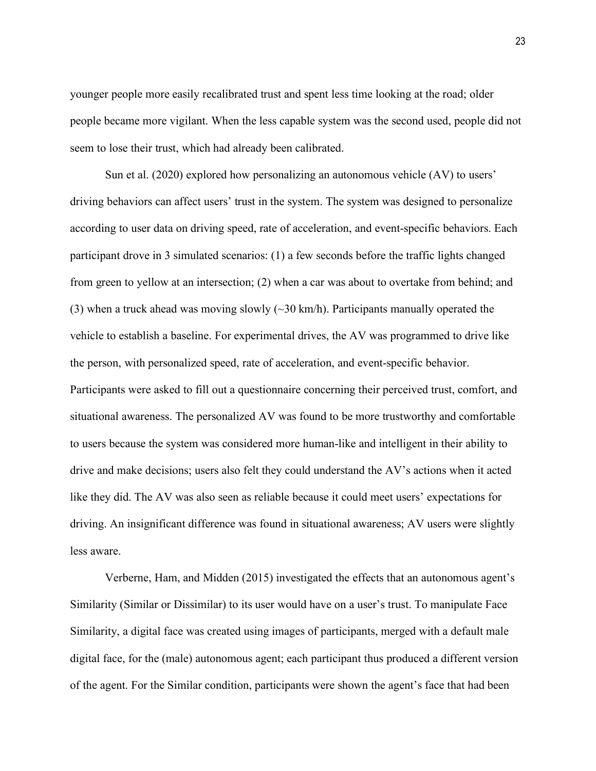younger people more easily recalibrated trust and spent less time looking at the road; older people became more vigilant. When the less capable system was the second used, people did not seem to lose their trust, which had already been calibrated.

Sun et al. (2020) explored how personalizing an autonomous vehicle (AV) to users' driving behaviors can affect users' trust in the system. The system was designed to personalize according to user data on driving speed, rate of acceleration, and event-specific behaviors. Each participant drove in 3 simulated scenarios: (1) a few seconds before the traffic lights changed from green to yellow at an intersection; (2) when a car was about to overtake from behind; and (3) when a truck ahead was moving slowly (~30 km/h). Participants manually operated the vehicle to establish a baseline. For experimental drives, the AV was programmed to drive like the person, with personalized speed, rate of acceleration, and event-specific behavior. Participants were asked to fill out a questionnaire concerning their perceived trust, comfort, and situational awareness. The personalized AV was found to be more trustworthy and comfortable to users because the system was considered more human-like and intelligent in their ability to drive and make decisions; users also felt they could understand the AV's actions when it acted like they did. The AV was also seen as reliable because it could meet users' expectations for driving. An insignificant difference was found in situational awareness; AV users were slightly less aware.

Verberne, Ham, and Midden (2015) investigated the effects that an autonomous agent's Similarity (Similar or Dissimilar) to its user would have on a user's trust. To manipulate Face Similarity, a digital face was created using images of participants, merged with a default male digital face, for the (male) autonomous agent; each participant thus produced a different version of the agent. For the Similar condition, participants were shown the agent's face that had been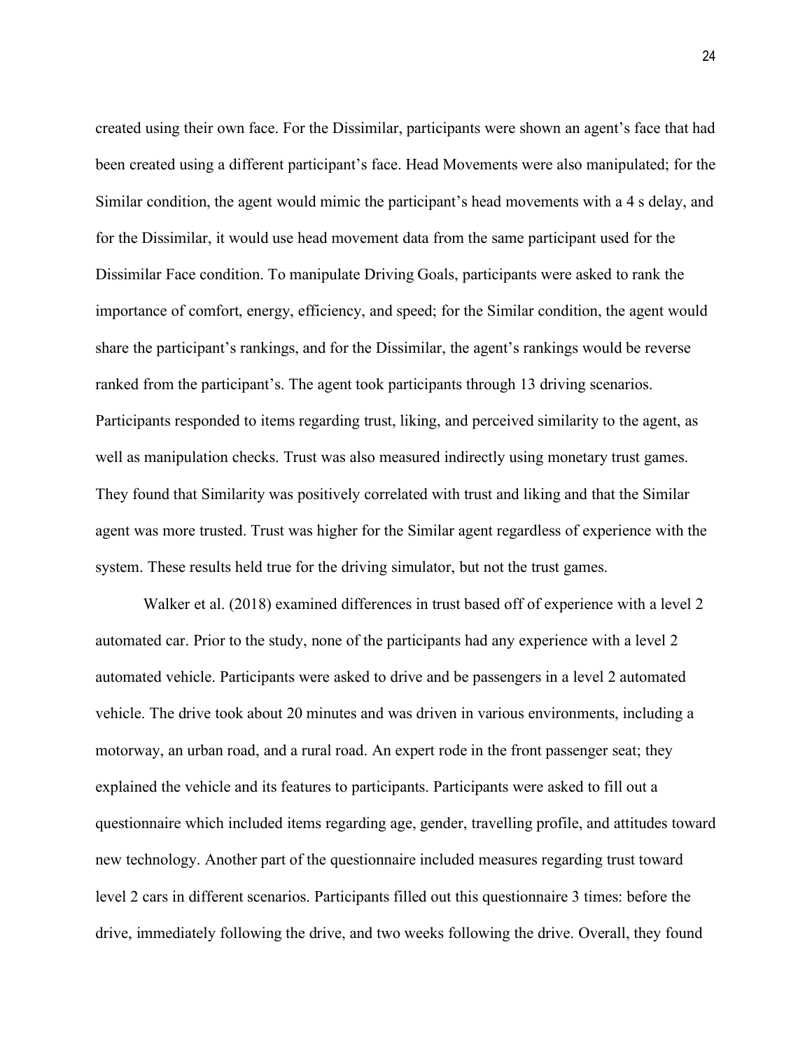created using their own face. For the Dissimilar, participants were shown an agent's face that had been created using a different participant's face. Head Movements were also manipulated; for the Similar condition, the agent would mimic the participant's head movements with a 4 s delay, and for the Dissimilar, it would use head movement data from the same participant used for the Dissimilar Face condition. To manipulate Driving Goals, participants were asked to rank the importance of comfort, energy, efficiency, and speed; for the Similar condition, the agent would share the participant's rankings, and for the Dissimilar, the agent's rankings would be reverse ranked from the participant's. The agent took participants through 13 driving scenarios. Participants responded to items regarding trust, liking, and perceived similarity to the agent, as well as manipulation checks. Trust was also measured indirectly using monetary trust games. They found that Similarity was positively correlated with trust and liking and that the Similar agent was more trusted. Trust was higher for the Similar agent regardless of experience with the system. These results held true for the driving simulator, but not the trust games.

Walker et al. (2018) examined differences in trust based off of experience with a level 2 automated car. Prior to the study, none of the participants had any experience with a level 2 automated vehicle. Participants were asked to drive and be passengers in a level 2 automated vehicle. The drive took about 20 minutes and was driven in various environments, including a motorway, an urban road, and a rural road. An expert rode in the front passenger seat; they explained the vehicle and its features to participants. Participants were asked to fill out a questionnaire which included items regarding age, gender, travelling profile, and attitudes toward new technology. Another part of the questionnaire included measures regarding trust toward level 2 cars in different scenarios. Participants filled out this questionnaire 3 times: before the drive, immediately following the drive, and two weeks following the drive. Overall, they found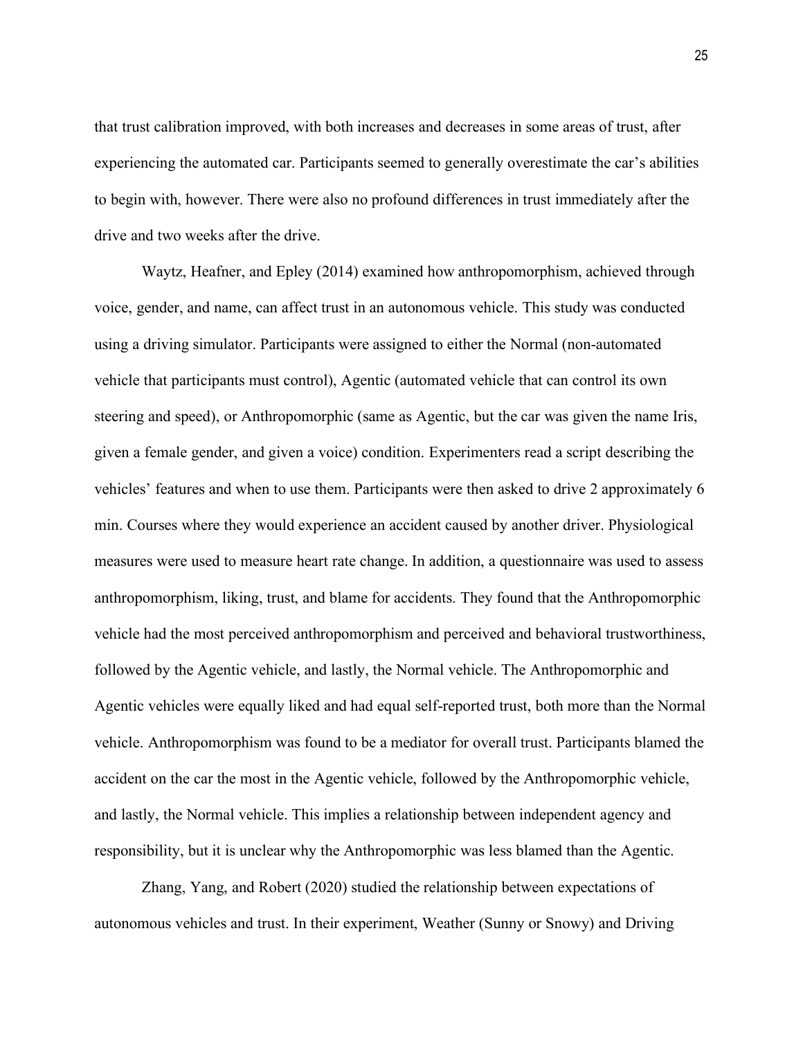that trust calibration improved, with both increases and decreases in some areas of trust, after experiencing the automated car. Participants seemed to generally overestimate the car's abilities to begin with, however. There were also no profound differences in trust immediately after the drive and two weeks after the drive.

Waytz, Heafner, and Epley (2014) examined how anthropomorphism, achieved through voice, gender, and name, can affect trust in an autonomous vehicle. This study was conducted using a driving simulator. Participants were assigned to either the Normal (non-automated vehicle that participants must control), Agentic (automated vehicle that can control its own steering and speed), or Anthropomorphic (same as Agentic, but the car was given the name Iris, given a female gender, and given a voice) condition. Experimenters read a script describing the vehicles' features and when to use them. Participants were then asked to drive 2 approximately 6 min. Courses where they would experience an accident caused by another driver. Physiological measures were used to measure heart rate change. In addition, a questionnaire was used to assess anthropomorphism, liking, trust, and blame for accidents. They found that the Anthropomorphic vehicle had the most perceived anthropomorphism and perceived and behavioral trustworthiness, followed by the Agentic vehicle, and lastly, the Normal vehicle. The Anthropomorphic and Agentic vehicles were equally liked and had equal self-reported trust, both more than the Normal vehicle. Anthropomorphism was found to be a mediator for overall trust. Participants blamed the accident on the car the most in the Agentic vehicle, followed by the Anthropomorphic vehicle, and lastly, the Normal vehicle. This implies a relationship between independent agency and responsibility, but it is unclear why the Anthropomorphic was less blamed than the Agentic.

Zhang, Yang, and Robert (2020) studied the relationship between expectations of autonomous vehicles and trust. In their experiment, Weather (Sunny or Snowy) and Driving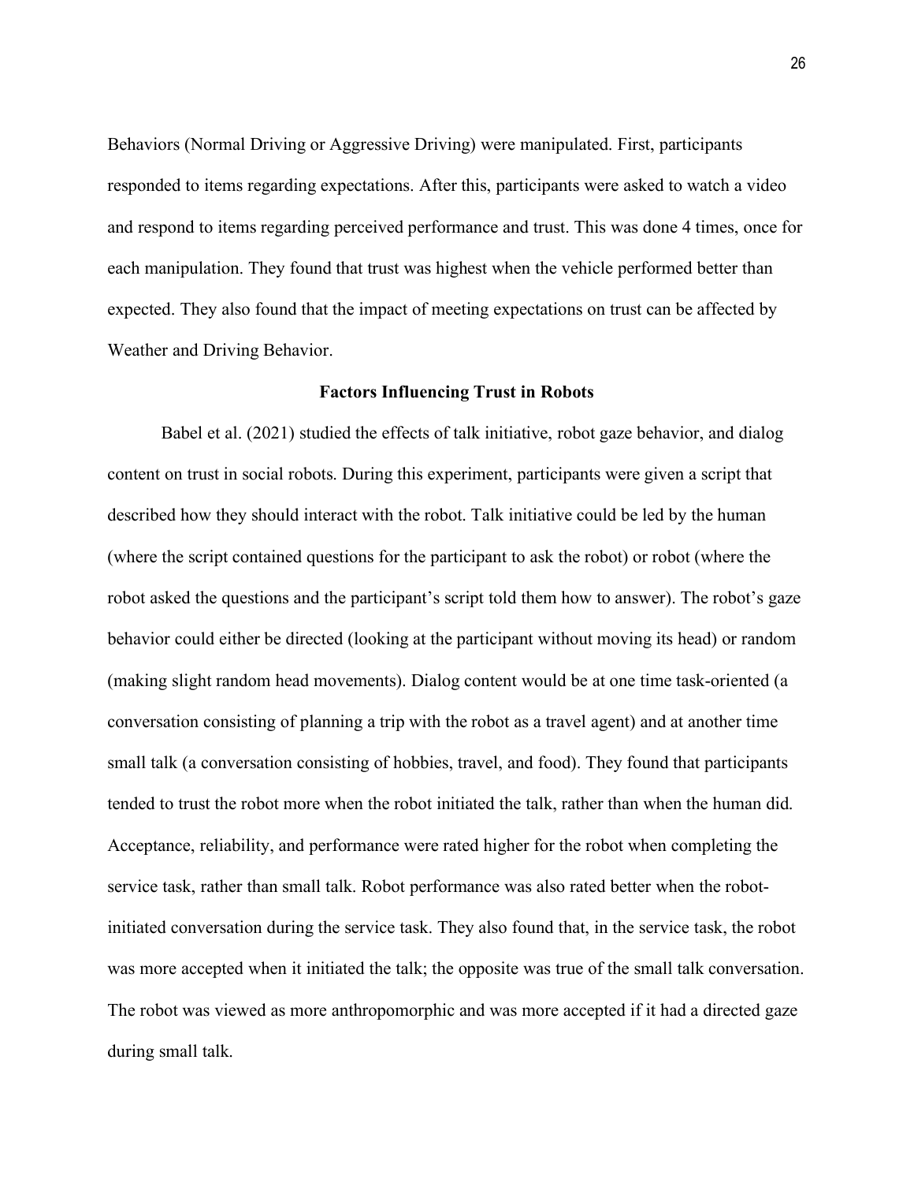Behaviors (Normal Driving or Aggressive Driving) were manipulated. First, participants responded to items regarding expectations. After this, participants were asked to watch a video and respond to items regarding perceived performance and trust. This was done 4 times, once for each manipulation. They found that trust was highest when the vehicle performed better than expected. They also found that the impact of meeting expectations on trust can be affected by Weather and Driving Behavior.

## Factors Influencing Trust in Robots

Babel et al. (2021) studied the effects of talk initiative, robot gaze behavior, and dialog content on trust in social robots. During this experiment, participants were given a script that described how they should interact with the robot. Talk initiative could be led by the human (where the script contained questions for the participant to ask the robot) or robot (where the robot asked the questions and the participant's script told them how to answer). The robot's gaze behavior could either be directed (looking at the participant without moving its head) or random (making slight random head movements). Dialog content would be at one time task-oriented (a conversation consisting of planning a trip with the robot as a travel agent) and at another time small talk (a conversation consisting of hobbies, travel, and food). They found that participants tended to trust the robot more when the robot initiated the talk, rather than when the human did. Acceptance, reliability, and performance were rated higher for the robot when completing the service task, rather than small talk. Robot performance was also rated better when the robot-initiated conversation during the service task. They also found that, in the service task, the robot was more accepted when it initiated the talk; the opposite was true of the small talk conversation. The robot was viewed as more anthropomorphic and was more accepted if it had a directed gaze during small talk.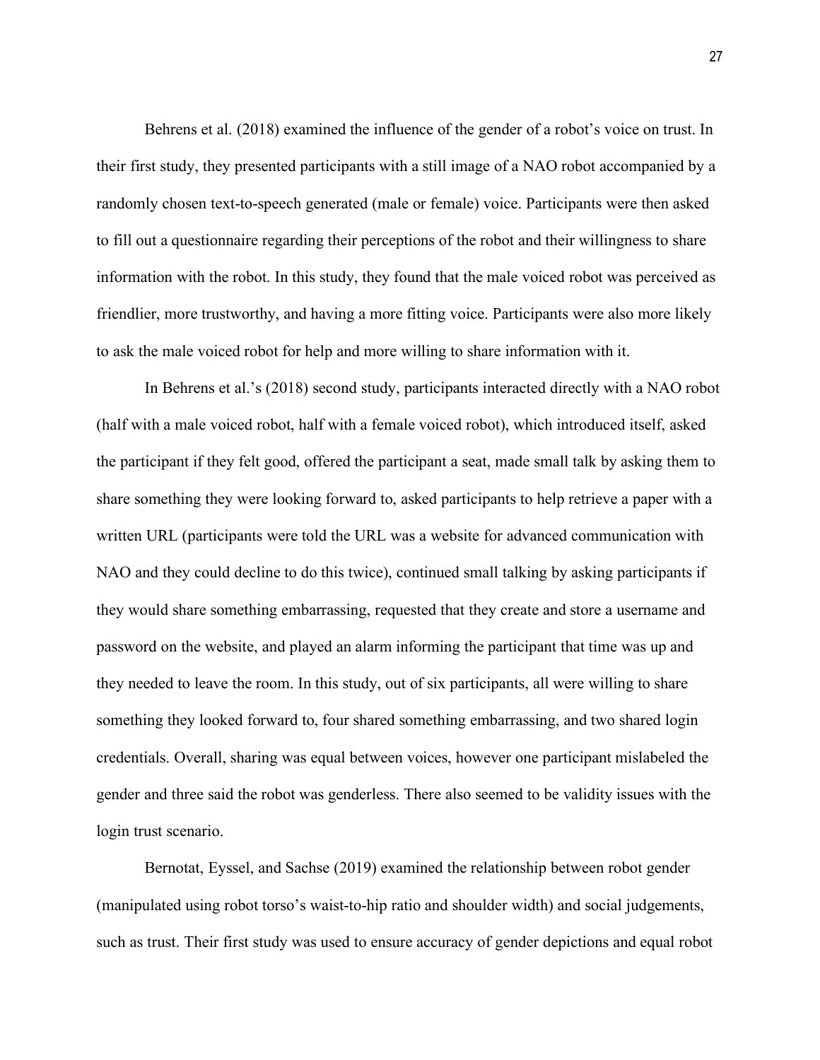Behrens et al. (2018) examined the influence of the gender of a robot's voice on trust. In their first study, they presented participants with a still image of a NAO robot accompanied by a randomly chosen text-to-speech generated (male or female) voice. Participants were then asked to fill out a questionnaire regarding their perceptions of the robot and their willingness to share information with the robot. In this study, they found that the male voiced robot was perceived as friendlier, more trustworthy, and having a more fitting voice. Participants were also more likely to ask the male voiced robot for help and more willing to share information with it.

In Behrens et al.'s (2018) second study, participants interacted directly with a NAO robot (half with a male voiced robot, half with a female voiced robot), which introduced itself, asked the participant if they felt good, offered the participant a seat, made small talk by asking them to share something they were looking forward to, asked participants to help retrieve a paper with a written URL (participants were told the URL was a website for advanced communication with NAO and they could decline to do this twice), continued small talking by asking participants if they would share something embarrassing, requested that they create and store a username and password on the website, and played an alarm informing the participant that time was up and they needed to leave the room. In this study, out of six participants, all were willing to share something they looked forward to, four shared something embarrassing, and two shared login credentials. Overall, sharing was equal between voices, however one participant mislabeled the gender and three said the robot was genderless. There also seemed to be validity issues with the login trust scenario.

Bernotat, Eyssel, and Sachse (2019) examined the relationship between robot gender (manipulated using robot torso's waist-to-hip ratio and shoulder width) and social judgements, such as trust. Their first study was used to ensure accuracy of gender depictions and equal robot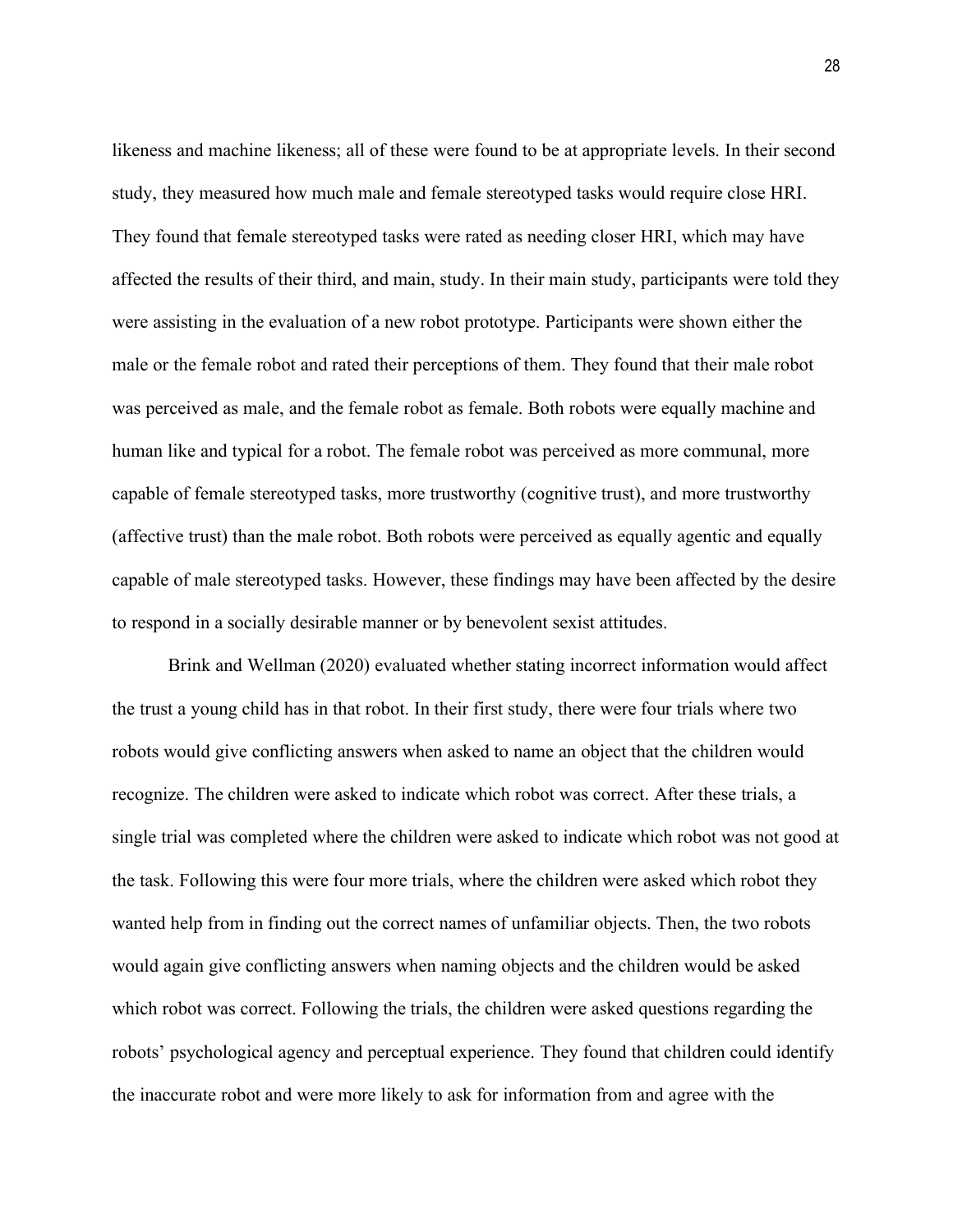likeness and machine likeness; all of these were found to be at appropriate levels. In their second study, they measured how much male and female stereotyped tasks would require close HRI. They found that female stereotyped tasks were rated as needing closer HRI, which may have affected the results of their third, and main, study. In their main study, participants were told they were assisting in the evaluation of a new robot prototype. Participants were shown either the male or the female robot and rated their perceptions of them. They found that their male robot was perceived as male, and the female robot as female. Both robots were equally machine and human like and typical for a robot. The female robot was perceived as more communal, more capable of female stereotyped tasks, more trustworthy (cognitive trust), and more trustworthy (affective trust) than the male robot. Both robots were perceived as equally agentic and equally capable of male stereotyped tasks. However, these findings may have been affected by the desire to respond in a socially desirable manner or by benevolent sexist attitudes.

Brink and Wellman (2020) evaluated whether stating incorrect information would affect the trust a young child has in that robot. In their first study, there were four trials where two robots would give conflicting answers when asked to name an object that the children would recognize. The children were asked to indicate which robot was correct. After these trials, a single trial was completed where the children were asked to indicate which robot was not good at the task. Following this were four more trials, where the children were asked which robot they wanted help from in finding out the correct names of unfamiliar objects. Then, the two robots would again give conflicting answers when naming objects and the children would be asked which robot was correct. Following the trials, the children were asked questions regarding the robots' psychological agency and perceptual experience. They found that children could identify the inaccurate robot and were more likely to ask for information from and agree with the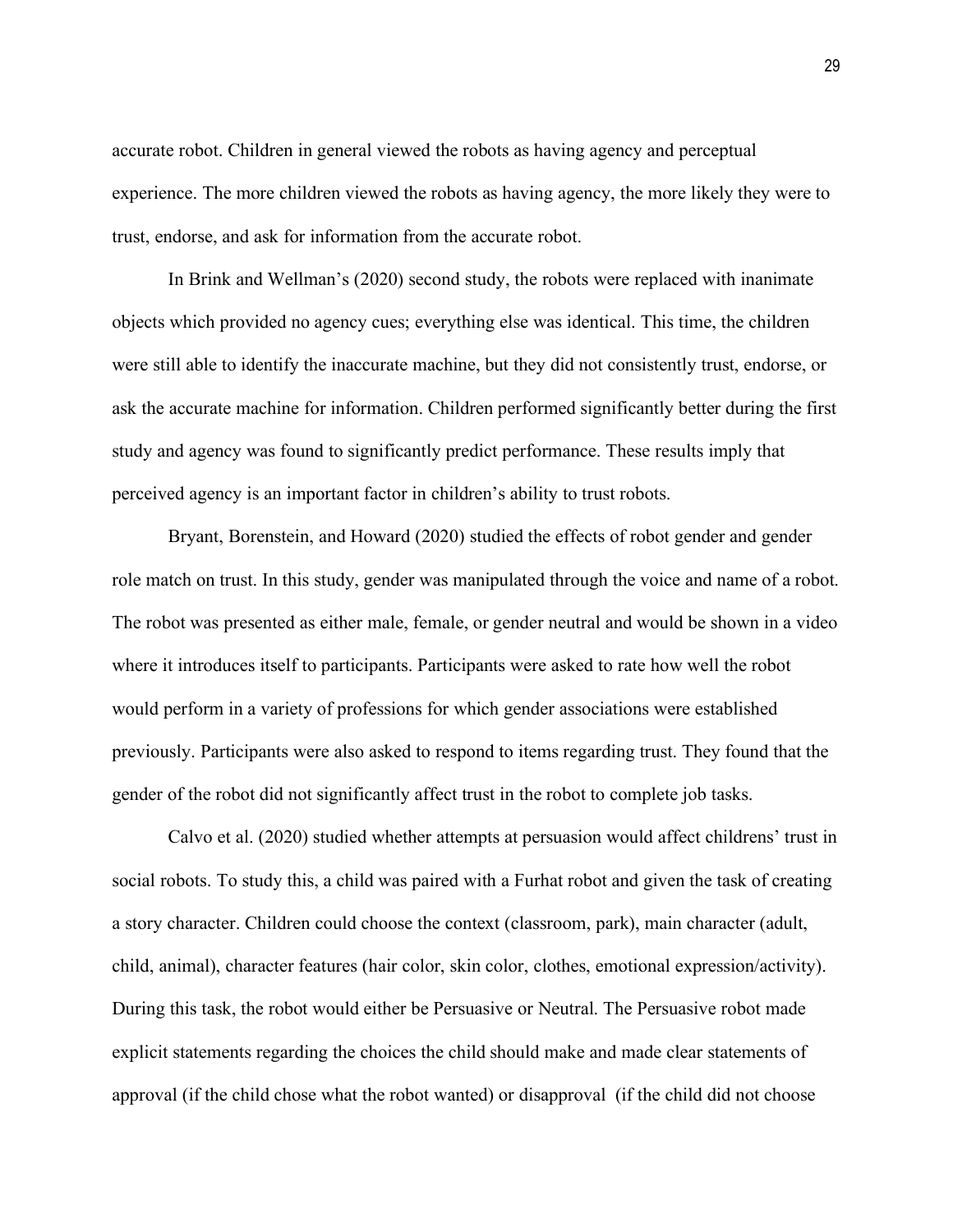accurate robot. Children in general viewed the robots as having agency and perceptual experience. The more children viewed the robots as having agency, the more likely they were to trust, endorse, and ask for information from the accurate robot.

In Brink and Wellman's (2020) second study, the robots were replaced with inanimate objects which provided no agency cues; everything else was identical. This time, the children were still able to identify the inaccurate machine, but they did not consistently trust, endorse, or ask the accurate machine for information. Children performed significantly better during the first study and agency was found to significantly predict performance. These results imply that perceived agency is an important factor in children's ability to trust robots.

Bryant, Borenstein, and Howard (2020) studied the effects of robot gender and gender role match on trust. In this study, gender was manipulated through the voice and name of a robot. The robot was presented as either male, female, or gender neutral and would be shown in a video where it introduces itself to participants. Participants were asked to rate how well the robot would perform in a variety of professions for which gender associations were established previously. Participants were also asked to respond to items regarding trust. They found that the gender of the robot did not significantly affect trust in the robot to complete job tasks.

Calvo et al. (2020) studied whether attempts at persuasion would affect childrens' trust in social robots. To study this, a child was paired with a Furhat robot and given the task of creating a story character. Children could choose the context (classroom, park), main character (adult, child, animal), character features (hair color, skin color, clothes, emotional expression/activity). During this task, the robot would either be Persuasive or Neutral. The Persuasive robot made explicit statements regarding the choices the child should make and made clear statements of approval (if the child chose what the robot wanted) or disapproval (if the child did not choose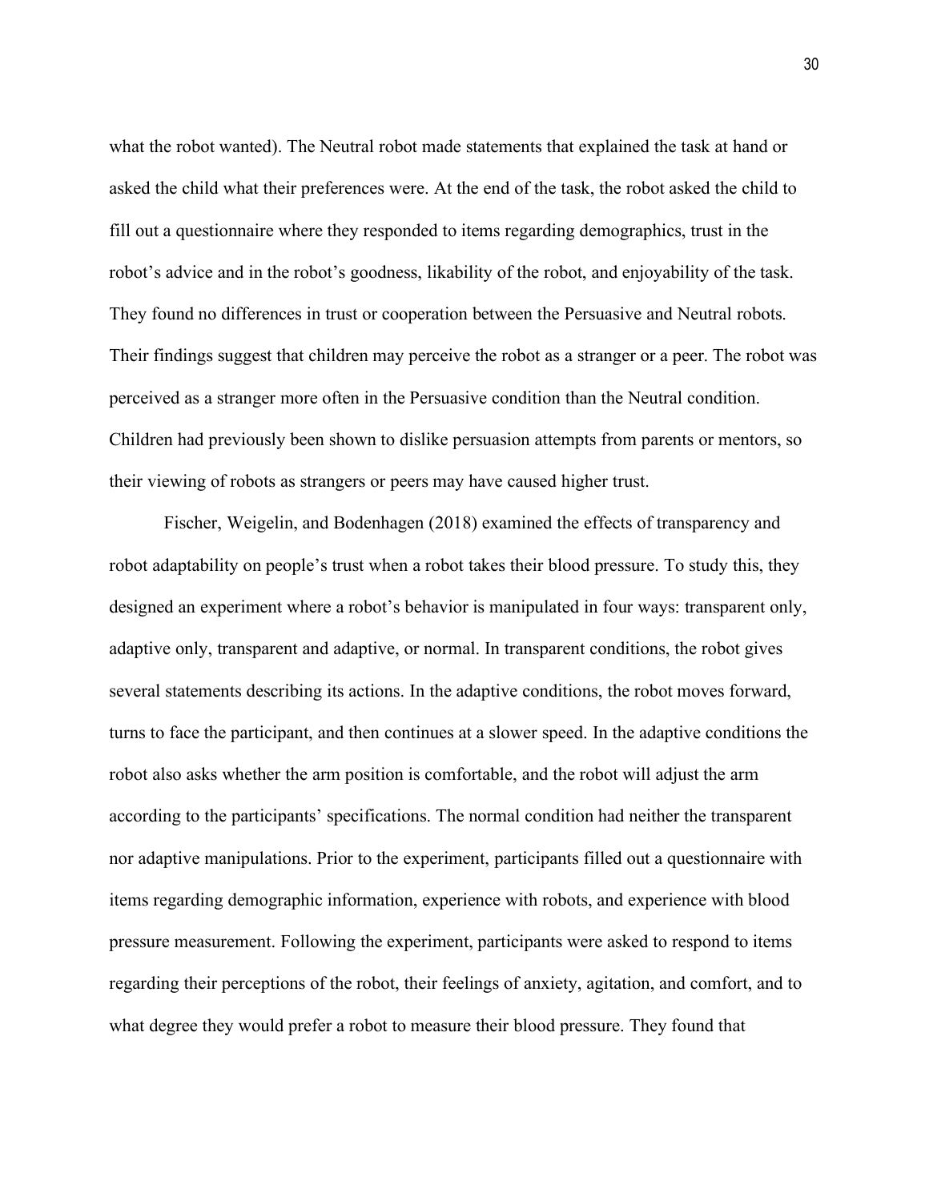what the robot wanted). The Neutral robot made statements that explained the task at hand or asked the child what their preferences were. At the end of the task, the robot asked the child to fill out a questionnaire where they responded to items regarding demographics, trust in the robot's advice and in the robot's goodness, likability of the robot, and enjoyability of the task. They found no differences in trust or cooperation between the Persuasive and Neutral robots. Their findings suggest that children may perceive the robot as a stranger or a peer. The robot was perceived as a stranger more often in the Persuasive condition than the Neutral condition. Children had previously been shown to dislike persuasion attempts from parents or mentors, so their viewing of robots as strangers or peers may have caused higher trust.

Fischer, Weigelin, and Bodenhagen (2018) examined the effects of transparency and robot adaptability on people's trust when a robot takes their blood pressure. To study this, they designed an experiment where a robot's behavior is manipulated in four ways: transparent only, adaptive only, transparent and adaptive, or normal. In transparent conditions, the robot gives several statements describing its actions. In the adaptive conditions, the robot moves forward, turns to face the participant, and then continues at a slower speed. In the adaptive conditions the robot also asks whether the arm position is comfortable, and the robot will adjust the arm according to the participants' specifications. The normal condition had neither the transparent nor adaptive manipulations. Prior to the experiment, participants filled out a questionnaire with items regarding demographic information, experience with robots, and experience with blood pressure measurement. Following the experiment, participants were asked to respond to items regarding their perceptions of the robot, their feelings of anxiety, agitation, and comfort, and to what degree they would prefer a robot to measure their blood pressure. They found that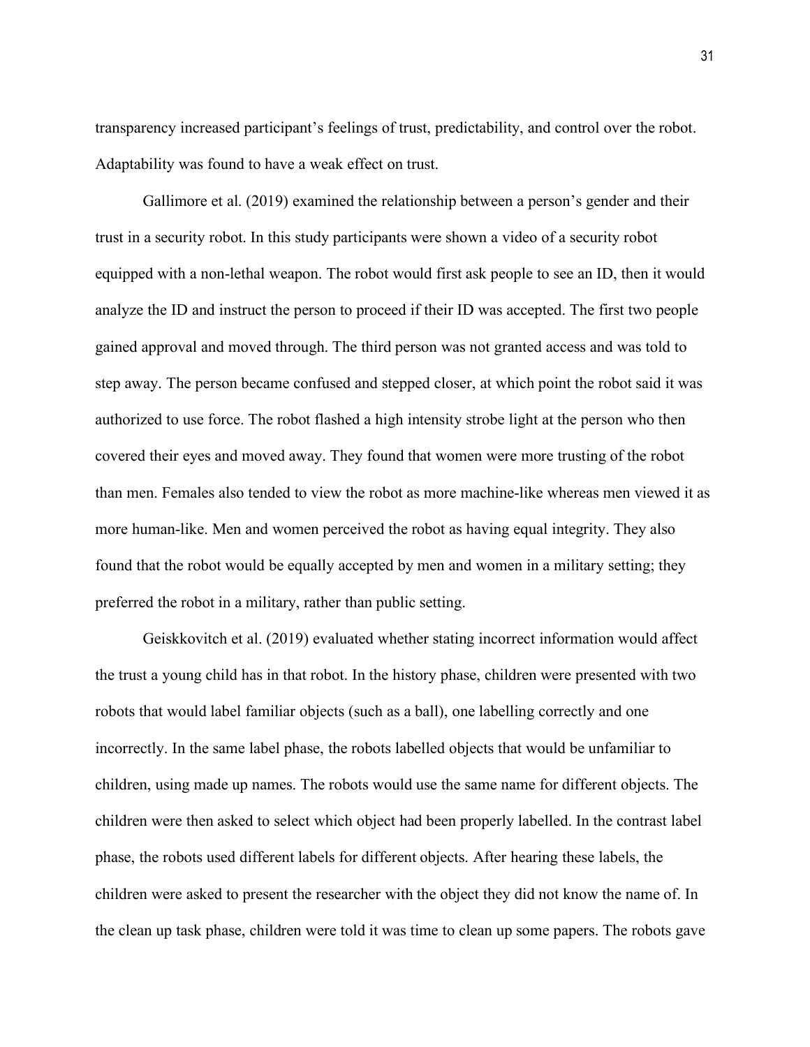transparency increased participant's feelings of trust, predictability, and control over the robot. Adaptability was found to have a weak effect on trust.

Gallimore et al. (2019) examined the relationship between a person's gender and their trust in a security robot. In this study participants were shown a video of a security robot equipped with a non-lethal weapon. The robot would first ask people to see an ID, then it would analyze the ID and instruct the person to proceed if their ID was accepted. The first two people gained approval and moved through. The third person was not granted access and was told to step away. The person became confused and stepped closer, at which point the robot said it was authorized to use force. The robot flashed a high intensity strobe light at the person who then covered their eyes and moved away. They found that women were more trusting of the robot than men. Females also tended to view the robot as more machine-like whereas men viewed it as more human-like. Men and women perceived the robot as having equal integrity. They also found that the robot would be equally accepted by men and women in a military setting; they preferred the robot in a military, rather than public setting.

Geiskkovitch et al. (2019) evaluated whether stating incorrect information would affect the trust a young child has in that robot. In the history phase, children were presented with two robots that would label familiar objects (such as a ball), one labelling correctly and one incorrectly. In the same label phase, the robots labelled objects that would be unfamiliar to children, using made up names. The robots would use the same name for different objects. The children were then asked to select which object had been properly labelled. In the contrast label phase, the robots used different labels for different objects. After hearing these labels, the children were asked to present the researcher with the object they did not know the name of. In the clean up task phase, children were told it was time to clean up some papers. The robots gave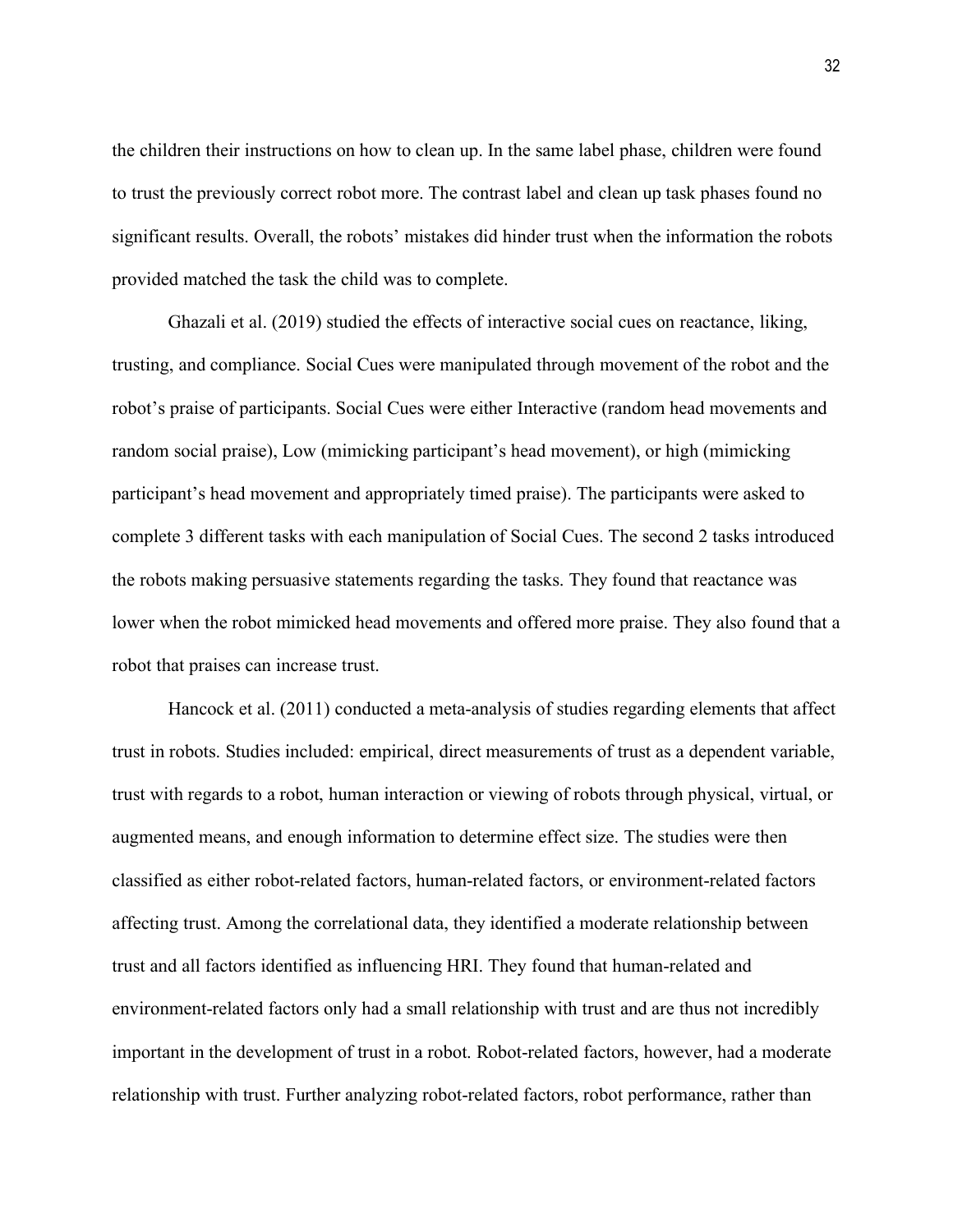the children their instructions on how to clean up. In the same label phase, children were found to trust the previously correct robot more. The contrast label and clean up task phases found no significant results. Overall, the robots' mistakes did hinder trust when the information the robots provided matched the task the child was to complete.

Ghazali et al. (2019) studied the effects of interactive social cues on reactance, liking, trusting, and compliance. Social Cues were manipulated through movement of the robot and the robot's praise of participants. Social Cues were either Interactive (random head movements and random social praise), Low (mimicking participant's head movement), or high (mimicking participant's head movement and appropriately timed praise). The participants were asked to complete 3 different tasks with each manipulation of Social Cues. The second 2 tasks introduced the robots making persuasive statements regarding the tasks. They found that reactance was lower when the robot mimicked head movements and offered more praise. They also found that a robot that praises can increase trust.

Hancock et al. (2011) conducted a meta-analysis of studies regarding elements that affect trust in robots. Studies included: empirical, direct measurements of trust as a dependent variable, trust with regards to a robot, human interaction or viewing of robots through physical, virtual, or augmented means, and enough information to determine effect size. The studies were then classified as either robot-related factors, human-related factors, or environment-related factors affecting trust. Among the correlational data, they identified a moderate relationship between trust and all factors identified as influencing HRI. They found that human-related and environment-related factors only had a small relationship with trust and are thus not incredibly important in the development of trust in a robot. Robot-related factors, however, had a moderate relationship with trust. Further analyzing robot-related factors, robot performance, rather than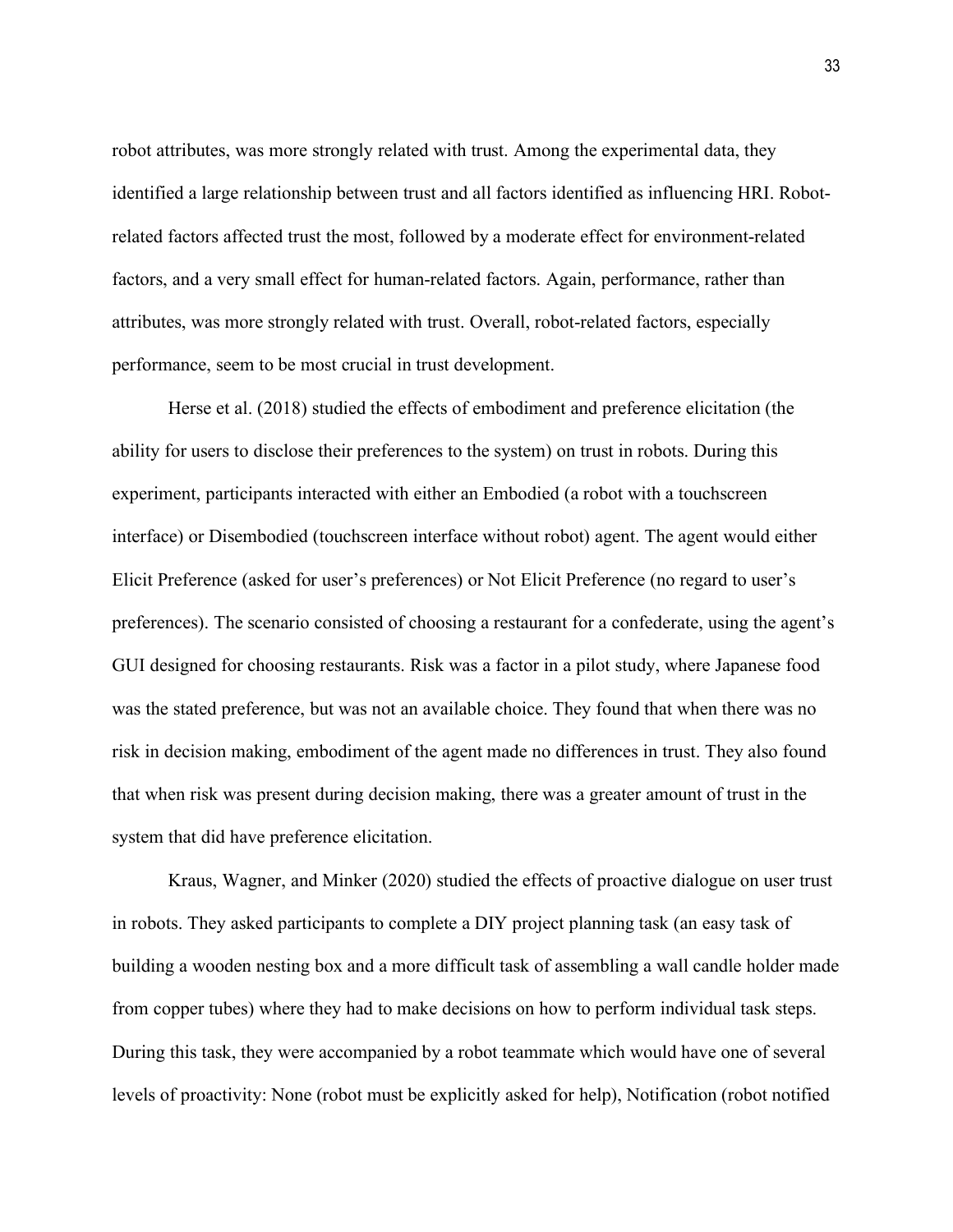robot attributes, was more strongly related with trust. Among the experimental data, they identified a large relationship between trust and all factors identified as influencing HRI. Robot-related factors affected trust the most, followed by a moderate effect for environment-related factors, and a very small effect for human-related factors. Again, performance, rather than attributes, was more strongly related with trust. Overall, robot-related factors, especially performance, seem to be most crucial in trust development.

Herse et al. (2018) studied the effects of embodiment and preference elicitation (the ability for users to disclose their preferences to the system) on trust in robots. During this experiment, participants interacted with either an Embodied (a robot with a touchscreen interface) or Disembodied (touchscreen interface without robot) agent. The agent would either Elicit Preference (asked for user's preferences) or Not Elicit Preference (no regard to user's preferences). The scenario consisted of choosing a restaurant for a confederate, using the agent's GUI designed for choosing restaurants. Risk was a factor in a pilot study, where Japanese food was the stated preference, but was not an available choice. They found that when there was no risk in decision making, embodiment of the agent made no differences in trust. They also found that when risk was present during decision making, there was a greater amount of trust in the system that did have preference elicitation.

Kraus, Wagner, and Minker (2020) studied the effects of proactive dialogue on user trust in robots. They asked participants to complete a DIY project planning task (an easy task of building a wooden nesting box and a more difficult task of assembling a wall candle holder made from copper tubes) where they had to make decisions on how to perform individual task steps. During this task, they were accompanied by a robot teammate which would have one of several levels of proactivity: None (robot must be explicitly asked for help), Notification (robot notified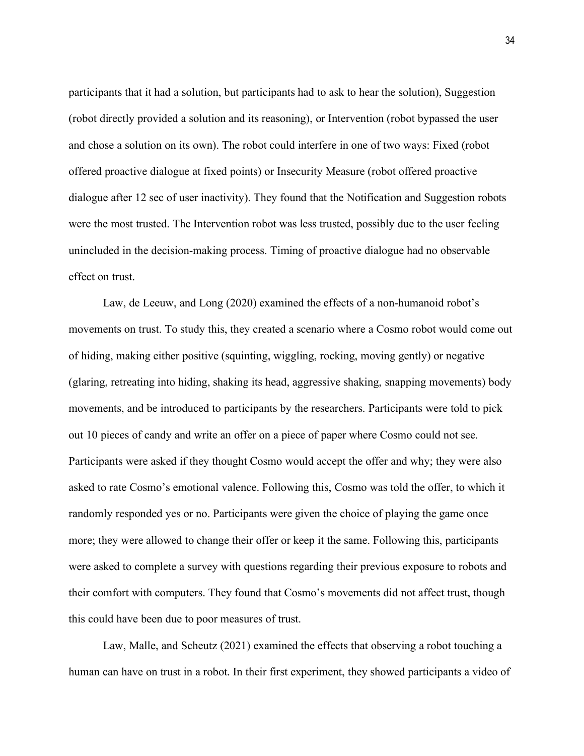participants that it had a solution, but participants had to ask to hear the solution), Suggestion (robot directly provided a solution and its reasoning), or Intervention (robot bypassed the user and chose a solution on its own). The robot could interfere in one of two ways: Fixed (robot offered proactive dialogue at fixed points) or Insecurity Measure (robot offered proactive dialogue after 12 sec of user inactivity). They found that the Notification and Suggestion robots were the most trusted. The Intervention robot was less trusted, possibly due to the user feeling unincluded in the decision-making process. Timing of proactive dialogue had no observable effect on trust.

Law, de Leeuw, and Long (2020) examined the effects of a non-humanoid robot's movements on trust. To study this, they created a scenario where a Cosmo robot would come out of hiding, making either positive (squinting, wiggling, rocking, moving gently) or negative (glaring, retreating into hiding, shaking its head, aggressive shaking, snapping movements) body movements, and be introduced to participants by the researchers. Participants were told to pick out 10 pieces of candy and write an offer on a piece of paper where Cosmo could not see. Participants were asked if they thought Cosmo would accept the offer and why; they were also asked to rate Cosmo's emotional valence. Following this, Cosmo was told the offer, to which it randomly responded yes or no. Participants were given the choice of playing the game once more; they were allowed to change their offer or keep it the same. Following this, participants were asked to complete a survey with questions regarding their previous exposure to robots and their comfort with computers. They found that Cosmo's movements did not affect trust, though this could have been due to poor measures of trust.

Law, Malle, and Scheutz (2021) examined the effects that observing a robot touching a human can have on trust in a robot. In their first experiment, they showed participants a video of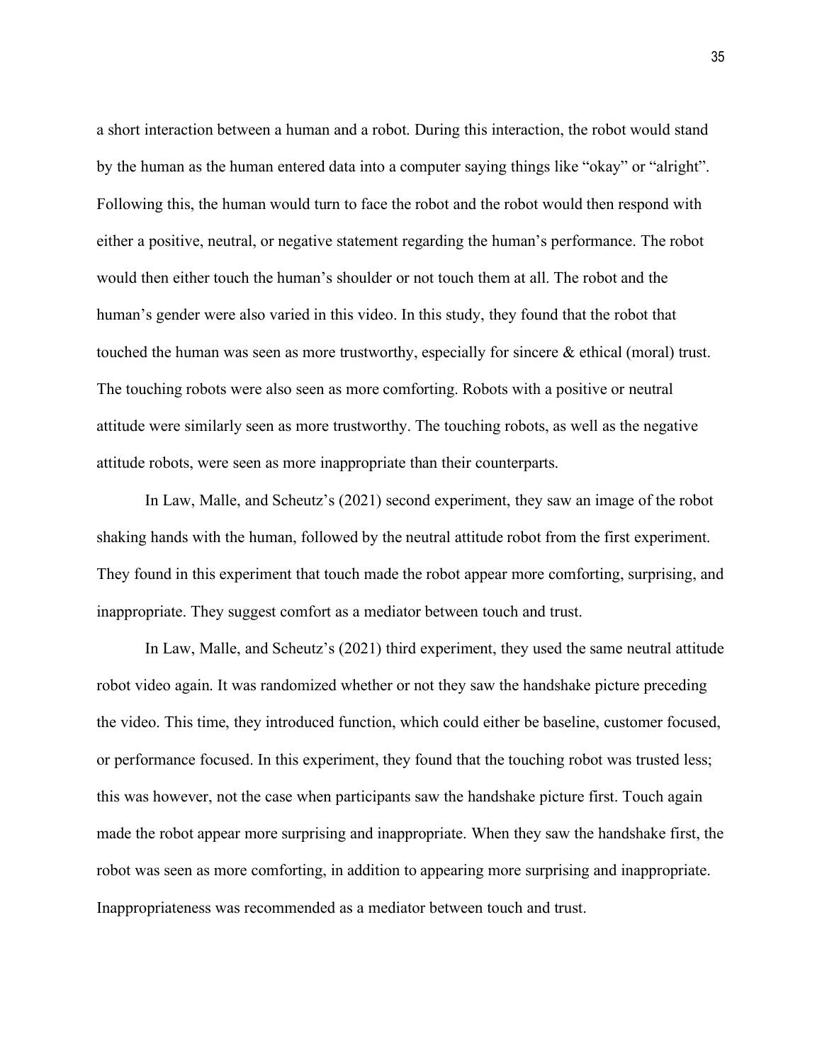a short interaction between a human and a robot. During this interaction, the robot would stand by the human as the human entered data into a computer saying things like “okay” or “alright”. Following this, the human would turn to face the robot and the robot would then respond with either a positive, neutral, or negative statement regarding the human’s performance. The robot would then either touch the human’s shoulder or not touch them at all. The robot and the human’s gender were also varied in this video. In this study, they found that the robot that touched the human was seen as more trustworthy, especially for sincere & ethical (moral) trust. The touching robots were also seen as more comforting. Robots with a positive or neutral attitude were similarly seen as more trustworthy. The touching robots, as well as the negative attitude robots, were seen as more inappropriate than their counterparts.

In Law, Malle, and Scheutz’s (2021) second experiment, they saw an image of the robot shaking hands with the human, followed by the neutral attitude robot from the first experiment. They found in this experiment that touch made the robot appear more comforting, surprising, and inappropriate. They suggest comfort as a mediator between touch and trust.

In Law, Malle, and Scheutz’s (2021) third experiment, they used the same neutral attitude robot video again. It was randomized whether or not they saw the handshake picture preceding the video. This time, they introduced function, which could either be baseline, customer focused, or performance focused. In this experiment, they found that the touching robot was trusted less; this was however, not the case when participants saw the handshake picture first. Touch again made the robot appear more surprising and inappropriate. When they saw the handshake first, the robot was seen as more comforting, in addition to appearing more surprising and inappropriate. Inappropriateness was recommended as a mediator between touch and trust.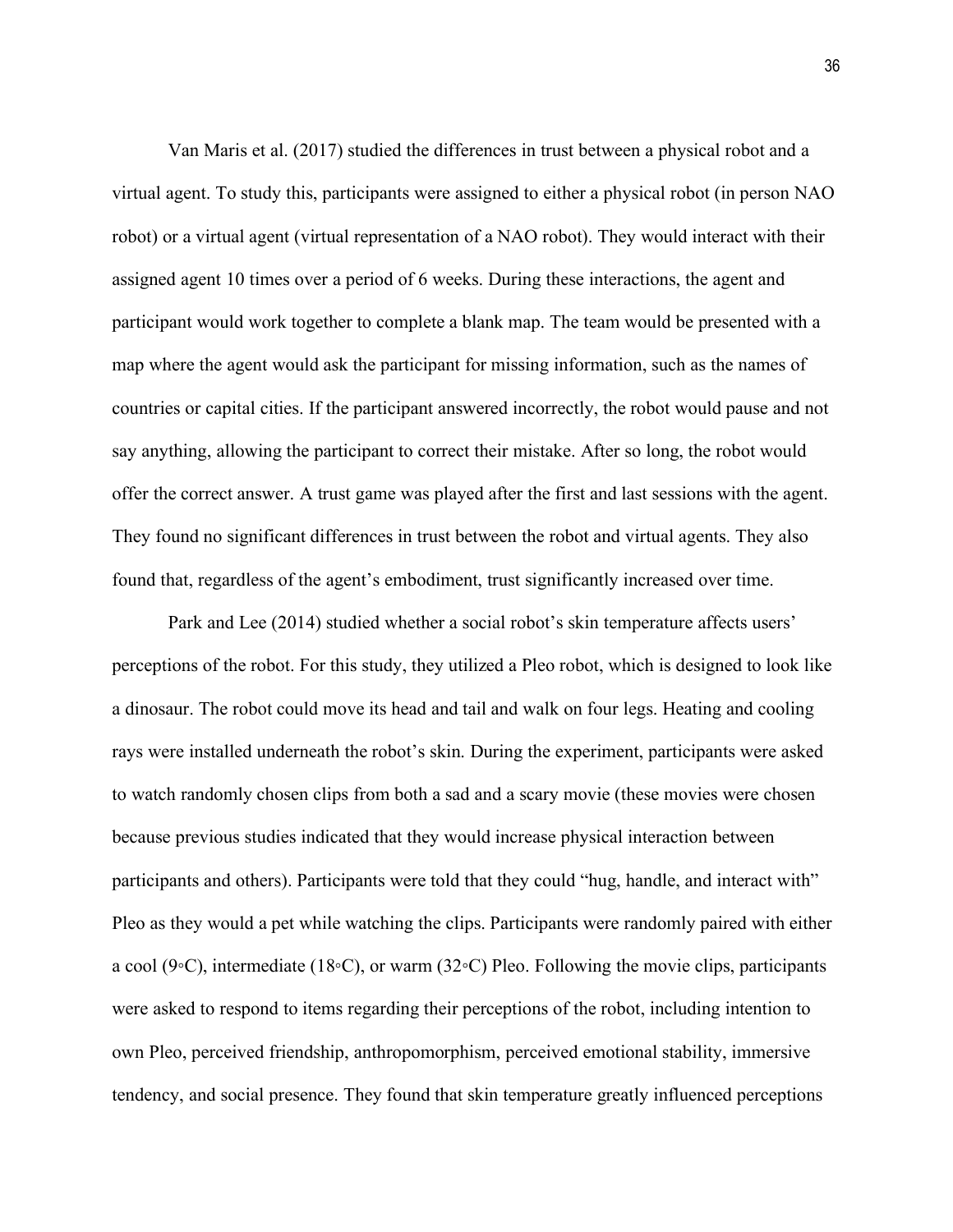Van Maris et al. (2017) studied the differences in trust between a physical robot and a virtual agent. To study this, participants were assigned to either a physical robot (in person NAO robot) or a virtual agent (virtual representation of a NAO robot). They would interact with their assigned agent 10 times over a period of 6 weeks. During these interactions, the agent and participant would work together to complete a blank map. The team would be presented with a map where the agent would ask the participant for missing information, such as the names of countries or capital cities. If the participant answered incorrectly, the robot would pause and not say anything, allowing the participant to correct their mistake. After so long, the robot would offer the correct answer. A trust game was played after the first and last sessions with the agent. They found no significant differences in trust between the robot and virtual agents. They also found that, regardless of the agent's embodiment, trust significantly increased over time.

Park and Lee (2014) studied whether a social robot's skin temperature affects users' perceptions of the robot. For this study, they utilized a Pleo robot, which is designed to look like a dinosaur. The robot could move its head and tail and walk on four legs. Heating and cooling rays were installed underneath the robot's skin. During the experiment, participants were asked to watch randomly chosen clips from both a sad and a scary movie (these movies were chosen because previous studies indicated that they would increase physical interaction between participants and others). Participants were told that they could "hug, handle, and interact with" Pleo as they would a pet while watching the clips. Participants were randomly paired with either a cool (9◦C), intermediate (18◦C), or warm (32◦C) Pleo. Following the movie clips, participants were asked to respond to items regarding their perceptions of the robot, including intention to own Pleo, perceived friendship, anthropomorphism, perceived emotional stability, immersive tendency, and social presence. They found that skin temperature greatly influenced perceptions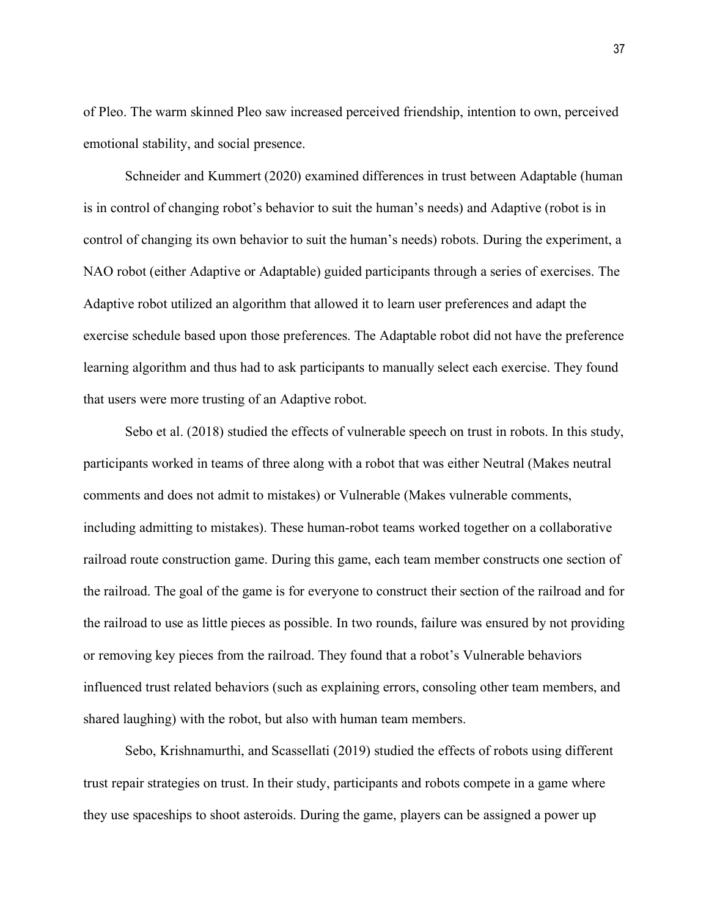of Pleo. The warm skinned Pleo saw increased perceived friendship, intention to own, perceived emotional stability, and social presence.

Schneider and Kummert (2020) examined differences in trust between Adaptable (human is in control of changing robot's behavior to suit the human's needs) and Adaptive (robot is in control of changing its own behavior to suit the human's needs) robots. During the experiment, a NAO robot (either Adaptive or Adaptable) guided participants through a series of exercises. The Adaptive robot utilized an algorithm that allowed it to learn user preferences and adapt the exercise schedule based upon those preferences. The Adaptable robot did not have the preference learning algorithm and thus had to ask participants to manually select each exercise. They found that users were more trusting of an Adaptive robot.

Sebo et al. (2018) studied the effects of vulnerable speech on trust in robots. In this study, participants worked in teams of three along with a robot that was either Neutral (Makes neutral comments and does not admit to mistakes) or Vulnerable (Makes vulnerable comments, including admitting to mistakes). These human-robot teams worked together on a collaborative railroad route construction game. During this game, each team member constructs one section of the railroad. The goal of the game is for everyone to construct their section of the railroad and for the railroad to use as little pieces as possible. In two rounds, failure was ensured by not providing or removing key pieces from the railroad. They found that a robot's Vulnerable behaviors influenced trust related behaviors (such as explaining errors, consoling other team members, and shared laughing) with the robot, but also with human team members.

Sebo, Krishnamurthi, and Scassellati (2019) studied the effects of robots using different trust repair strategies on trust. In their study, participants and robots compete in a game where they use spaceships to shoot asteroids. During the game, players can be assigned a power up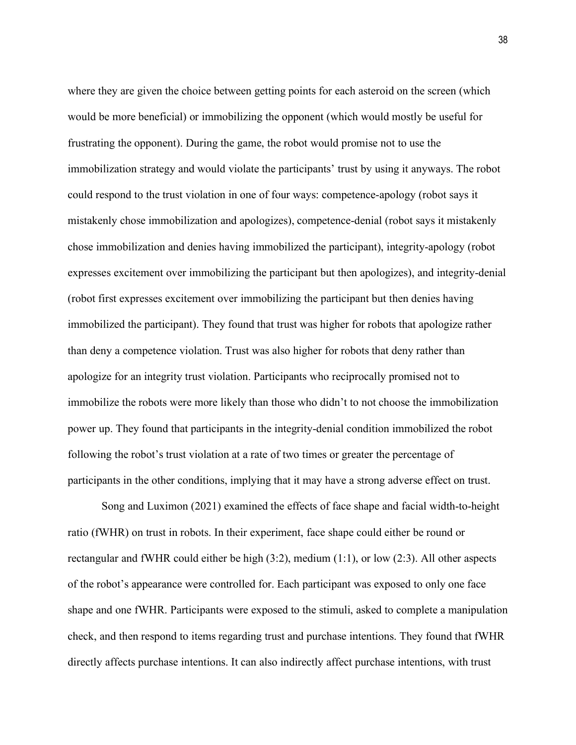where they are given the choice between getting points for each asteroid on the screen (which would be more beneficial) or immobilizing the opponent (which would mostly be useful for frustrating the opponent). During the game, the robot would promise not to use the immobilization strategy and would violate the participants' trust by using it anyways. The robot could respond to the trust violation in one of four ways: competence-apology (robot says it mistakenly chose immobilization and apologizes), competence-denial (robot says it mistakenly chose immobilization and denies having immobilized the participant), integrity-apology (robot expresses excitement over immobilizing the participant but then apologizes), and integrity-denial (robot first expresses excitement over immobilizing the participant but then denies having immobilized the participant). They found that trust was higher for robots that apologize rather than deny a competence violation. Trust was also higher for robots that deny rather than apologize for an integrity trust violation. Participants who reciprocally promised not to immobilize the robots were more likely than those who didn't to not choose the immobilization power up. They found that participants in the integrity-denial condition immobilized the robot following the robot's trust violation at a rate of two times or greater the percentage of participants in the other conditions, implying that it may have a strong adverse effect on trust.

Song and Luximon (2021) examined the effects of face shape and facial width-to-height ratio (fWHR) on trust in robots. In their experiment, face shape could either be round or rectangular and fWHR could either be high (3:2), medium (1:1), or low (2:3). All other aspects of the robot's appearance were controlled for. Each participant was exposed to only one face shape and one fWHR. Participants were exposed to the stimuli, asked to complete a manipulation check, and then respond to items regarding trust and purchase intentions. They found that fWHR directly affects purchase intentions. It can also indirectly affect purchase intentions, with trust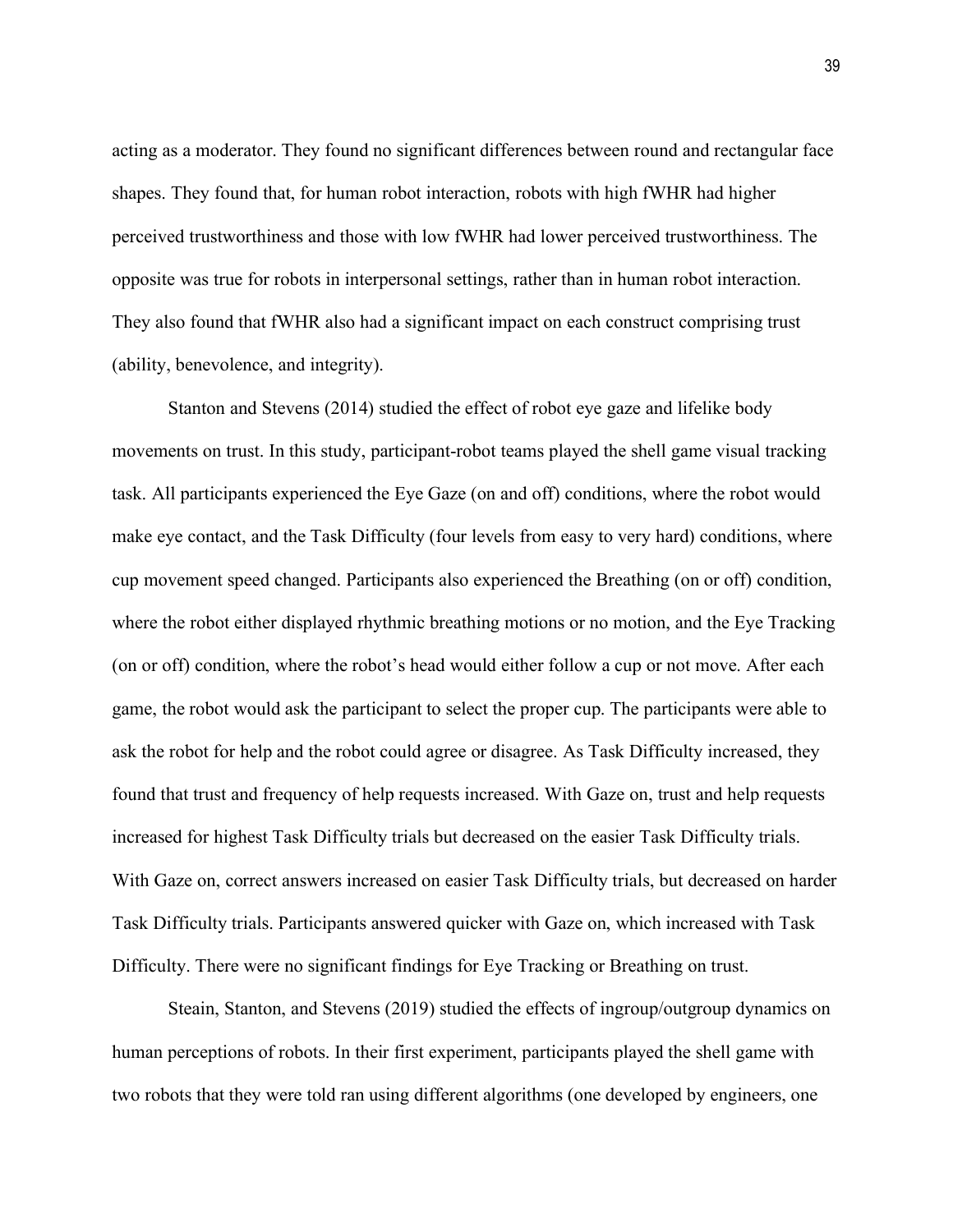acting as a moderator. They found no significant differences between round and rectangular face shapes. They found that, for human robot interaction, robots with high fWHR had higher perceived trustworthiness and those with low fWHR had lower perceived trustworthiness. The opposite was true for robots in interpersonal settings, rather than in human robot interaction. They also found that fWHR also had a significant impact on each construct comprising trust (ability, benevolence, and integrity).

Stanton and Stevens (2014) studied the effect of robot eye gaze and lifelike body movements on trust. In this study, participant-robot teams played the shell game visual tracking task. All participants experienced the Eye Gaze (on and off) conditions, where the robot would make eye contact, and the Task Difficulty (four levels from easy to very hard) conditions, where cup movement speed changed. Participants also experienced the Breathing (on or off) condition, where the robot either displayed rhythmic breathing motions or no motion, and the Eye Tracking (on or off) condition, where the robot's head would either follow a cup or not move. After each game, the robot would ask the participant to select the proper cup. The participants were able to ask the robot for help and the robot could agree or disagree. As Task Difficulty increased, they found that trust and frequency of help requests increased. With Gaze on, trust and help requests increased for highest Task Difficulty trials but decreased on the easier Task Difficulty trials. With Gaze on, correct answers increased on easier Task Difficulty trials, but decreased on harder Task Difficulty trials. Participants answered quicker with Gaze on, which increased with Task Difficulty. There were no significant findings for Eye Tracking or Breathing on trust.

Steain, Stanton, and Stevens (2019) studied the effects of ingroup/outgroup dynamics on human perceptions of robots. In their first experiment, participants played the shell game with two robots that they were told ran using different algorithms (one developed by engineers, one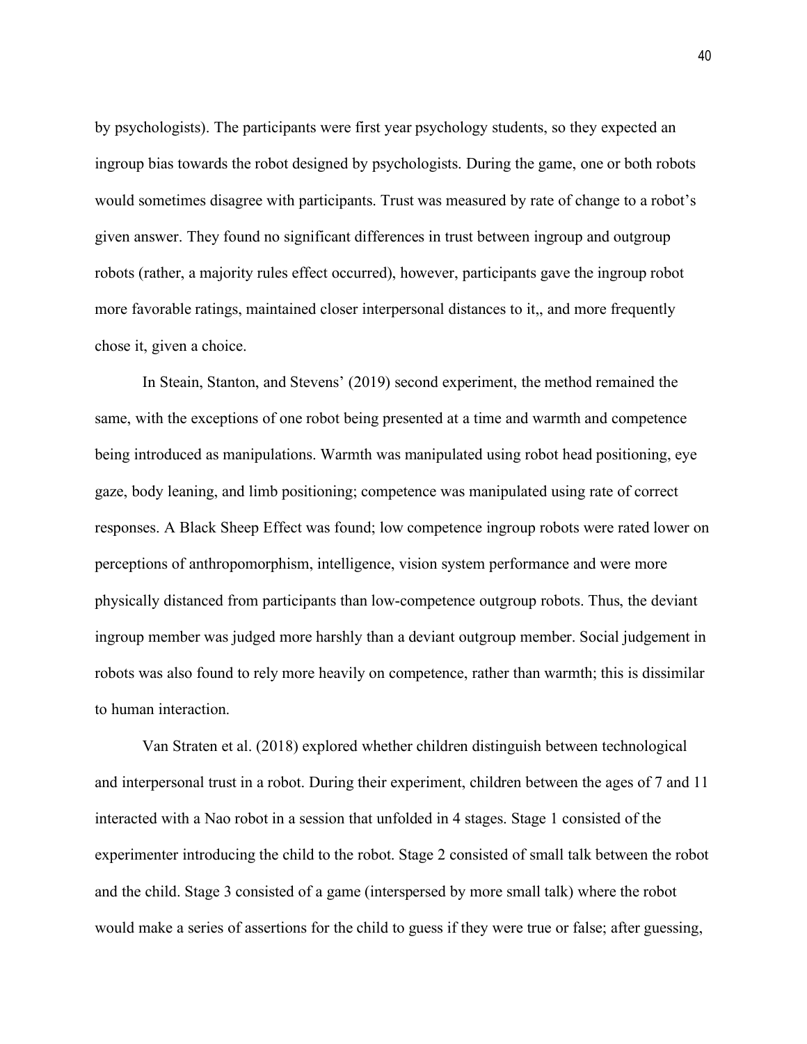by psychologists). The participants were first year psychology students, so they expected an ingroup bias towards the robot designed by psychologists. During the game, one or both robots would sometimes disagree with participants. Trust was measured by rate of change to a robot's given answer. They found no significant differences in trust between ingroup and outgroup robots (rather, a majority rules effect occurred), however, participants gave the ingroup robot more favorable ratings, maintained closer interpersonal distances to it,, and more frequently chose it, given a choice.

In Steain, Stanton, and Stevens' (2019) second experiment, the method remained the same, with the exceptions of one robot being presented at a time and warmth and competence being introduced as manipulations. Warmth was manipulated using robot head positioning, eye gaze, body leaning, and limb positioning; competence was manipulated using rate of correct responses. A Black Sheep Effect was found; low competence ingroup robots were rated lower on perceptions of anthropomorphism, intelligence, vision system performance and were more physically distanced from participants than low-competence outgroup robots. Thus, the deviant ingroup member was judged more harshly than a deviant outgroup member. Social judgement in robots was also found to rely more heavily on competence, rather than warmth; this is dissimilar to human interaction.

Van Straten et al. (2018) explored whether children distinguish between technological and interpersonal trust in a robot. During their experiment, children between the ages of 7 and 11 interacted with a Nao robot in a session that unfolded in 4 stages. Stage 1 consisted of the experimenter introducing the child to the robot. Stage 2 consisted of small talk between the robot and the child. Stage 3 consisted of a game (interspersed by more small talk) where the robot would make a series of assertions for the child to guess if they were true or false; after guessing,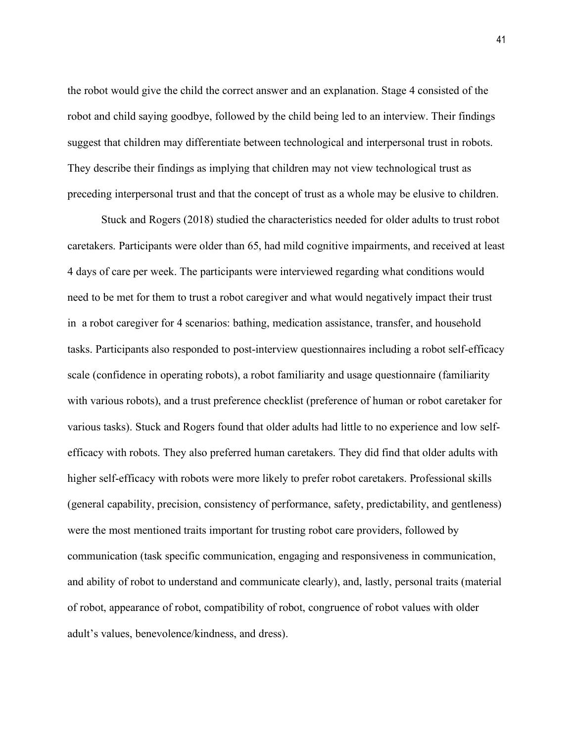the robot would give the child the correct answer and an explanation. Stage 4 consisted of the robot and child saying goodbye, followed by the child being led to an interview. Their findings suggest that children may differentiate between technological and interpersonal trust in robots. They describe their findings as implying that children may not view technological trust as preceding interpersonal trust and that the concept of trust as a whole may be elusive to children.

Stuck and Rogers (2018) studied the characteristics needed for older adults to trust robot caretakers. Participants were older than 65, had mild cognitive impairments, and received at least 4 days of care per week. The participants were interviewed regarding what conditions would need to be met for them to trust a robot caregiver and what would negatively impact their trust in a robot caregiver for 4 scenarios: bathing, medication assistance, transfer, and household tasks. Participants also responded to post-interview questionnaires including a robot self-efficacy scale (confidence in operating robots), a robot familiarity and usage questionnaire (familiarity with various robots), and a trust preference checklist (preference of human or robot caretaker for various tasks). Stuck and Rogers found that older adults had little to no experience and low self-efficacy with robots. They also preferred human caretakers. They did find that older adults with higher self-efficacy with robots were more likely to prefer robot caretakers. Professional skills (general capability, precision, consistency of performance, safety, predictability, and gentleness) were the most mentioned traits important for trusting robot care providers, followed by communication (task specific communication, engaging and responsiveness in communication, and ability of robot to understand and communicate clearly), and, lastly, personal traits (material of robot, appearance of robot, compatibility of robot, congruence of robot values with older adult's values, benevolence/kindness, and dress).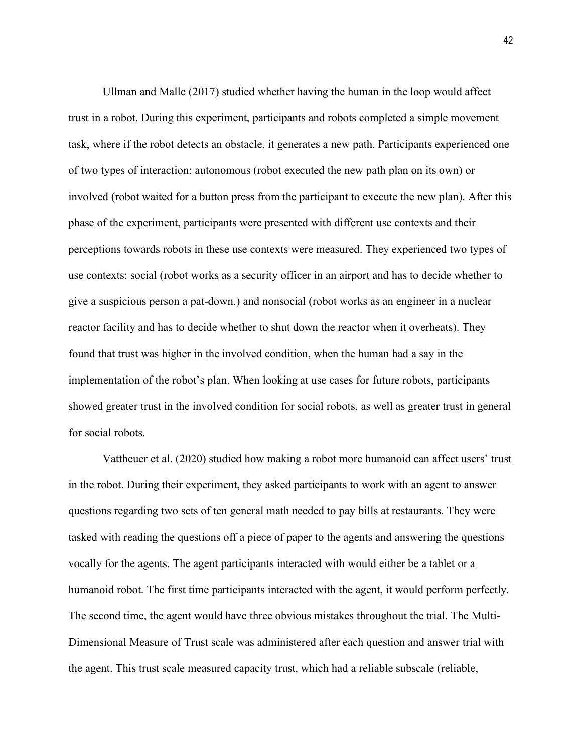Ullman and Malle (2017) studied whether having the human in the loop would affect trust in a robot. During this experiment, participants and robots completed a simple movement task, where if the robot detects an obstacle, it generates a new path. Participants experienced one of two types of interaction: autonomous (robot executed the new path plan on its own) or involved (robot waited for a button press from the participant to execute the new plan). After this phase of the experiment, participants were presented with different use contexts and their perceptions towards robots in these use contexts were measured. They experienced two types of use contexts: social (robot works as a security officer in an airport and has to decide whether to give a suspicious person a pat-down.) and nonsocial (robot works as an engineer in a nuclear reactor facility and has to decide whether to shut down the reactor when it overheats). They found that trust was higher in the involved condition, when the human had a say in the implementation of the robot's plan. When looking at use cases for future robots, participants showed greater trust in the involved condition for social robots, as well as greater trust in general for social robots.

Vattheuer et al. (2020) studied how making a robot more humanoid can affect users' trust in the robot. During their experiment, they asked participants to work with an agent to answer questions regarding two sets of ten general math needed to pay bills at restaurants. They were tasked with reading the questions off a piece of paper to the agents and answering the questions vocally for the agents. The agent participants interacted with would either be a tablet or a humanoid robot. The first time participants interacted with the agent, it would perform perfectly. The second time, the agent would have three obvious mistakes throughout the trial. The Multi-Dimensional Measure of Trust scale was administered after each question and answer trial with the agent. This trust scale measured capacity trust, which had a reliable subscale (reliable,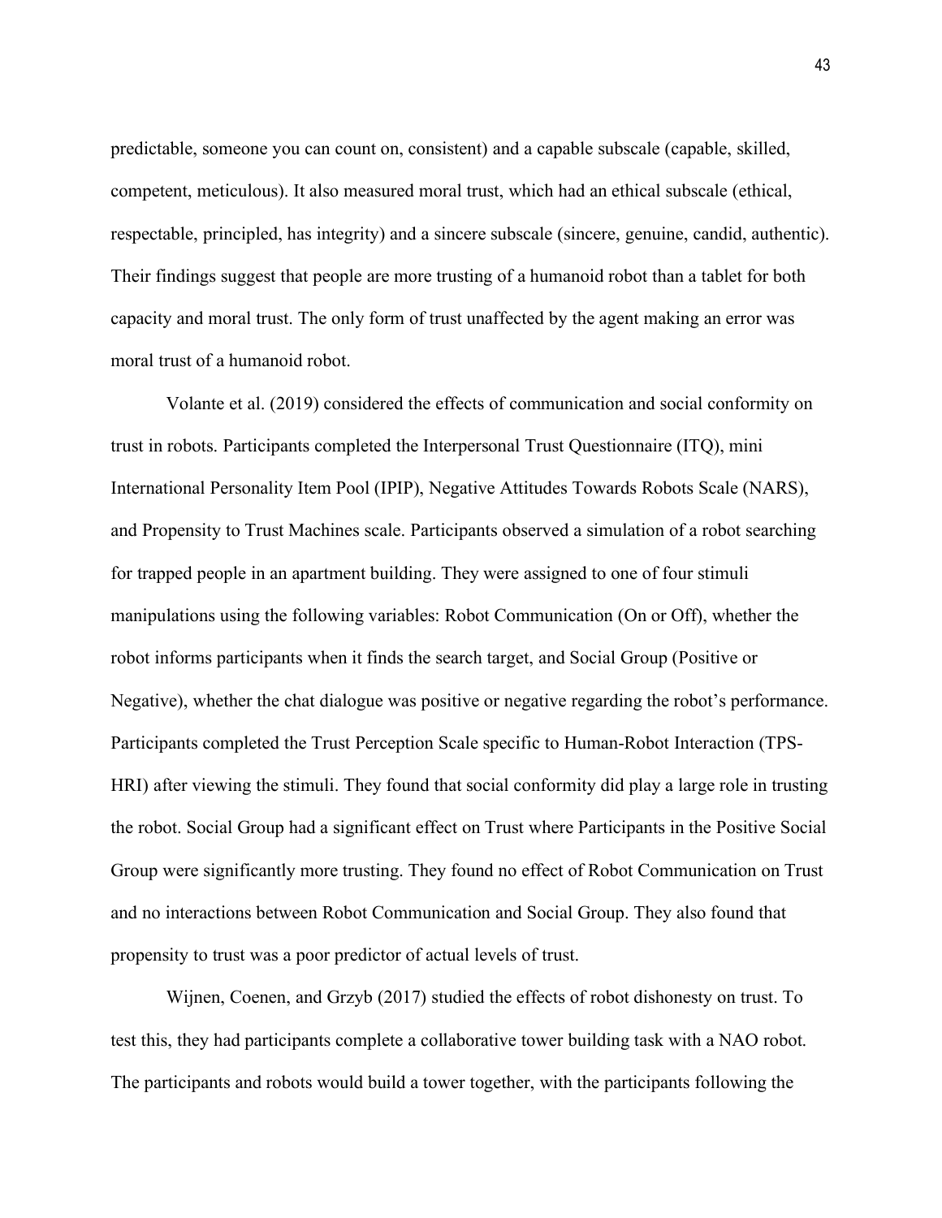predictable, someone you can count on, consistent) and a capable subscale (capable, skilled, competent, meticulous). It also measured moral trust, which had an ethical subscale (ethical, respectable, principled, has integrity) and a sincere subscale (sincere, genuine, candid, authentic). Their findings suggest that people are more trusting of a humanoid robot than a tablet for both capacity and moral trust. The only form of trust unaffected by the agent making an error was moral trust of a humanoid robot.

Volante et al. (2019) considered the effects of communication and social conformity on trust in robots. Participants completed the Interpersonal Trust Questionnaire (ITQ), mini International Personality Item Pool (IPIP), Negative Attitudes Towards Robots Scale (NARS), and Propensity to Trust Machines scale. Participants observed a simulation of a robot searching for trapped people in an apartment building. They were assigned to one of four stimuli manipulations using the following variables: Robot Communication (On or Off), whether the robot informs participants when it finds the search target, and Social Group (Positive or Negative), whether the chat dialogue was positive or negative regarding the robot's performance. Participants completed the Trust Perception Scale specific to Human-Robot Interaction (TPS-HRI) after viewing the stimuli. They found that social conformity did play a large role in trusting the robot. Social Group had a significant effect on Trust where Participants in the Positive Social Group were significantly more trusting. They found no effect of Robot Communication on Trust and no interactions between Robot Communication and Social Group. They also found that propensity to trust was a poor predictor of actual levels of trust.

Wijnen, Coenen, and Grzyb (2017) studied the effects of robot dishonesty on trust. To test this, they had participants complete a collaborative tower building task with a NAO robot. The participants and robots would build a tower together, with the participants following the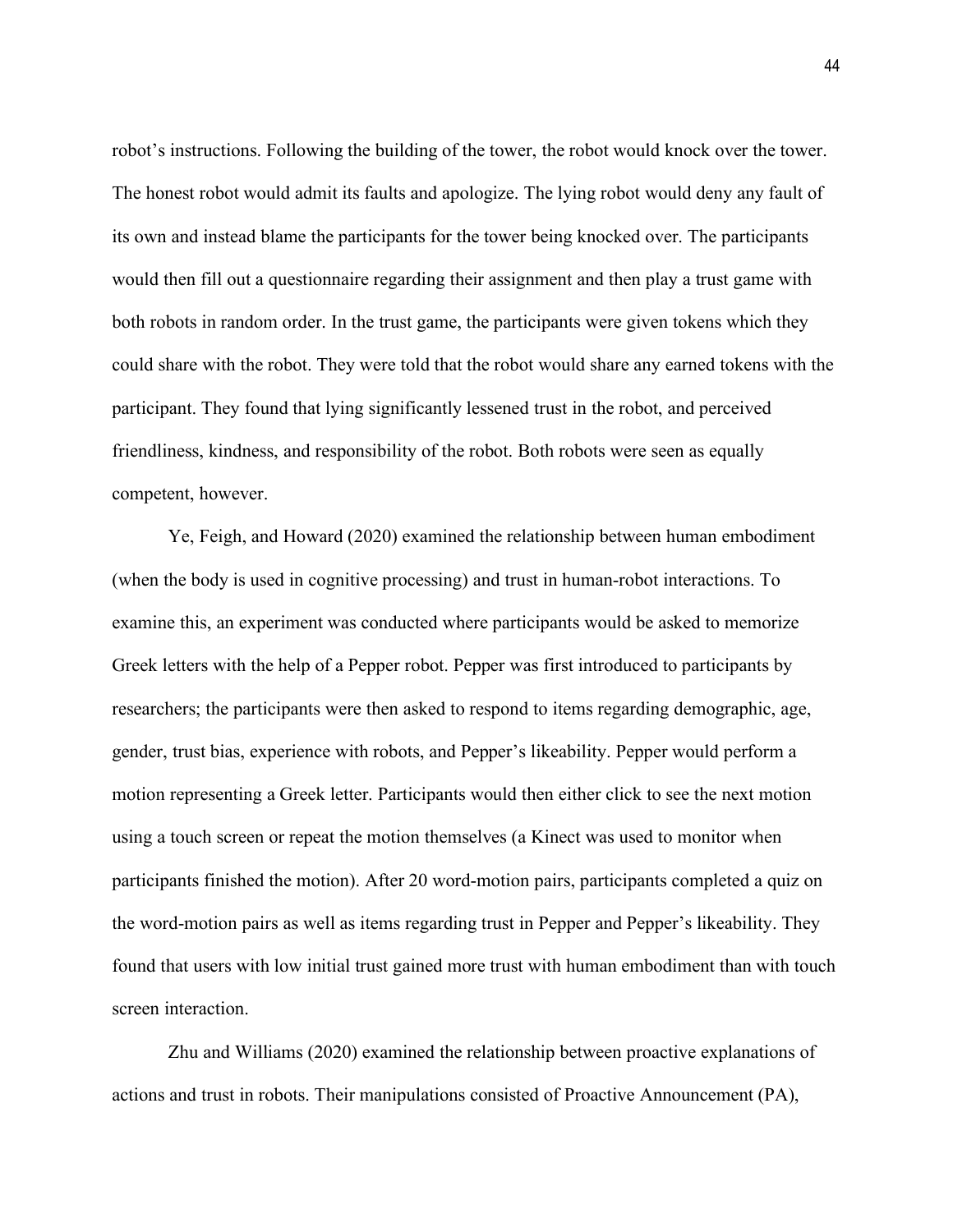robot's instructions. Following the building of the tower, the robot would knock over the tower. The honest robot would admit its faults and apologize. The lying robot would deny any fault of its own and instead blame the participants for the tower being knocked over. The participants would then fill out a questionnaire regarding their assignment and then play a trust game with both robots in random order. In the trust game, the participants were given tokens which they could share with the robot. They were told that the robot would share any earned tokens with the participant. They found that lying significantly lessened trust in the robot, and perceived friendliness, kindness, and responsibility of the robot. Both robots were seen as equally competent, however.

Ye, Feigh, and Howard (2020) examined the relationship between human embodiment (when the body is used in cognitive processing) and trust in human-robot interactions. To examine this, an experiment was conducted where participants would be asked to memorize Greek letters with the help of a Pepper robot. Pepper was first introduced to participants by researchers; the participants were then asked to respond to items regarding demographic, age, gender, trust bias, experience with robots, and Pepper's likeability. Pepper would perform a motion representing a Greek letter. Participants would then either click to see the next motion using a touch screen or repeat the motion themselves (a Kinect was used to monitor when participants finished the motion). After 20 word-motion pairs, participants completed a quiz on the word-motion pairs as well as items regarding trust in Pepper and Pepper's likeability. They found that users with low initial trust gained more trust with human embodiment than with touch screen interaction.

Zhu and Williams (2020) examined the relationship between proactive explanations of actions and trust in robots. Their manipulations consisted of Proactive Announcement (PA),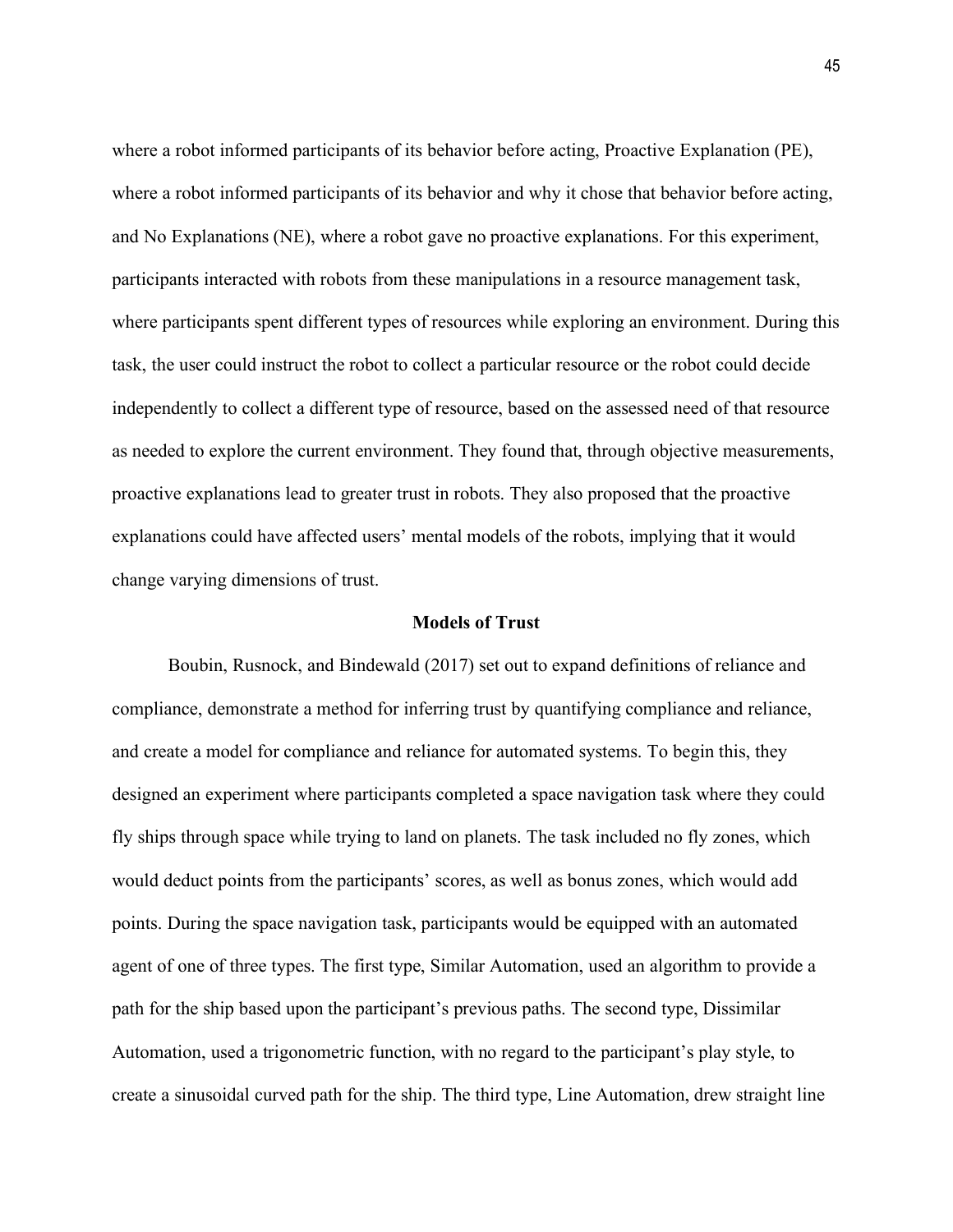where a robot informed participants of its behavior before acting, Proactive Explanation (PE), where a robot informed participants of its behavior and why it chose that behavior before acting, and No Explanations (NE), where a robot gave no proactive explanations. For this experiment, participants interacted with robots from these manipulations in a resource management task, where participants spent different types of resources while exploring an environment. During this task, the user could instruct the robot to collect a particular resource or the robot could decide independently to collect a different type of resource, based on the assessed need of that resource as needed to explore the current environment. They found that, through objective measurements, proactive explanations lead to greater trust in robots. They also proposed that the proactive explanations could have affected users' mental models of the robots, implying that it would change varying dimensions of trust.

## Models of Trust

Boubin, Rusnock, and Bindewald (2017) set out to expand definitions of reliance and compliance, demonstrate a method for inferring trust by quantifying compliance and reliance, and create a model for compliance and reliance for automated systems. To begin this, they designed an experiment where participants completed a space navigation task where they could fly ships through space while trying to land on planets. The task included no fly zones, which would deduct points from the participants' scores, as well as bonus zones, which would add points. During the space navigation task, participants would be equipped with an automated agent of one of three types. The first type, Similar Automation, used an algorithm to provide a path for the ship based upon the participant's previous paths. The second type, Dissimilar Automation, used a trigonometric function, with no regard to the participant's play style, to create a sinusoidal curved path for the ship. The third type, Line Automation, drew straight line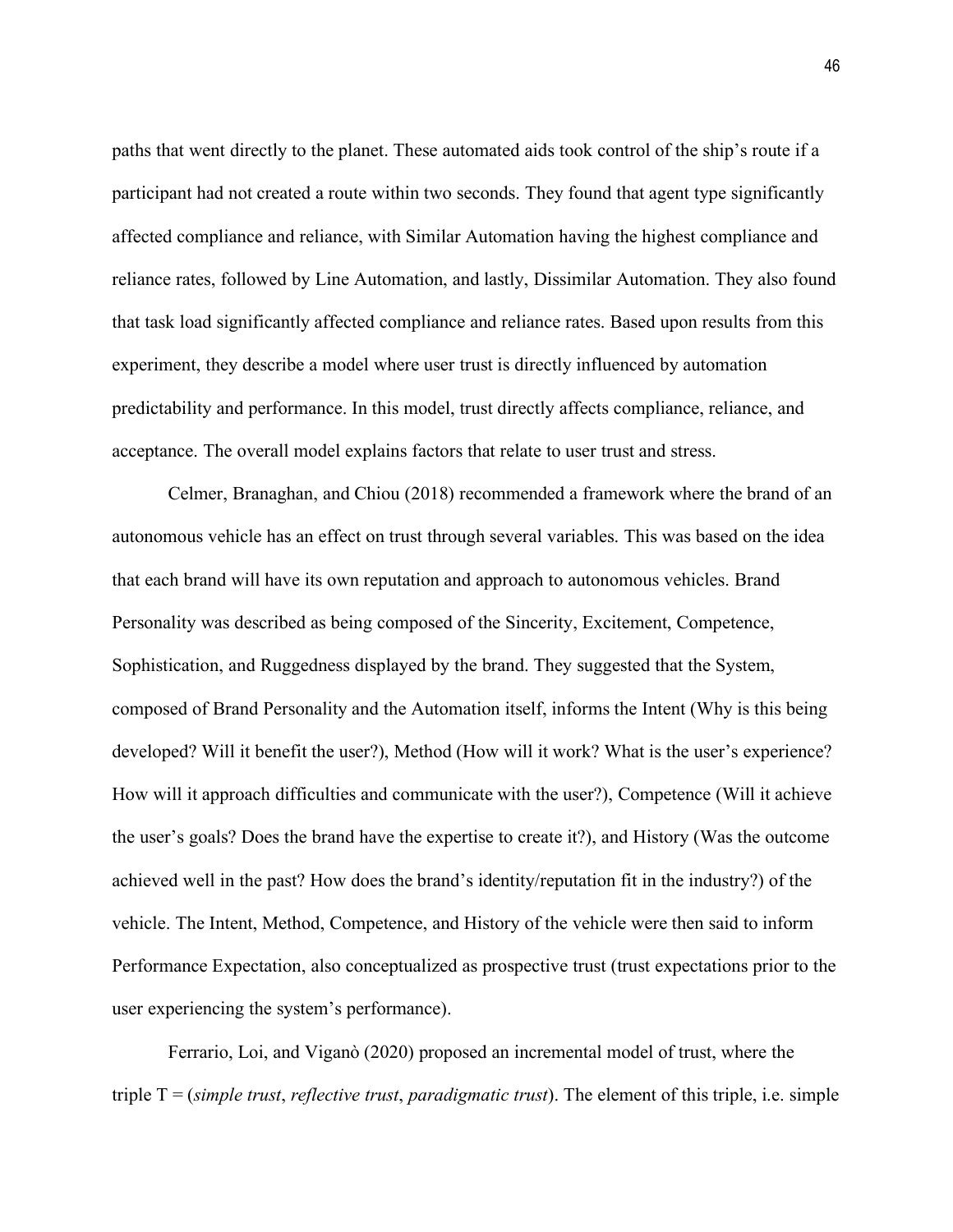paths that went directly to the planet. These automated aids took control of the ship's route if a participant had not created a route within two seconds. They found that agent type significantly affected compliance and reliance, with Similar Automation having the highest compliance and reliance rates, followed by Line Automation, and lastly, Dissimilar Automation. They also found that task load significantly affected compliance and reliance rates. Based upon results from this experiment, they describe a model where user trust is directly influenced by automation predictability and performance. In this model, trust directly affects compliance, reliance, and acceptance. The overall model explains factors that relate to user trust and stress.

Celmer, Branaghan, and Chiou (2018) recommended a framework where the brand of an autonomous vehicle has an effect on trust through several variables. This was based on the idea that each brand will have its own reputation and approach to autonomous vehicles. Brand Personality was described as being composed of the Sincerity, Excitement, Competence, Sophistication, and Ruggedness displayed by the brand. They suggested that the System, composed of Brand Personality and the Automation itself, informs the Intent (Why is this being developed? Will it benefit the user?), Method (How will it work? What is the user's experience? How will it approach difficulties and communicate with the user?), Competence (Will it achieve the user's goals? Does the brand have the expertise to create it?), and History (Was the outcome achieved well in the past? How does the brand's identity/reputation fit in the industry?) of the vehicle. The Intent, Method, Competence, and History of the vehicle were then said to inform Performance Expectation, also conceptualized as prospective trust (trust expectations prior to the user experiencing the system's performance).

Ferrario, Loi, and Viganò (2020) proposed an incremental model of trust, where the triple T = (*simple trust*, *reflective trust*, *paradigmatic trust*). The element of this triple, i.e. simple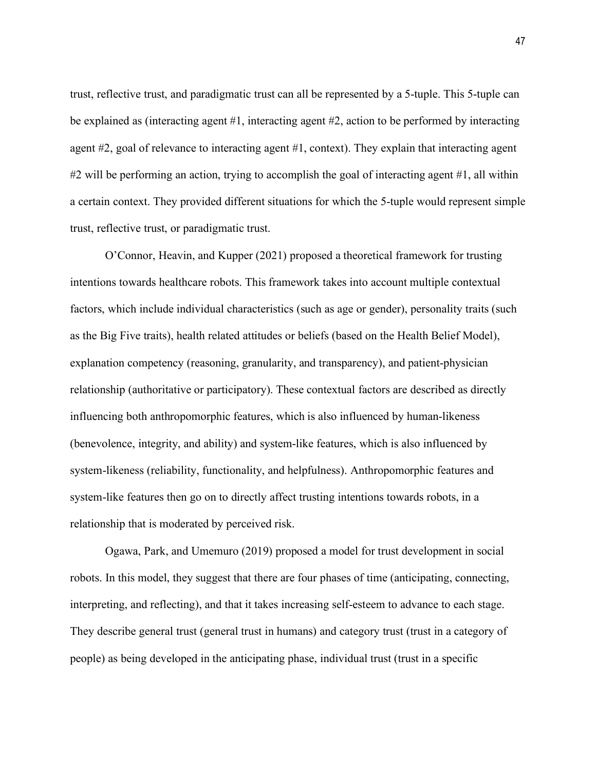trust, reflective trust, and paradigmatic trust can all be represented by a 5-tuple. This 5-tuple can be explained as (interacting agent #1, interacting agent #2, action to be performed by interacting agent #2, goal of relevance to interacting agent #1, context). They explain that interacting agent #2 will be performing an action, trying to accomplish the goal of interacting agent #1, all within a certain context. They provided different situations for which the 5-tuple would represent simple trust, reflective trust, or paradigmatic trust.

O'Connor, Heavin, and Kupper (2021) proposed a theoretical framework for trusting intentions towards healthcare robots. This framework takes into account multiple contextual factors, which include individual characteristics (such as age or gender), personality traits (such as the Big Five traits), health related attitudes or beliefs (based on the Health Belief Model), explanation competency (reasoning, granularity, and transparency), and patient-physician relationship (authoritative or participatory). These contextual factors are described as directly influencing both anthropomorphic features, which is also influenced by human-likeness (benevolence, integrity, and ability) and system-like features, which is also influenced by system-likeness (reliability, functionality, and helpfulness). Anthropomorphic features and system-like features then go on to directly affect trusting intentions towards robots, in a relationship that is moderated by perceived risk.

Ogawa, Park, and Umemuro (2019) proposed a model for trust development in social robots. In this model, they suggest that there are four phases of time (anticipating, connecting, interpreting, and reflecting), and that it takes increasing self-esteem to advance to each stage. They describe general trust (general trust in humans) and category trust (trust in a category of people) as being developed in the anticipating phase, individual trust (trust in a specific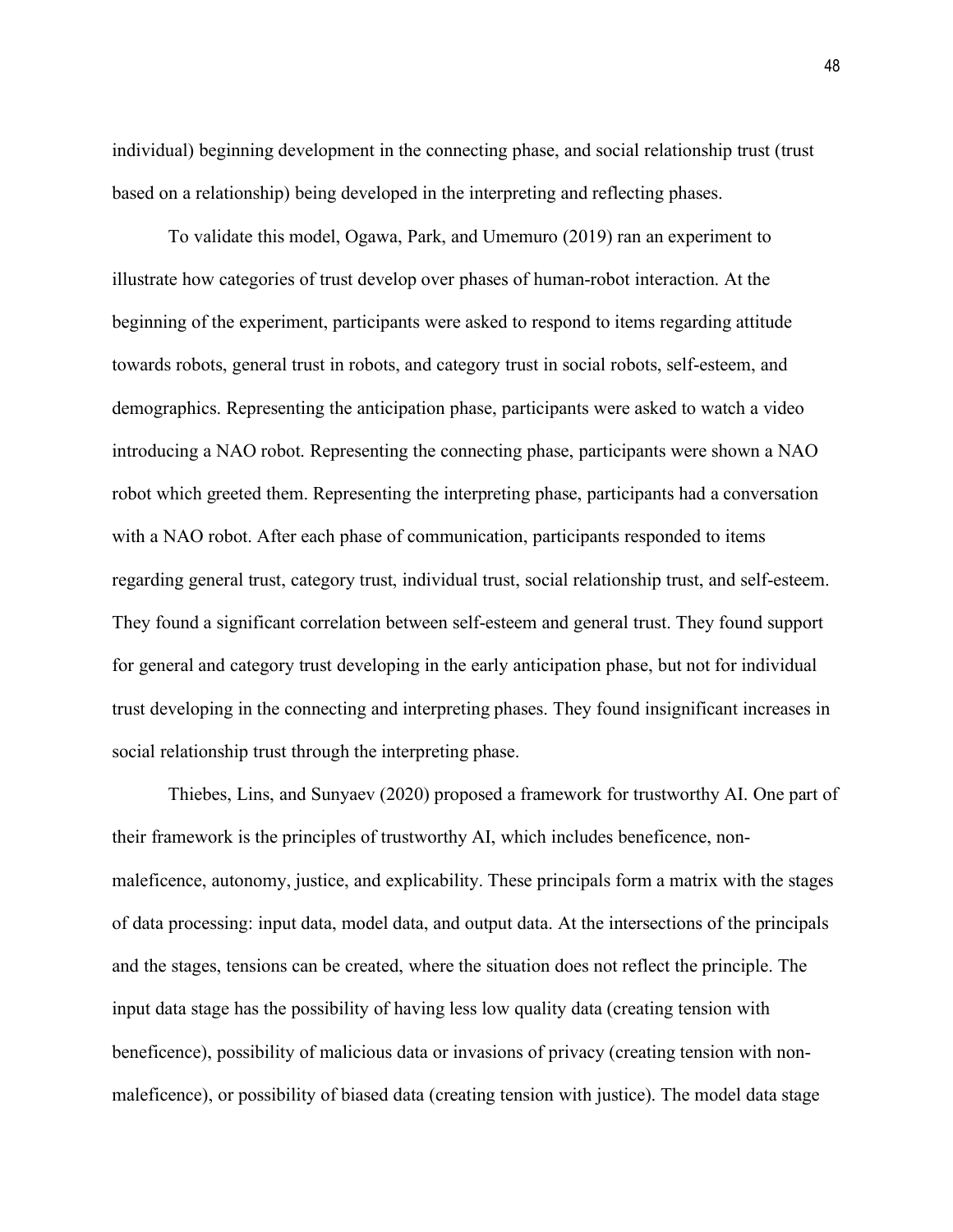individual) beginning development in the connecting phase, and social relationship trust (trust based on a relationship) being developed in the interpreting and reflecting phases.

To validate this model, Ogawa, Park, and Umemuro (2019) ran an experiment to illustrate how categories of trust develop over phases of human-robot interaction. At the beginning of the experiment, participants were asked to respond to items regarding attitude towards robots, general trust in robots, and category trust in social robots, self-esteem, and demographics. Representing the anticipation phase, participants were asked to watch a video introducing a NAO robot. Representing the connecting phase, participants were shown a NAO robot which greeted them. Representing the interpreting phase, participants had a conversation with a NAO robot. After each phase of communication, participants responded to items regarding general trust, category trust, individual trust, social relationship trust, and self-esteem. They found a significant correlation between self-esteem and general trust. They found support for general and category trust developing in the early anticipation phase, but not for individual trust developing in the connecting and interpreting phases. They found insignificant increases in social relationship trust through the interpreting phase.

Thiebes, Lins, and Sunyaev (2020) proposed a framework for trustworthy AI. One part of their framework is the principles of trustworthy AI, which includes beneficence, non-maleficence, autonomy, justice, and explicability. These principals form a matrix with the stages of data processing: input data, model data, and output data. At the intersections of the principals and the stages, tensions can be created, where the situation does not reflect the principle. The input data stage has the possibility of having less low quality data (creating tension with beneficence), possibility of malicious data or invasions of privacy (creating tension with non-maleficence), or possibility of biased data (creating tension with justice). The model data stage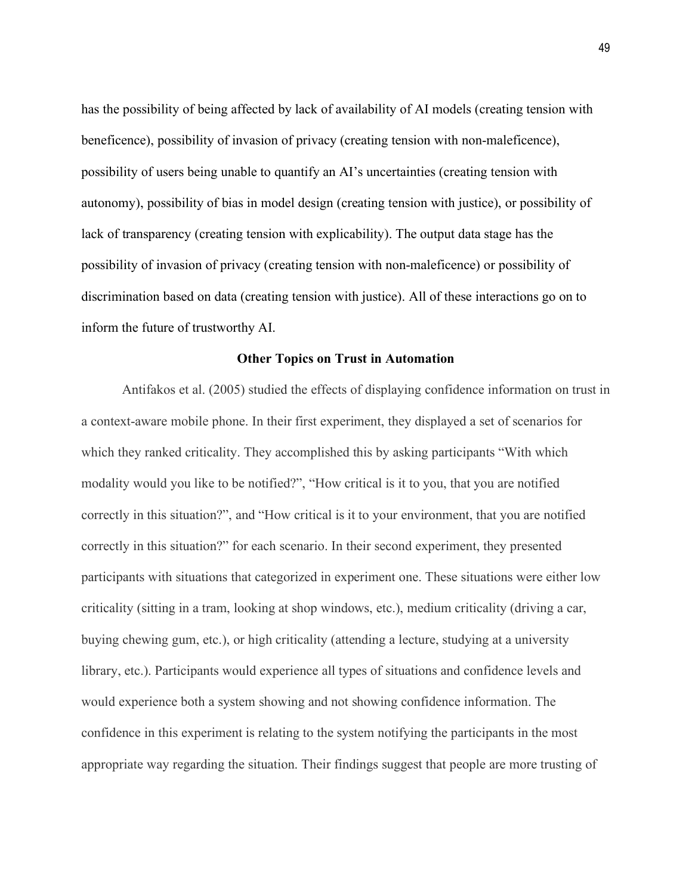has the possibility of being affected by lack of availability of AI models (creating tension with beneficence), possibility of invasion of privacy (creating tension with non-maleficence), possibility of users being unable to quantify an AI's uncertainties (creating tension with autonomy), possibility of bias in model design (creating tension with justice), or possibility of lack of transparency (creating tension with explicability). The output data stage has the possibility of invasion of privacy (creating tension with non-maleficence) or possibility of discrimination based on data (creating tension with justice). All of these interactions go on to inform the future of trustworthy AI.

## Other Topics on Trust in Automation

Antifakos et al. (2005) studied the effects of displaying confidence information on trust in a context-aware mobile phone. In their first experiment, they displayed a set of scenarios for which they ranked criticality. They accomplished this by asking participants "With which modality would you like to be notified?", "How critical is it to you, that you are notified correctly in this situation?", and "How critical is it to your environment, that you are notified correctly in this situation?" for each scenario. In their second experiment, they presented participants with situations that categorized in experiment one. These situations were either low criticality (sitting in a tram, looking at shop windows, etc.), medium criticality (driving a car, buying chewing gum, etc.), or high criticality (attending a lecture, studying at a university library, etc.). Participants would experience all types of situations and confidence levels and would experience both a system showing and not showing confidence information. The confidence in this experiment is relating to the system notifying the participants in the most appropriate way regarding the situation. Their findings suggest that people are more trusting of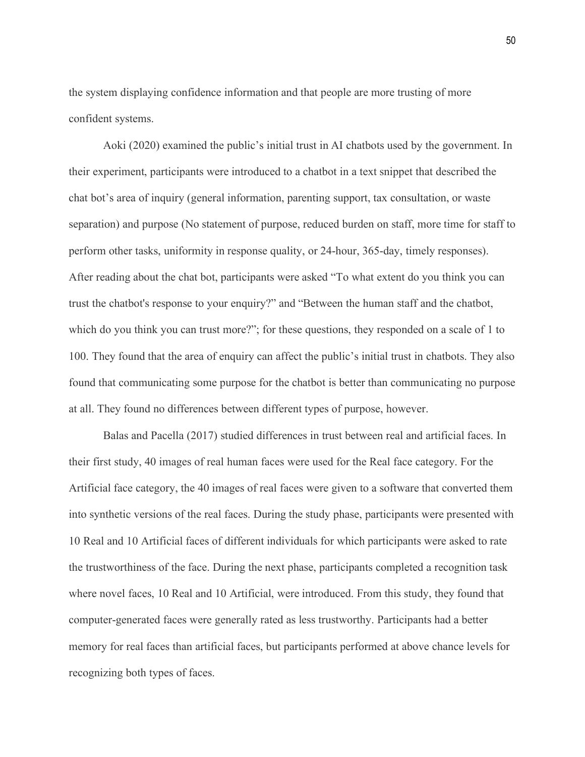the system displaying confidence information and that people are more trusting of more confident systems.

Aoki (2020) examined the public's initial trust in AI chatbots used by the government. In their experiment, participants were introduced to a chatbot in a text snippet that described the chat bot's area of inquiry (general information, parenting support, tax consultation, or waste separation) and purpose (No statement of purpose, reduced burden on staff, more time for staff to perform other tasks, uniformity in response quality, or 24-hour, 365-day, timely responses). After reading about the chat bot, participants were asked "To what extent do you think you can trust the chatbot's response to your enquiry?" and "Between the human staff and the chatbot, which do you think you can trust more?"; for these questions, they responded on a scale of 1 to 100. They found that the area of enquiry can affect the public's initial trust in chatbots. They also found that communicating some purpose for the chatbot is better than communicating no purpose at all. They found no differences between different types of purpose, however.

Balas and Pacella (2017) studied differences in trust between real and artificial faces. In their first study, 40 images of real human faces were used for the Real face category. For the Artificial face category, the 40 images of real faces were given to a software that converted them into synthetic versions of the real faces. During the study phase, participants were presented with 10 Real and 10 Artificial faces of different individuals for which participants were asked to rate the trustworthiness of the face. During the next phase, participants completed a recognition task where novel faces, 10 Real and 10 Artificial, were introduced. From this study, they found that computer-generated faces were generally rated as less trustworthy. Participants had a better memory for real faces than artificial faces, but participants performed at above chance levels for recognizing both types of faces.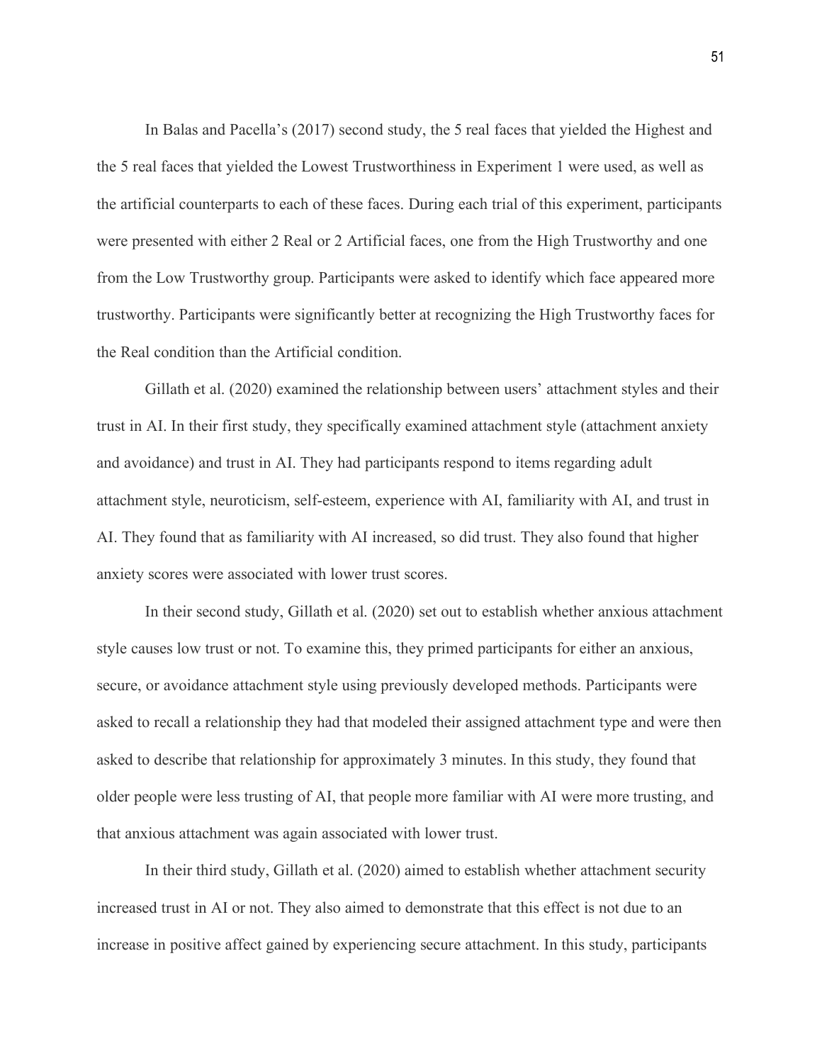In Balas and Pacella's (2017) second study, the 5 real faces that yielded the Highest and the 5 real faces that yielded the Lowest Trustworthiness in Experiment 1 were used, as well as the artificial counterparts to each of these faces. During each trial of this experiment, participants were presented with either 2 Real or 2 Artificial faces, one from the High Trustworthy and one from the Low Trustworthy group. Participants were asked to identify which face appeared more trustworthy. Participants were significantly better at recognizing the High Trustworthy faces for the Real condition than the Artificial condition.

Gillath et al. (2020) examined the relationship between users' attachment styles and their trust in AI. In their first study, they specifically examined attachment style (attachment anxiety and avoidance) and trust in AI. They had participants respond to items regarding adult attachment style, neuroticism, self-esteem, experience with AI, familiarity with AI, and trust in AI. They found that as familiarity with AI increased, so did trust. They also found that higher anxiety scores were associated with lower trust scores.

In their second study, Gillath et al. (2020) set out to establish whether anxious attachment style causes low trust or not. To examine this, they primed participants for either an anxious, secure, or avoidance attachment style using previously developed methods. Participants were asked to recall a relationship they had that modeled their assigned attachment type and were then asked to describe that relationship for approximately 3 minutes. In this study, they found that older people were less trusting of AI, that people more familiar with AI were more trusting, and that anxious attachment was again associated with lower trust.

In their third study, Gillath et al. (2020) aimed to establish whether attachment security increased trust in AI or not. They also aimed to demonstrate that this effect is not due to an increase in positive affect gained by experiencing secure attachment. In this study, participants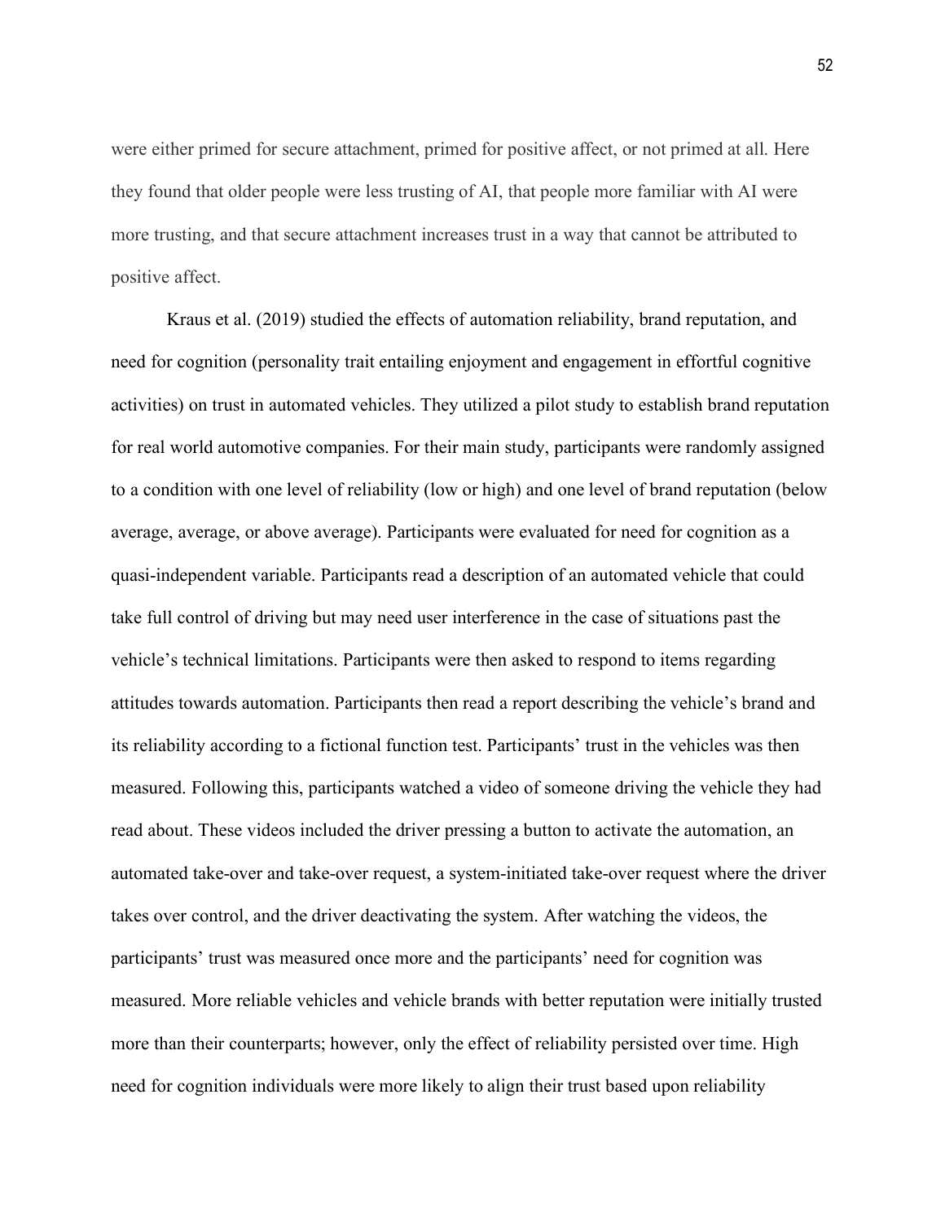were either primed for secure attachment, primed for positive affect, or not primed at all. Here they found that older people were less trusting of AI, that people more familiar with AI were more trusting, and that secure attachment increases trust in a way that cannot be attributed to positive affect.

Kraus et al. (2019) studied the effects of automation reliability, brand reputation, and need for cognition (personality trait entailing enjoyment and engagement in effortful cognitive activities) on trust in automated vehicles. They utilized a pilot study to establish brand reputation for real world automotive companies. For their main study, participants were randomly assigned to a condition with one level of reliability (low or high) and one level of brand reputation (below average, average, or above average). Participants were evaluated for need for cognition as a quasi-independent variable. Participants read a description of an automated vehicle that could take full control of driving but may need user interference in the case of situations past the vehicle's technical limitations. Participants were then asked to respond to items regarding attitudes towards automation. Participants then read a report describing the vehicle's brand and its reliability according to a fictional function test. Participants' trust in the vehicles was then measured. Following this, participants watched a video of someone driving the vehicle they had read about. These videos included the driver pressing a button to activate the automation, an automated take-over and take-over request, a system-initiated take-over request where the driver takes over control, and the driver deactivating the system. After watching the videos, the participants' trust was measured once more and the participants' need for cognition was measured. More reliable vehicles and vehicle brands with better reputation were initially trusted more than their counterparts; however, only the effect of reliability persisted over time. High need for cognition individuals were more likely to align their trust based upon reliability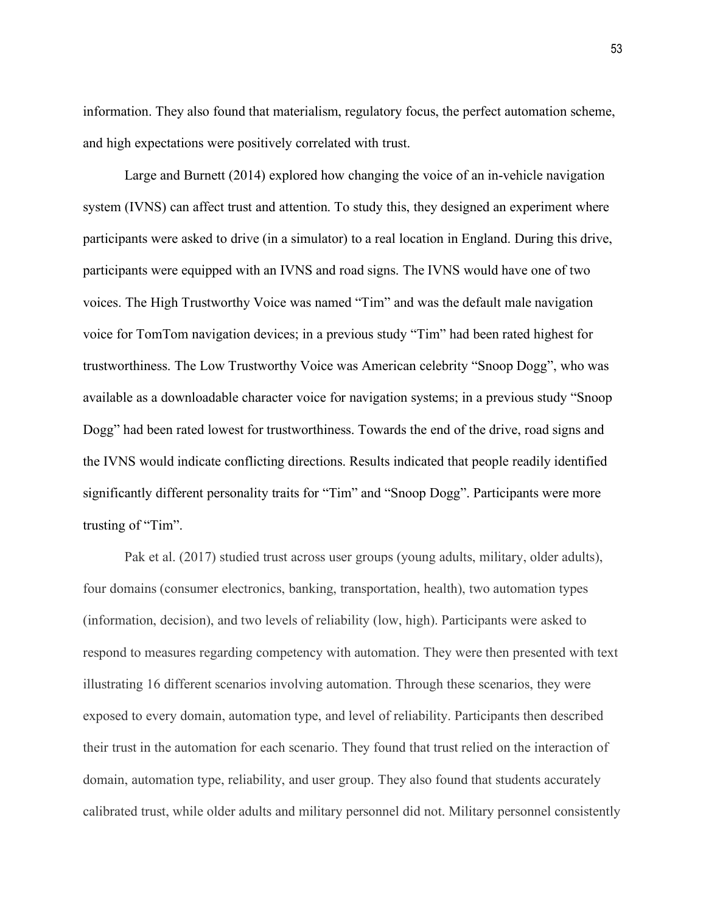information. They also found that materialism, regulatory focus, the perfect automation scheme, and high expectations were positively correlated with trust.

Large and Burnett (2014) explored how changing the voice of an in-vehicle navigation system (IVNS) can affect trust and attention. To study this, they designed an experiment where participants were asked to drive (in a simulator) to a real location in England. During this drive, participants were equipped with an IVNS and road signs. The IVNS would have one of two voices. The High Trustworthy Voice was named "Tim" and was the default male navigation voice for TomTom navigation devices; in a previous study "Tim" had been rated highest for trustworthiness. The Low Trustworthy Voice was American celebrity "Snoop Dogg", who was available as a downloadable character voice for navigation systems; in a previous study "Snoop Dogg" had been rated lowest for trustworthiness. Towards the end of the drive, road signs and the IVNS would indicate conflicting directions. Results indicated that people readily identified significantly different personality traits for "Tim" and "Snoop Dogg". Participants were more trusting of "Tim".

Pak et al. (2017) studied trust across user groups (young adults, military, older adults), four domains (consumer electronics, banking, transportation, health), two automation types (information, decision), and two levels of reliability (low, high). Participants were asked to respond to measures regarding competency with automation. They were then presented with text illustrating 16 different scenarios involving automation. Through these scenarios, they were exposed to every domain, automation type, and level of reliability. Participants then described their trust in the automation for each scenario. They found that trust relied on the interaction of domain, automation type, reliability, and user group. They also found that students accurately calibrated trust, while older adults and military personnel did not. Military personnel consistently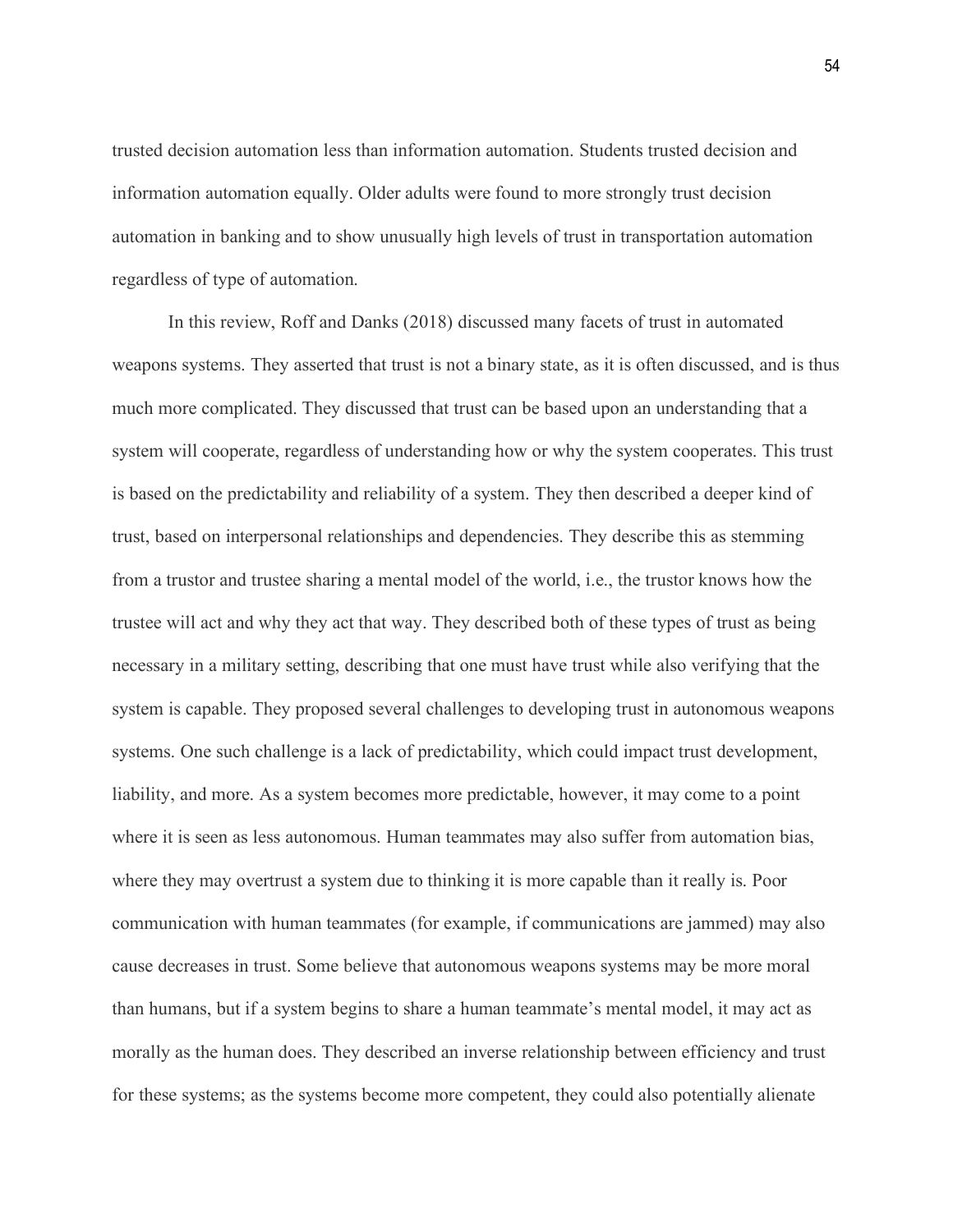trusted decision automation less than information automation. Students trusted decision and information automation equally. Older adults were found to more strongly trust decision automation in banking and to show unusually high levels of trust in transportation automation regardless of type of automation.

In this review, Roff and Danks (2018) discussed many facets of trust in automated weapons systems. They asserted that trust is not a binary state, as it is often discussed, and is thus much more complicated. They discussed that trust can be based upon an understanding that a system will cooperate, regardless of understanding how or why the system cooperates. This trust is based on the predictability and reliability of a system. They then described a deeper kind of trust, based on interpersonal relationships and dependencies. They describe this as stemming from a trustor and trustee sharing a mental model of the world, i.e., the trustor knows how the trustee will act and why they act that way. They described both of these types of trust as being necessary in a military setting, describing that one must have trust while also verifying that the system is capable. They proposed several challenges to developing trust in autonomous weapons systems. One such challenge is a lack of predictability, which could impact trust development, liability, and more. As a system becomes more predictable, however, it may come to a point where it is seen as less autonomous. Human teammates may also suffer from automation bias, where they may overtrust a system due to thinking it is more capable than it really is. Poor communication with human teammates (for example, if communications are jammed) may also cause decreases in trust. Some believe that autonomous weapons systems may be more moral than humans, but if a system begins to share a human teammate's mental model, it may act as morally as the human does. They described an inverse relationship between efficiency and trust for these systems; as the systems become more competent, they could also potentially alienate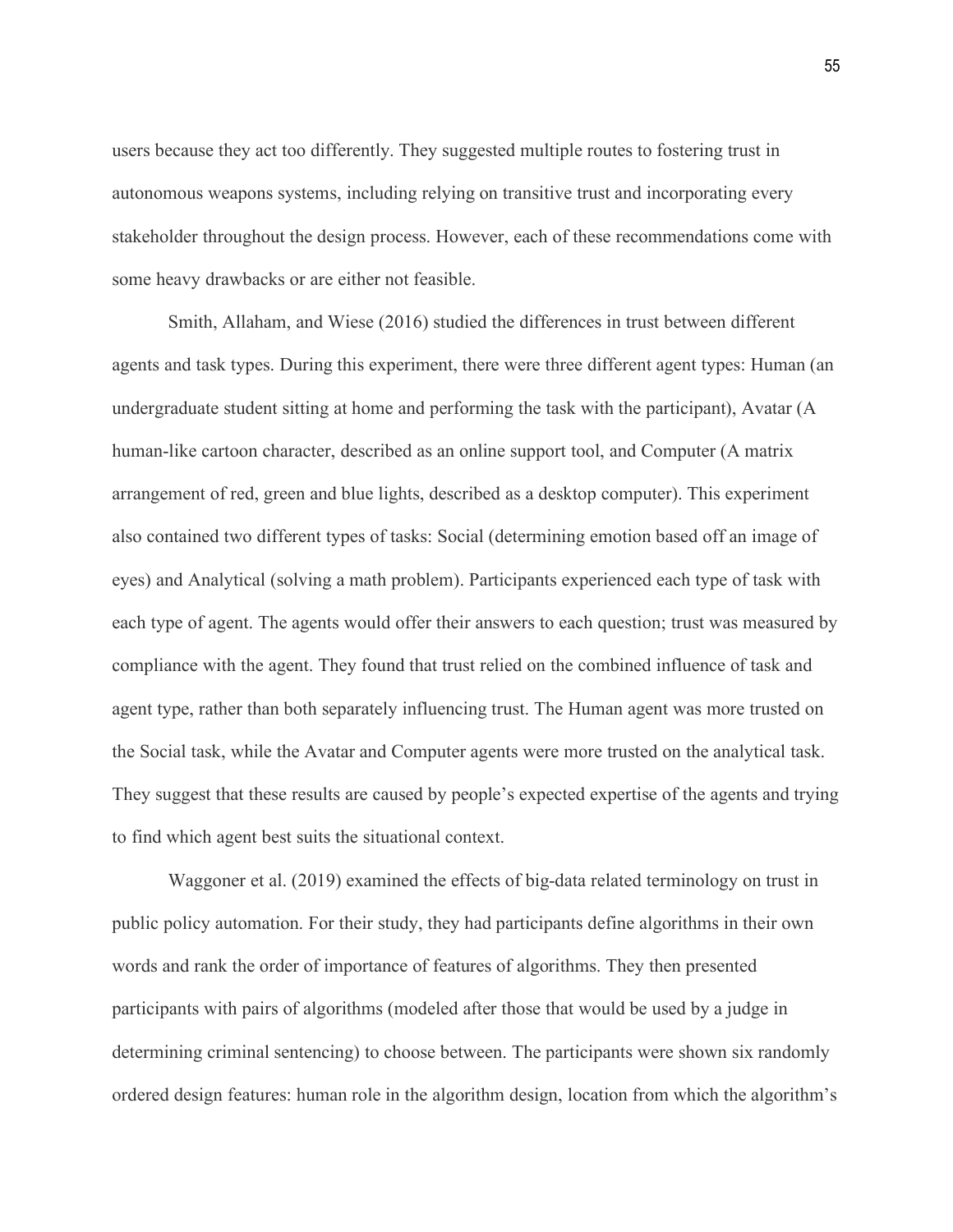users because they act too differently. They suggested multiple routes to fostering trust in autonomous weapons systems, including relying on transitive trust and incorporating every stakeholder throughout the design process. However, each of these recommendations come with some heavy drawbacks or are either not feasible.

Smith, Allaham, and Wiese (2016) studied the differences in trust between different agents and task types. During this experiment, there were three different agent types: Human (an undergraduate student sitting at home and performing the task with the participant), Avatar (A human-like cartoon character, described as an online support tool, and Computer (A matrix arrangement of red, green and blue lights, described as a desktop computer). This experiment also contained two different types of tasks: Social (determining emotion based off an image of eyes) and Analytical (solving a math problem). Participants experienced each type of task with each type of agent. The agents would offer their answers to each question; trust was measured by compliance with the agent. They found that trust relied on the combined influence of task and agent type, rather than both separately influencing trust. The Human agent was more trusted on the Social task, while the Avatar and Computer agents were more trusted on the analytical task. They suggest that these results are caused by people's expected expertise of the agents and trying to find which agent best suits the situational context.

Waggoner et al. (2019) examined the effects of big-data related terminology on trust in public policy automation. For their study, they had participants define algorithms in their own words and rank the order of importance of features of algorithms. They then presented participants with pairs of algorithms (modeled after those that would be used by a judge in determining criminal sentencing) to choose between. The participants were shown six randomly ordered design features: human role in the algorithm design, location from which the algorithm's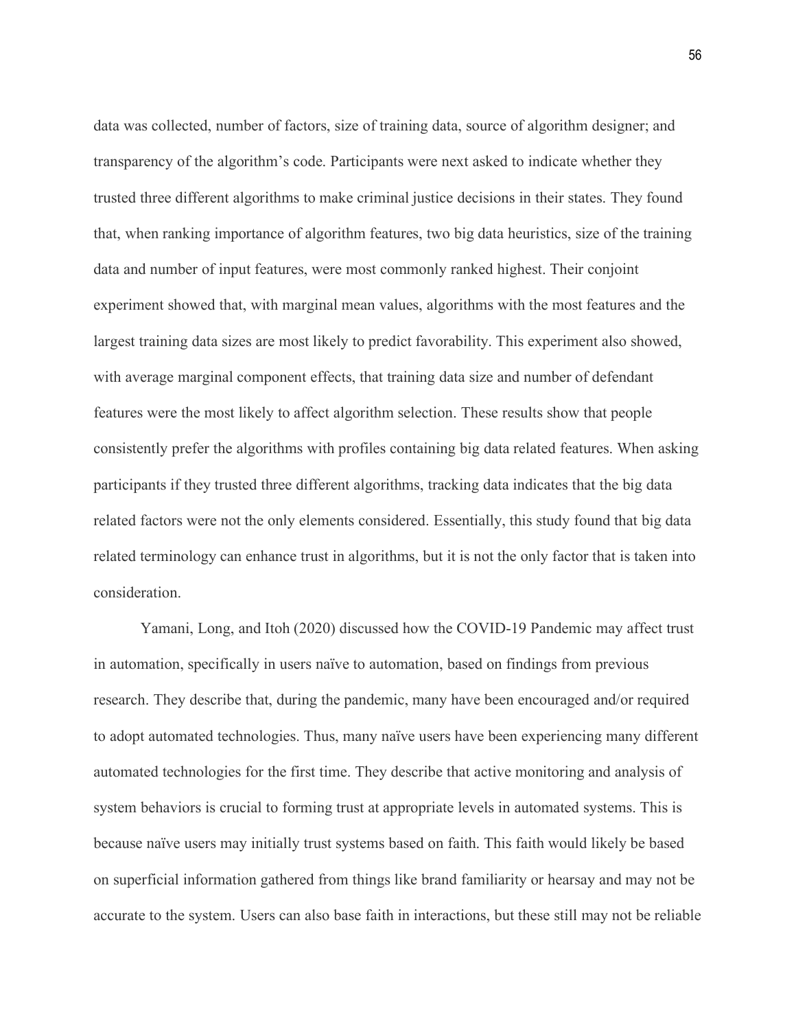data was collected, number of factors, size of training data, source of algorithm designer; and transparency of the algorithm's code. Participants were next asked to indicate whether they trusted three different algorithms to make criminal justice decisions in their states. They found that, when ranking importance of algorithm features, two big data heuristics, size of the training data and number of input features, were most commonly ranked highest. Their conjoint experiment showed that, with marginal mean values, algorithms with the most features and the largest training data sizes are most likely to predict favorability. This experiment also showed, with average marginal component effects, that training data size and number of defendant features were the most likely to affect algorithm selection. These results show that people consistently prefer the algorithms with profiles containing big data related features. When asking participants if they trusted three different algorithms, tracking data indicates that the big data related factors were not the only elements considered. Essentially, this study found that big data related terminology can enhance trust in algorithms, but it is not the only factor that is taken into consideration.

Yamani, Long, and Itoh (2020) discussed how the COVID-19 Pandemic may affect trust in automation, specifically in users naïve to automation, based on findings from previous research. They describe that, during the pandemic, many have been encouraged and/or required to adopt automated technologies. Thus, many naïve users have been experiencing many different automated technologies for the first time. They describe that active monitoring and analysis of system behaviors is crucial to forming trust at appropriate levels in automated systems. This is because naïve users may initially trust systems based on faith. This faith would likely be based on superficial information gathered from things like brand familiarity or hearsay and may not be accurate to the system. Users can also base faith in interactions, but these still may not be reliable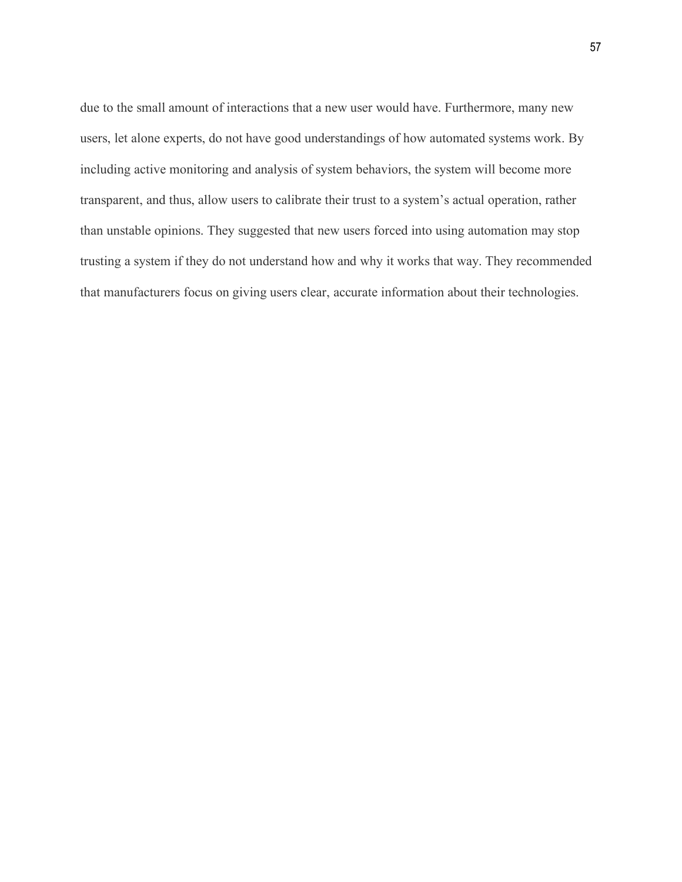due to the small amount of interactions that a new user would have. Furthermore, many new users, let alone experts, do not have good understandings of how automated systems work. By including active monitoring and analysis of system behaviors, the system will become more transparent, and thus, allow users to calibrate their trust to a system's actual operation, rather than unstable opinions. They suggested that new users forced into using automation may stop trusting a system if they do not understand how and why it works that way. They recommended that manufacturers focus on giving users clear, accurate information about their technologies.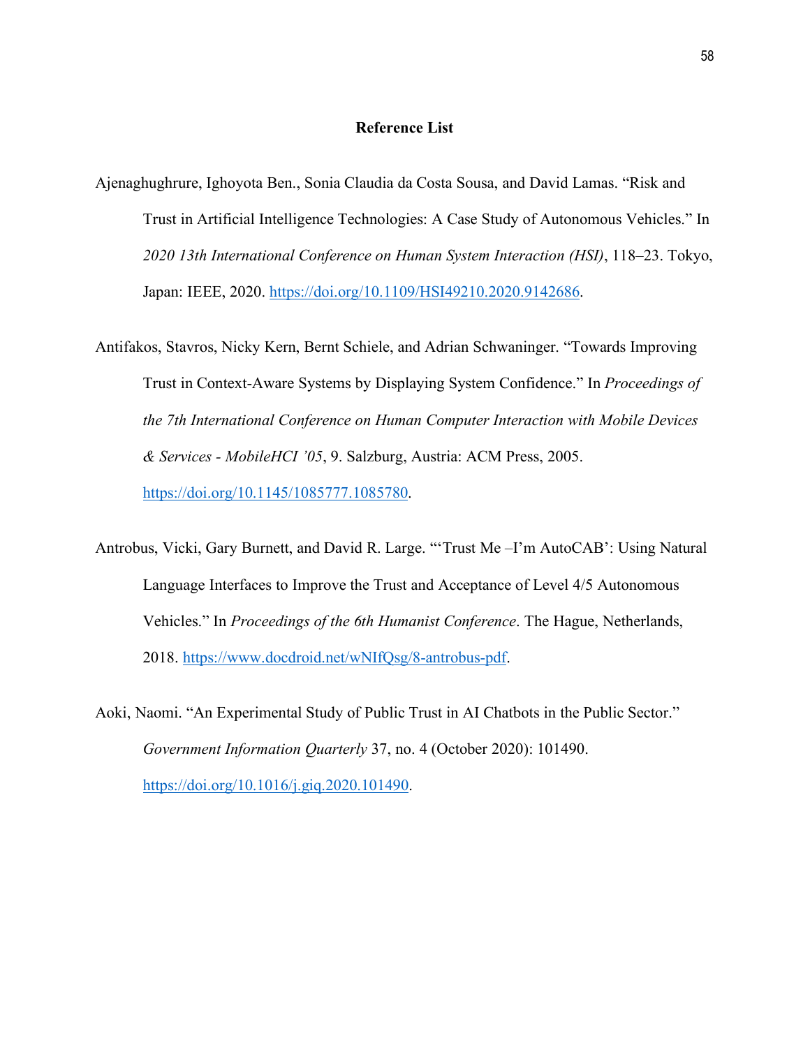# Reference List

Ajenaghughrure, Ighoyota Ben., Sonia Claudia da Costa Sousa, and David Lamas. "Risk and Trust in Artificial Intelligence Technologies: A Case Study of Autonomous Vehicles." In *2020 13th International Conference on Human System Interaction (HSI)*, 118–23. Tokyo, Japan: IEEE, 2020. https://doi.org/10.1109/HSI49210.2020.9142686.

Antifakos, Stavros, Nicky Kern, Bernt Schiele, and Adrian Schwaninger. "Towards Improving Trust in Context-Aware Systems by Displaying System Confidence." In *Proceedings of the 7th International Conference on Human Computer Interaction with Mobile Devices & Services - MobileHCI '05*, 9. Salzburg, Austria: ACM Press, 2005. https://doi.org/10.1145/1085777.1085780.

Antrobus, Vicki, Gary Burnett, and David R. Large. "'Trust Me –I'm AutoCAB': Using Natural Language Interfaces to Improve the Trust and Acceptance of Level 4/5 Autonomous Vehicles." In *Proceedings of the 6th Humanist Conference*. The Hague, Netherlands, 2018. https://www.docdroid.net/wNIfQsg/8-antrobus-pdf.

Aoki, Naomi. "An Experimental Study of Public Trust in AI Chatbots in the Public Sector." *Government Information Quarterly* 37, no. 4 (October 2020): 101490. https://doi.org/10.1016/j.giq.2020.101490.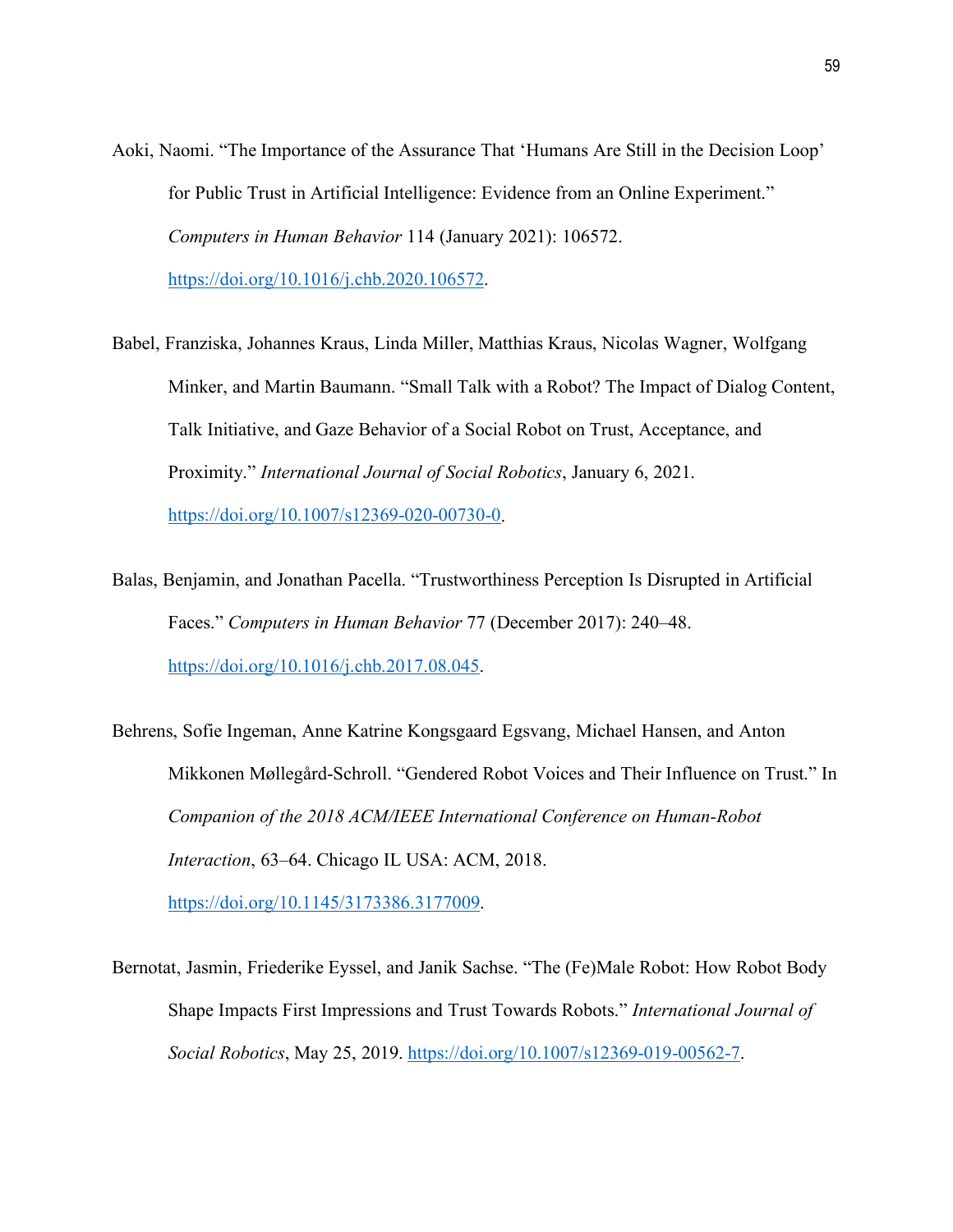Aoki, Naomi. "The Importance of the Assurance That 'Humans Are Still in the Decision Loop' for Public Trust in Artificial Intelligence: Evidence from an Online Experiment." *Computers in Human Behavior* 114 (January 2021): 106572. https://doi.org/10.1016/j.chb.2020.106572.

Babel, Franziska, Johannes Kraus, Linda Miller, Matthias Kraus, Nicolas Wagner, Wolfgang Minker, and Martin Baumann. "Small Talk with a Robot? The Impact of Dialog Content, Talk Initiative, and Gaze Behavior of a Social Robot on Trust, Acceptance, and Proximity." *International Journal of Social Robotics*, January 6, 2021. https://doi.org/10.1007/s12369-020-00730-0.

Balas, Benjamin, and Jonathan Pacella. "Trustworthiness Perception Is Disrupted in Artificial Faces." *Computers in Human Behavior* 77 (December 2017): 240–48. https://doi.org/10.1016/j.chb.2017.08.045.

Behrens, Sofie Ingeman, Anne Katrine Kongsgaard Egsvang, Michael Hansen, and Anton Mikkonen Møllegård-Schroll. "Gendered Robot Voices and Their Influence on Trust." In *Companion of the 2018 ACM/IEEE International Conference on Human-Robot Interaction*, 63–64. Chicago IL USA: ACM, 2018. https://doi.org/10.1145/3173386.3177009.

Bernotat, Jasmin, Friederike Eyssel, and Janik Sachse. "The (Fe)Male Robot: How Robot Body Shape Impacts First Impressions and Trust Towards Robots." *International Journal of Social Robotics*, May 25, 2019. https://doi.org/10.1007/s12369-019-00562-7.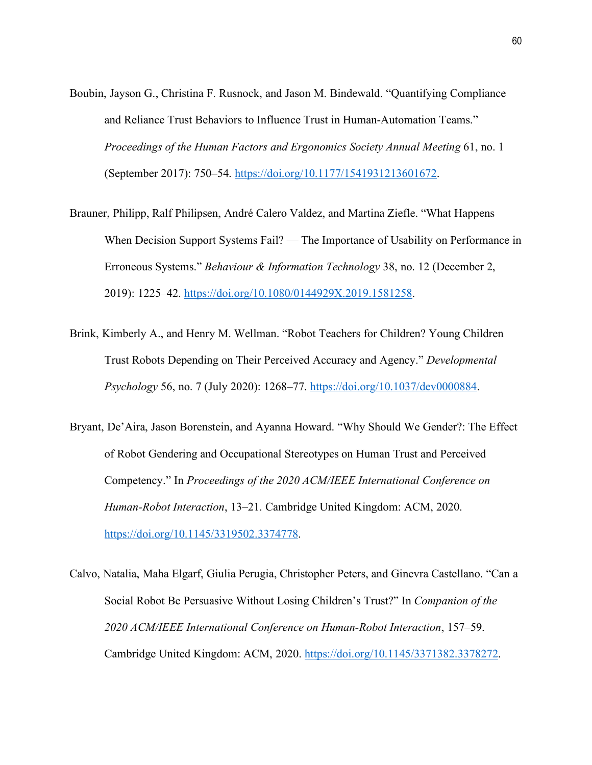Boubin, Jayson G., Christina F. Rusnock, and Jason M. Bindewald. “Quantifying Compliance and Reliance Trust Behaviors to Influence Trust in Human-Automation Teams.” *Proceedings of the Human Factors and Ergonomics Society Annual Meeting* 61, no. 1 (September 2017): 750–54. https://doi.org/10.1177/1541931213601672.

Brauner, Philipp, Ralf Philipsen, André Calero Valdez, and Martina Ziefle. “What Happens When Decision Support Systems Fail? — The Importance of Usability on Performance in Erroneous Systems.” *Behaviour & Information Technology* 38, no. 12 (December 2, 2019): 1225–42. https://doi.org/10.1080/0144929X.2019.1581258.

Brink, Kimberly A., and Henry M. Wellman. “Robot Teachers for Children? Young Children Trust Robots Depending on Their Perceived Accuracy and Agency.” *Developmental Psychology* 56, no. 7 (July 2020): 1268–77. https://doi.org/10.1037/dev0000884.

Bryant, De’Aira, Jason Borenstein, and Ayanna Howard. “Why Should We Gender?: The Effect of Robot Gendering and Occupational Stereotypes on Human Trust and Perceived Competency.” In *Proceedings of the 2020 ACM/IEEE International Conference on Human-Robot Interaction*, 13–21. Cambridge United Kingdom: ACM, 2020. https://doi.org/10.1145/3319502.3374778.

Calvo, Natalia, Maha Elgarf, Giulia Perugia, Christopher Peters, and Ginevra Castellano. “Can a Social Robot Be Persuasive Without Losing Children’s Trust?” In *Companion of the 2020 ACM/IEEE International Conference on Human-Robot Interaction*, 157–59. Cambridge United Kingdom: ACM, 2020. https://doi.org/10.1145/3371382.3378272.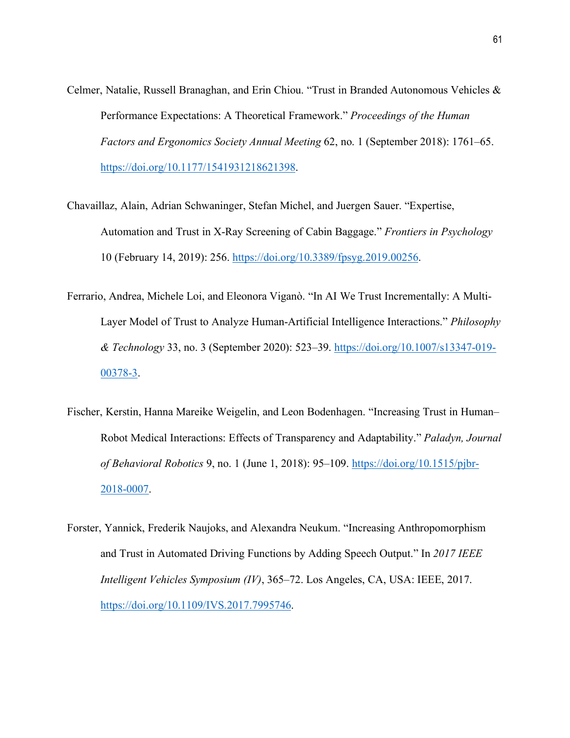Celmer, Natalie, Russell Branaghan, and Erin Chiou. “Trust in Branded Autonomous Vehicles & Performance Expectations: A Theoretical Framework.” *Proceedings of the Human Factors and Ergonomics Society Annual Meeting* 62, no. 1 (September 2018): 1761–65. https://doi.org/10.1177/1541931218621398.

Chavaillaz, Alain, Adrian Schwaninger, Stefan Michel, and Juergen Sauer. “Expertise, Automation and Trust in X-Ray Screening of Cabin Baggage.” *Frontiers in Psychology* 10 (February 14, 2019): 256. https://doi.org/10.3389/fpsyg.2019.00256.

Ferrario, Andrea, Michele Loi, and Eleonora Viganò. “In AI We Trust Incrementally: A Multi-Layer Model of Trust to Analyze Human-Artificial Intelligence Interactions.” *Philosophy & Technology* 33, no. 3 (September 2020): 523–39. https://doi.org/10.1007/s13347-019-00378-3.

Fischer, Kerstin, Hanna Mareike Weigelin, and Leon Bodenhagen. “Increasing Trust in Human–Robot Medical Interactions: Effects of Transparency and Adaptability.” *Paladyn, Journal of Behavioral Robotics* 9, no. 1 (June 1, 2018): 95–109. https://doi.org/10.1515/pjbr-2018-0007.

Forster, Yannick, Frederik Naujoks, and Alexandra Neukum. “Increasing Anthropomorphism and Trust in Automated Driving Functions by Adding Speech Output.” In *2017 IEEE Intelligent Vehicles Symposium (IV)*, 365–72. Los Angeles, CA, USA: IEEE, 2017. https://doi.org/10.1109/IVS.2017.7995746.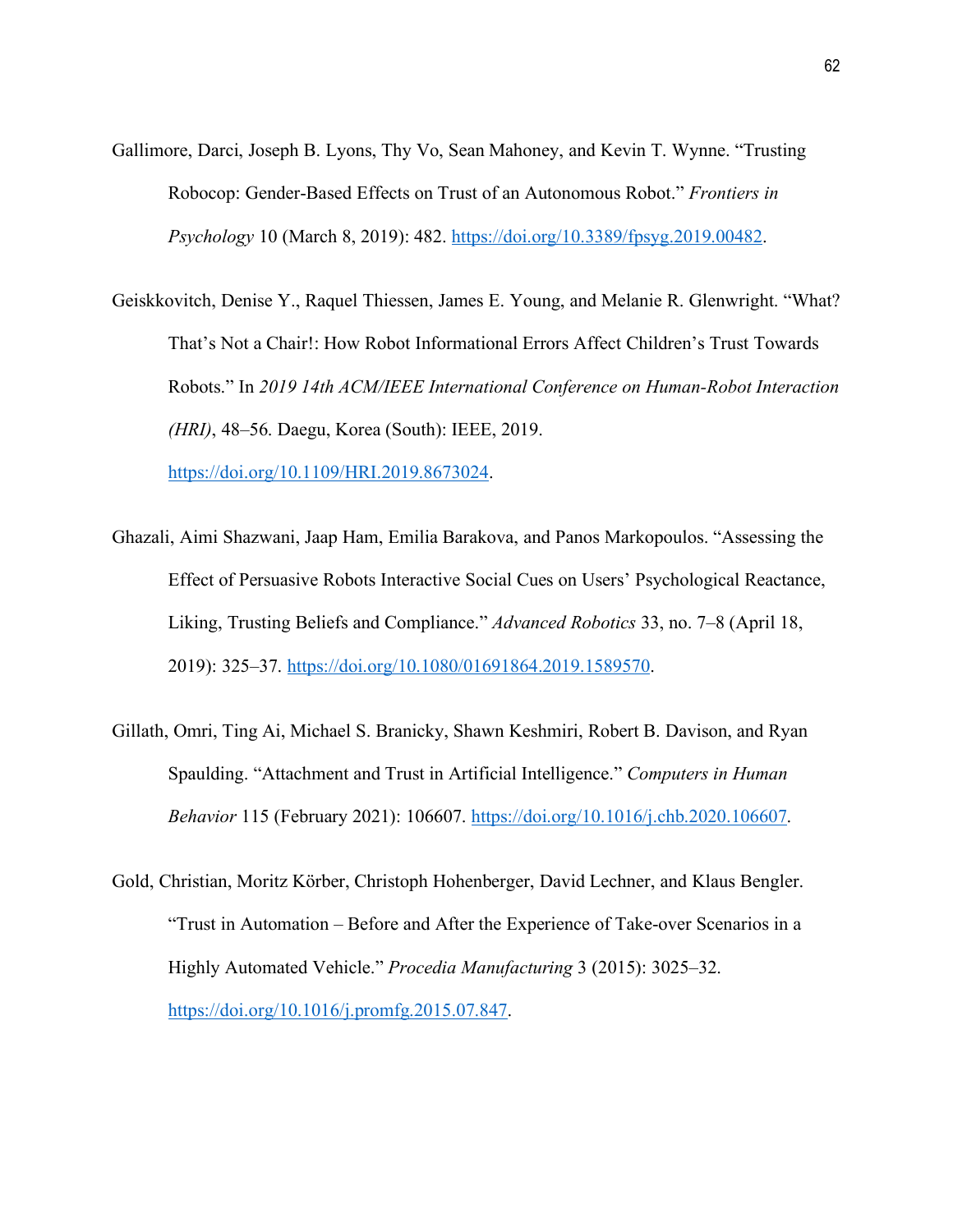Gallimore, Darci, Joseph B. Lyons, Thy Vo, Sean Mahoney, and Kevin T. Wynne. "Trusting Robocop: Gender-Based Effects on Trust of an Autonomous Robot." *Frontiers in Psychology* 10 (March 8, 2019): 482. https://doi.org/10.3389/fpsyg.2019.00482.

Geiskkovitch, Denise Y., Raquel Thiessen, James E. Young, and Melanie R. Glenwright. "What? That's Not a Chair!: How Robot Informational Errors Affect Children's Trust Towards Robots." In *2019 14th ACM/IEEE International Conference on Human-Robot Interaction (HRI)*, 48–56. Daegu, Korea (South): IEEE, 2019. https://doi.org/10.1109/HRI.2019.8673024.

Ghazali, Aimi Shazwani, Jaap Ham, Emilia Barakova, and Panos Markopoulos. "Assessing the Effect of Persuasive Robots Interactive Social Cues on Users' Psychological Reactance, Liking, Trusting Beliefs and Compliance." *Advanced Robotics* 33, no. 7–8 (April 18, 2019): 325–37. https://doi.org/10.1080/01691864.2019.1589570.

Gillath, Omri, Ting Ai, Michael S. Branicky, Shawn Keshmiri, Robert B. Davison, and Ryan Spaulding. "Attachment and Trust in Artificial Intelligence." *Computers in Human Behavior* 115 (February 2021): 106607. https://doi.org/10.1016/j.chb.2020.106607.

Gold, Christian, Moritz Körber, Christoph Hohenberger, David Lechner, and Klaus Bengler. "Trust in Automation – Before and After the Experience of Take-over Scenarios in a Highly Automated Vehicle." *Procedia Manufacturing* 3 (2015): 3025–32. https://doi.org/10.1016/j.promfg.2015.07.847.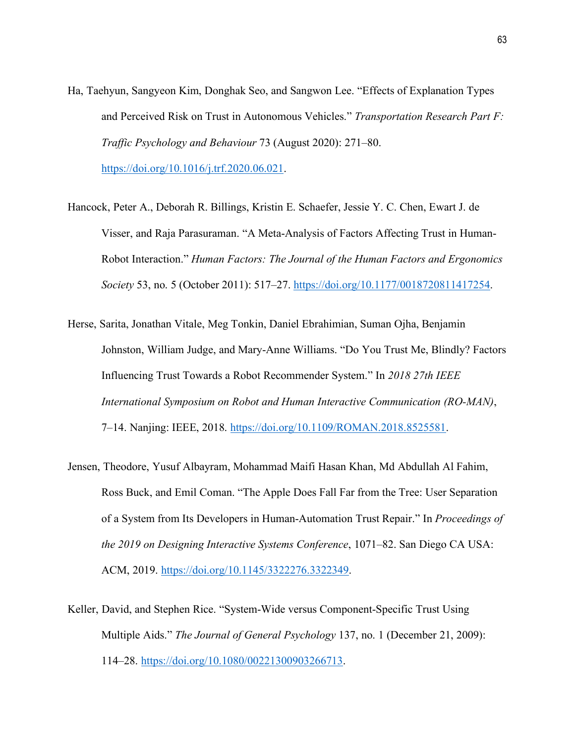Ha, Taehyun, Sangyeon Kim, Donghak Seo, and Sangwon Lee. "Effects of Explanation Types and Perceived Risk on Trust in Autonomous Vehicles." *Transportation Research Part F: Traffic Psychology and Behaviour* 73 (August 2020): 271–80. https://doi.org/10.1016/j.trf.2020.06.021.

Hancock, Peter A., Deborah R. Billings, Kristin E. Schaefer, Jessie Y. C. Chen, Ewart J. de Visser, and Raja Parasuraman. "A Meta-Analysis of Factors Affecting Trust in Human-Robot Interaction." *Human Factors: The Journal of the Human Factors and Ergonomics Society* 53, no. 5 (October 2011): 517–27. https://doi.org/10.1177/0018720811417254.

Herse, Sarita, Jonathan Vitale, Meg Tonkin, Daniel Ebrahimian, Suman Ojha, Benjamin Johnston, William Judge, and Mary-Anne Williams. "Do You Trust Me, Blindly? Factors Influencing Trust Towards a Robot Recommender System." In *2018 27th IEEE International Symposium on Robot and Human Interactive Communication (RO-MAN)*, 7–14. Nanjing: IEEE, 2018. https://doi.org/10.1109/ROMAN.2018.8525581.

Jensen, Theodore, Yusuf Albayram, Mohammad Maifi Hasan Khan, Md Abdullah Al Fahim, Ross Buck, and Emil Coman. "The Apple Does Fall Far from the Tree: User Separation of a System from Its Developers in Human-Automation Trust Repair." In *Proceedings of the 2019 on Designing Interactive Systems Conference*, 1071–82. San Diego CA USA: ACM, 2019. https://doi.org/10.1145/3322276.3322349.

Keller, David, and Stephen Rice. "System-Wide versus Component-Specific Trust Using Multiple Aids." *The Journal of General Psychology* 137, no. 1 (December 21, 2009): 114–28. https://doi.org/10.1080/00221300903266713.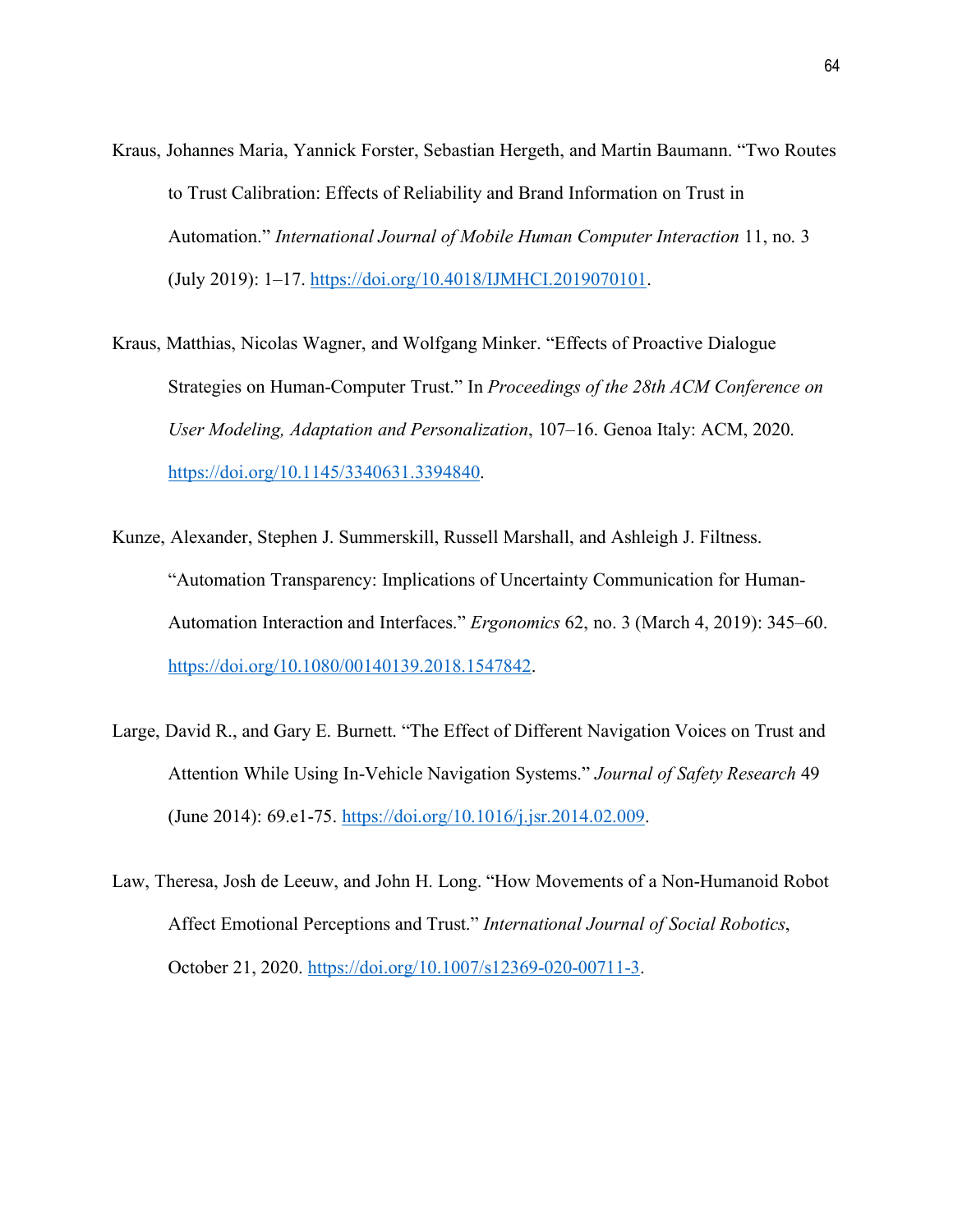Kraus, Johannes Maria, Yannick Forster, Sebastian Hergeth, and Martin Baumann. "Two Routes to Trust Calibration: Effects of Reliability and Brand Information on Trust in Automation." *International Journal of Mobile Human Computer Interaction* 11, no. 3 (July 2019): 1–17. https://doi.org/10.4018/IJMHCI.2019070101.

Kraus, Matthias, Nicolas Wagner, and Wolfgang Minker. "Effects of Proactive Dialogue Strategies on Human-Computer Trust." In *Proceedings of the 28th ACM Conference on User Modeling, Adaptation and Personalization*, 107–16. Genoa Italy: ACM, 2020. https://doi.org/10.1145/3340631.3394840.

Kunze, Alexander, Stephen J. Summerskill, Russell Marshall, and Ashleigh J. Filtness. "Automation Transparency: Implications of Uncertainty Communication for Human-Automation Interaction and Interfaces." *Ergonomics* 62, no. 3 (March 4, 2019): 345–60. https://doi.org/10.1080/00140139.2018.1547842.

Large, David R., and Gary E. Burnett. "The Effect of Different Navigation Voices on Trust and Attention While Using In-Vehicle Navigation Systems." *Journal of Safety Research* 49 (June 2014): 69.e1-75. https://doi.org/10.1016/j.jsr.2014.02.009.

Law, Theresa, Josh de Leeuw, and John H. Long. "How Movements of a Non-Humanoid Robot Affect Emotional Perceptions and Trust." *International Journal of Social Robotics*, October 21, 2020. https://doi.org/10.1007/s12369-020-00711-3.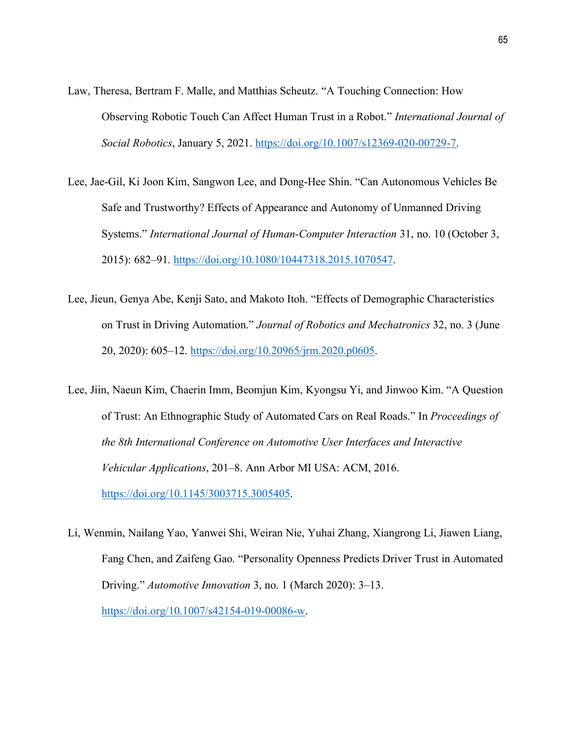Law, Theresa, Bertram F. Malle, and Matthias Scheutz. "A Touching Connection: How Observing Robotic Touch Can Affect Human Trust in a Robot." *International Journal of Social Robotics*, January 5, 2021. https://doi.org/10.1007/s12369-020-00729-7.

Lee, Jae-Gil, Ki Joon Kim, Sangwon Lee, and Dong-Hee Shin. "Can Autonomous Vehicles Be Safe and Trustworthy? Effects of Appearance and Autonomy of Unmanned Driving Systems." *International Journal of Human-Computer Interaction* 31, no. 10 (October 3, 2015): 682–91. https://doi.org/10.1080/10447318.2015.1070547.

Lee, Jieun, Genya Abe, Kenji Sato, and Makoto Itoh. "Effects of Demographic Characteristics on Trust in Driving Automation." *Journal of Robotics and Mechatronics* 32, no. 3 (June 20, 2020): 605–12. https://doi.org/10.20965/jrm.2020.p0605.

Lee, Jiin, Naeun Kim, Chaerin Imm, Beomjun Kim, Kyongsu Yi, and Jinwoo Kim. "A Question of Trust: An Ethnographic Study of Automated Cars on Real Roads." In *Proceedings of the 8th International Conference on Automotive User Interfaces and Interactive Vehicular Applications*, 201–8. Ann Arbor MI USA: ACM, 2016. https://doi.org/10.1145/3003715.3005405.

Li, Wenmin, Nailang Yao, Yanwei Shi, Weiran Nie, Yuhai Zhang, Xiangrong Li, Jiawen Liang, Fang Chen, and Zaifeng Gao. "Personality Openness Predicts Driver Trust in Automated Driving." *Automotive Innovation* 3, no. 1 (March 2020): 3–13. https://doi.org/10.1007/s42154-019-00086-w.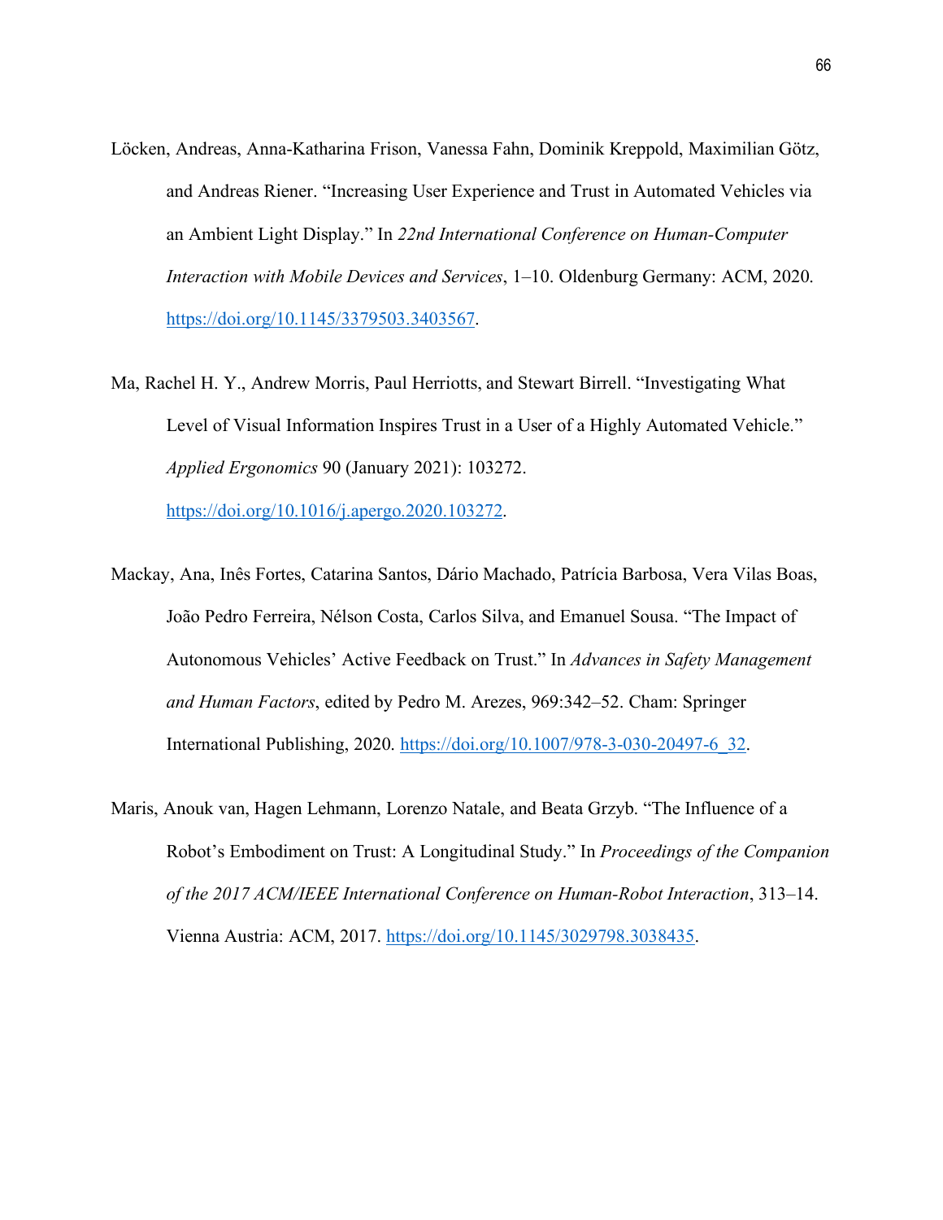Löcken, Andreas, Anna-Katharina Frison, Vanessa Fahn, Dominik Kreppold, Maximilian Götz, and Andreas Riener. "Increasing User Experience and Trust in Automated Vehicles via an Ambient Light Display." In *22nd International Conference on Human-Computer Interaction with Mobile Devices and Services*, 1–10. Oldenburg Germany: ACM, 2020. https://doi.org/10.1145/3379503.3403567.

Ma, Rachel H. Y., Andrew Morris, Paul Herriotts, and Stewart Birrell. "Investigating What Level of Visual Information Inspires Trust in a User of a Highly Automated Vehicle." *Applied Ergonomics* 90 (January 2021): 103272. https://doi.org/10.1016/j.apergo.2020.103272.

Mackay, Ana, Inês Fortes, Catarina Santos, Dário Machado, Patrícia Barbosa, Vera Vilas Boas, João Pedro Ferreira, Nélson Costa, Carlos Silva, and Emanuel Sousa. "The Impact of Autonomous Vehicles' Active Feedback on Trust." In *Advances in Safety Management and Human Factors*, edited by Pedro M. Arezes, 969:342–52. Cham: Springer International Publishing, 2020. https://doi.org/10.1007/978-3-030-20497-6_32.

Maris, Anouk van, Hagen Lehmann, Lorenzo Natale, and Beata Grzyb. "The Influence of a Robot's Embodiment on Trust: A Longitudinal Study." In *Proceedings of the Companion of the 2017 ACM/IEEE International Conference on Human-Robot Interaction*, 313–14. Vienna Austria: ACM, 2017. https://doi.org/10.1145/3029798.3038435.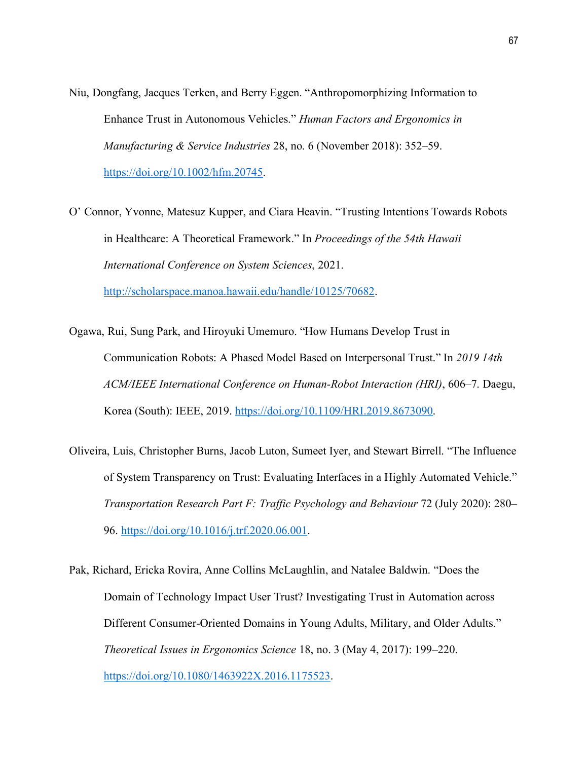Niu, Dongfang, Jacques Terken, and Berry Eggen. "Anthropomorphizing Information to Enhance Trust in Autonomous Vehicles." *Human Factors and Ergonomics in Manufacturing & Service Industries* 28, no. 6 (November 2018): 352–59. https://doi.org/10.1002/hfm.20745.

O' Connor, Yvonne, Matesuz Kupper, and Ciara Heavin. "Trusting Intentions Towards Robots in Healthcare: A Theoretical Framework." In *Proceedings of the 54th Hawaii International Conference on System Sciences*, 2021. http://scholarspace.manoa.hawaii.edu/handle/10125/70682.

Ogawa, Rui, Sung Park, and Hiroyuki Umemuro. "How Humans Develop Trust in Communication Robots: A Phased Model Based on Interpersonal Trust." In *2019 14th ACM/IEEE International Conference on Human-Robot Interaction (HRI)*, 606–7. Daegu, Korea (South): IEEE, 2019. https://doi.org/10.1109/HRI.2019.8673090.

Oliveira, Luis, Christopher Burns, Jacob Luton, Sumeet Iyer, and Stewart Birrell. "The Influence of System Transparency on Trust: Evaluating Interfaces in a Highly Automated Vehicle." *Transportation Research Part F: Traffic Psychology and Behaviour* 72 (July 2020): 280–96. https://doi.org/10.1016/j.trf.2020.06.001.

Pak, Richard, Ericka Rovira, Anne Collins McLaughlin, and Natalee Baldwin. "Does the Domain of Technology Impact User Trust? Investigating Trust in Automation across Different Consumer-Oriented Domains in Young Adults, Military, and Older Adults." *Theoretical Issues in Ergonomics Science* 18, no. 3 (May 4, 2017): 199–220. https://doi.org/10.1080/1463922X.2016.1175523.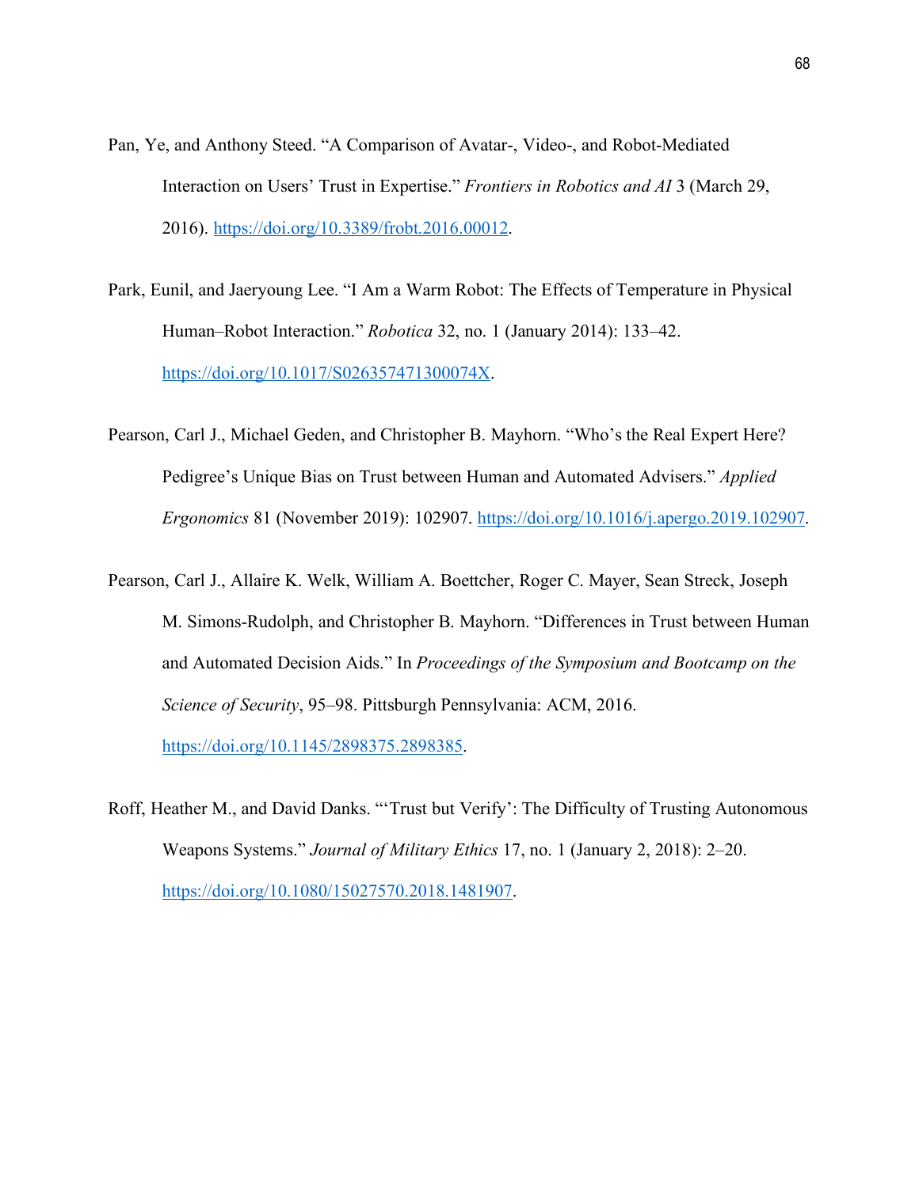Pan, Ye, and Anthony Steed. "A Comparison of Avatar-, Video-, and Robot-Mediated Interaction on Users' Trust in Expertise." *Frontiers in Robotics and AI* 3 (March 29, 2016). https://doi.org/10.3389/frobt.2016.00012.

Park, Eunil, and Jaeryoung Lee. "I Am a Warm Robot: The Effects of Temperature in Physical Human–Robot Interaction." *Robotica* 32, no. 1 (January 2014): 133–42. https://doi.org/10.1017/S026357471300074X.

Pearson, Carl J., Michael Geden, and Christopher B. Mayhorn. "Who's the Real Expert Here? Pedigree's Unique Bias on Trust between Human and Automated Advisers." *Applied Ergonomics* 81 (November 2019): 102907. https://doi.org/10.1016/j.apergo.2019.102907.

Pearson, Carl J., Allaire K. Welk, William A. Boettcher, Roger C. Mayer, Sean Streck, Joseph M. Simons-Rudolph, and Christopher B. Mayhorn. "Differences in Trust between Human and Automated Decision Aids." In *Proceedings of the Symposium and Bootcamp on the Science of Security*, 95–98. Pittsburgh Pennsylvania: ACM, 2016. https://doi.org/10.1145/2898375.2898385.

Roff, Heather M., and David Danks. "'Trust but Verify': The Difficulty of Trusting Autonomous Weapons Systems." *Journal of Military Ethics* 17, no. 1 (January 2, 2018): 2–20. https://doi.org/10.1080/15027570.2018.1481907.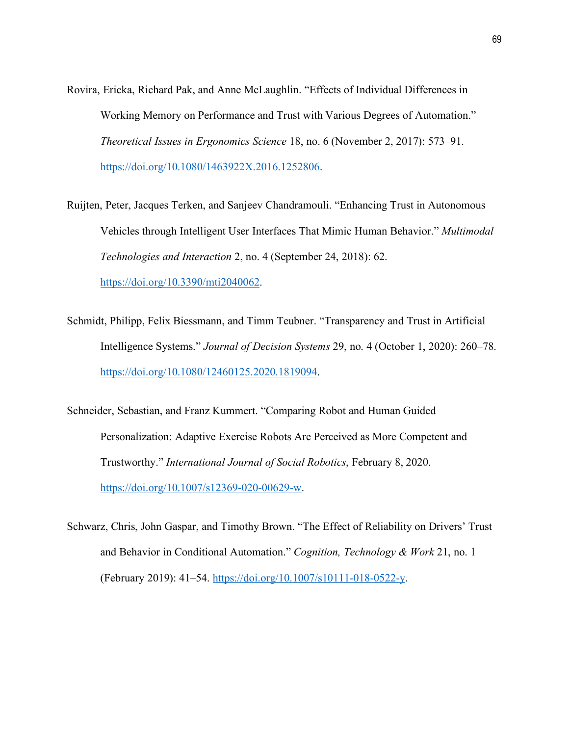Rovira, Ericka, Richard Pak, and Anne McLaughlin. "Effects of Individual Differences in Working Memory on Performance and Trust with Various Degrees of Automation." *Theoretical Issues in Ergonomics Science* 18, no. 6 (November 2, 2017): 573–91. https://doi.org/10.1080/1463922X.2016.1252806.

Ruijten, Peter, Jacques Terken, and Sanjeev Chandramouli. "Enhancing Trust in Autonomous Vehicles through Intelligent User Interfaces That Mimic Human Behavior." *Multimodal Technologies and Interaction* 2, no. 4 (September 24, 2018): 62. https://doi.org/10.3390/mti2040062.

Schmidt, Philipp, Felix Biessmann, and Timm Teubner. "Transparency and Trust in Artificial Intelligence Systems." *Journal of Decision Systems* 29, no. 4 (October 1, 2020): 260–78. https://doi.org/10.1080/12460125.2020.1819094.

Schneider, Sebastian, and Franz Kummert. "Comparing Robot and Human Guided Personalization: Adaptive Exercise Robots Are Perceived as More Competent and Trustworthy." *International Journal of Social Robotics*, February 8, 2020. https://doi.org/10.1007/s12369-020-00629-w.

Schwarz, Chris, John Gaspar, and Timothy Brown. "The Effect of Reliability on Drivers' Trust and Behavior in Conditional Automation." *Cognition, Technology & Work* 21, no. 1 (February 2019): 41–54. https://doi.org/10.1007/s10111-018-0522-y.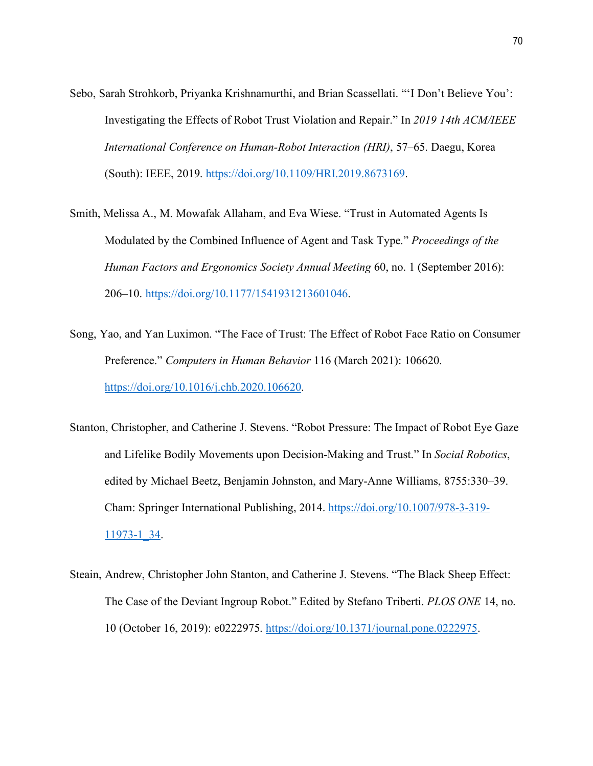Sebo, Sarah Strohkorb, Priyanka Krishnamurthi, and Brian Scassellati. "'I Don't Believe You': Investigating the Effects of Robot Trust Violation and Repair." In *2019 14th ACM/IEEE International Conference on Human-Robot Interaction (HRI)*, 57–65. Daegu, Korea (South): IEEE, 2019. https://doi.org/10.1109/HRI.2019.8673169.

Smith, Melissa A., M. Mowafak Allaham, and Eva Wiese. "Trust in Automated Agents Is Modulated by the Combined Influence of Agent and Task Type." *Proceedings of the Human Factors and Ergonomics Society Annual Meeting* 60, no. 1 (September 2016): 206–10. https://doi.org/10.1177/1541931213601046.

Song, Yao, and Yan Luximon. "The Face of Trust: The Effect of Robot Face Ratio on Consumer Preference." *Computers in Human Behavior* 116 (March 2021): 106620. https://doi.org/10.1016/j.chb.2020.106620.

Stanton, Christopher, and Catherine J. Stevens. "Robot Pressure: The Impact of Robot Eye Gaze and Lifelike Bodily Movements upon Decision-Making and Trust." In *Social Robotics*, edited by Michael Beetz, Benjamin Johnston, and Mary-Anne Williams, 8755:330–39. Cham: Springer International Publishing, 2014. https://doi.org/10.1007/978-3-319-11973-1_34.

Steain, Andrew, Christopher John Stanton, and Catherine J. Stevens. "The Black Sheep Effect: The Case of the Deviant Ingroup Robot." Edited by Stefano Triberti. *PLOS ONE* 14, no. 10 (October 16, 2019): e0222975. https://doi.org/10.1371/journal.pone.0222975.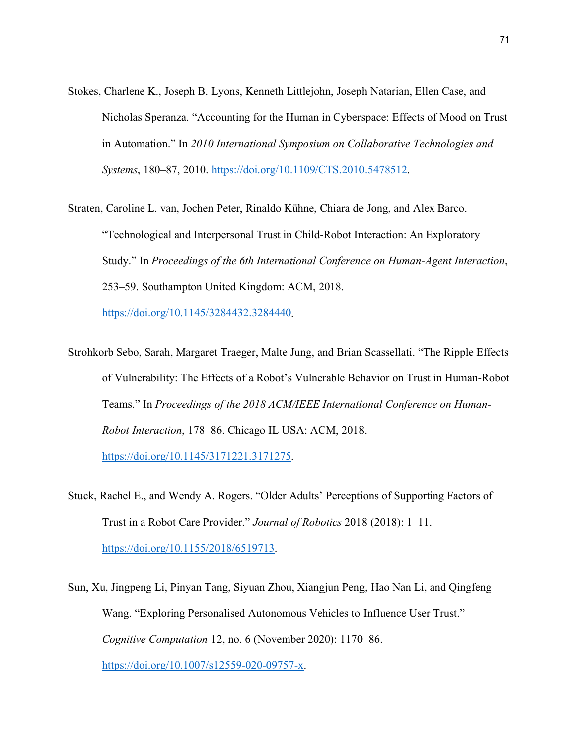Stokes, Charlene K., Joseph B. Lyons, Kenneth Littlejohn, Joseph Natarian, Ellen Case, and Nicholas Speranza. "Accounting for the Human in Cyberspace: Effects of Mood on Trust in Automation." In *2010 International Symposium on Collaborative Technologies and Systems*, 180–87, 2010. https://doi.org/10.1109/CTS.2010.5478512.

Straten, Caroline L. van, Jochen Peter, Rinaldo Kühne, Chiara de Jong, and Alex Barco. "Technological and Interpersonal Trust in Child-Robot Interaction: An Exploratory Study." In *Proceedings of the 6th International Conference on Human-Agent Interaction*, 253–59. Southampton United Kingdom: ACM, 2018. https://doi.org/10.1145/3284432.3284440.

Strohkorb Sebo, Sarah, Margaret Traeger, Malte Jung, and Brian Scassellati. "The Ripple Effects of Vulnerability: The Effects of a Robot's Vulnerable Behavior on Trust in Human-Robot Teams." In *Proceedings of the 2018 ACM/IEEE International Conference on Human-Robot Interaction*, 178–86. Chicago IL USA: ACM, 2018. https://doi.org/10.1145/3171221.3171275.

Stuck, Rachel E., and Wendy A. Rogers. "Older Adults' Perceptions of Supporting Factors of Trust in a Robot Care Provider." *Journal of Robotics* 2018 (2018): 1–11. https://doi.org/10.1155/2018/6519713.

Sun, Xu, Jingpeng Li, Pinyan Tang, Siyuan Zhou, Xiangjun Peng, Hao Nan Li, and Qingfeng Wang. "Exploring Personalised Autonomous Vehicles to Influence User Trust." *Cognitive Computation* 12, no. 6 (November 2020): 1170–86. https://doi.org/10.1007/s12559-020-09757-x.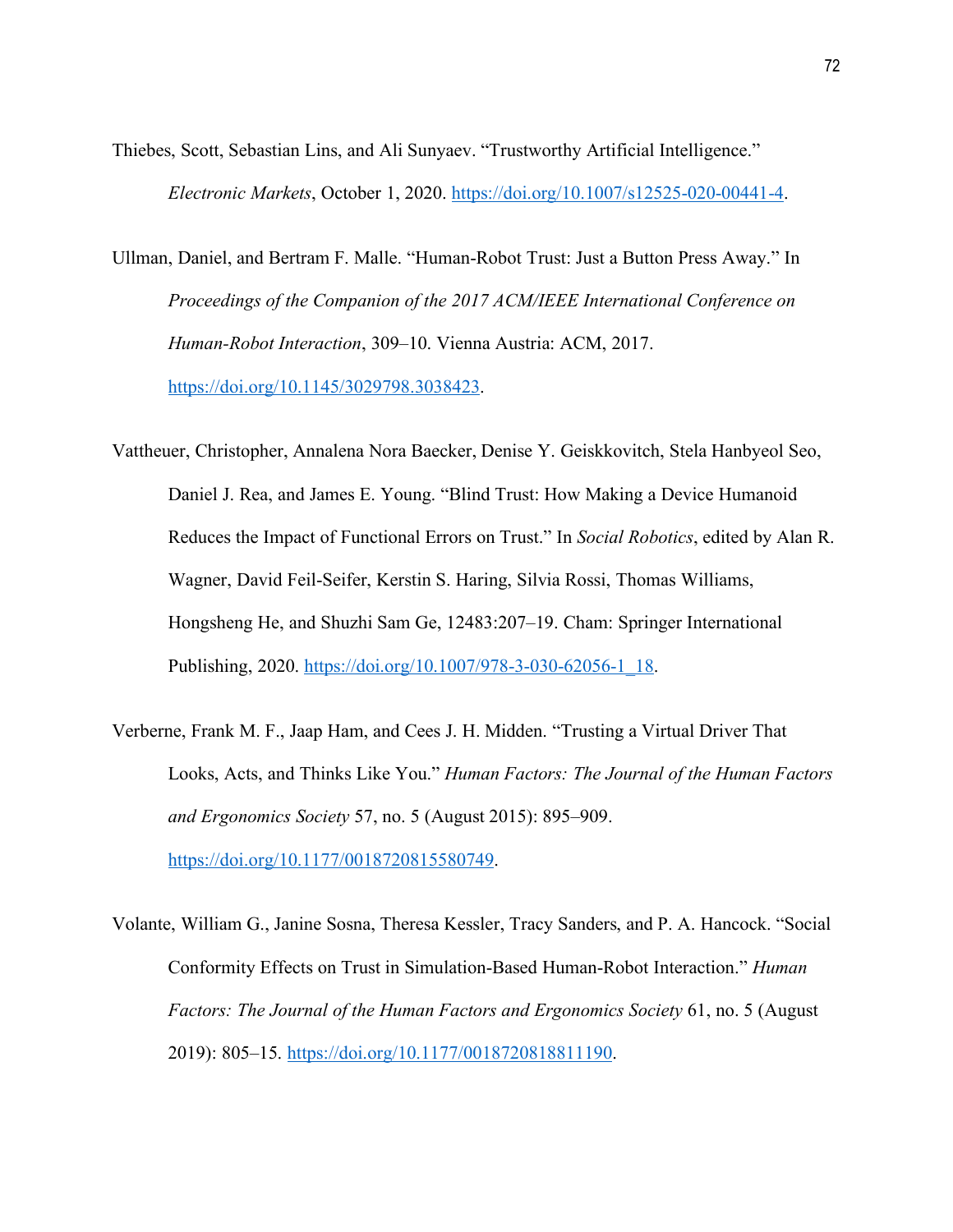Thiebes, Scott, Sebastian Lins, and Ali Sunyaev. "Trustworthy Artificial Intelligence." *Electronic Markets*, October 1, 2020. https://doi.org/10.1007/s12525-020-00441-4.

Ullman, Daniel, and Bertram F. Malle. "Human-Robot Trust: Just a Button Press Away." In *Proceedings of the Companion of the 2017 ACM/IEEE International Conference on Human-Robot Interaction*, 309–10. Vienna Austria: ACM, 2017. https://doi.org/10.1145/3029798.3038423.

Vattheuer, Christopher, Annalena Nora Baecker, Denise Y. Geiskkovitch, Stela Hanbyeol Seo, Daniel J. Rea, and James E. Young. "Blind Trust: How Making a Device Humanoid Reduces the Impact of Functional Errors on Trust." In *Social Robotics*, edited by Alan R. Wagner, David Feil-Seifer, Kerstin S. Haring, Silvia Rossi, Thomas Williams, Hongsheng He, and Shuzhi Sam Ge, 12483:207–19. Cham: Springer International Publishing, 2020. https://doi.org/10.1007/978-3-030-62056-1_18.

Verberne, Frank M. F., Jaap Ham, and Cees J. H. Midden. "Trusting a Virtual Driver That Looks, Acts, and Thinks Like You." *Human Factors: The Journal of the Human Factors and Ergonomics Society* 57, no. 5 (August 2015): 895–909. https://doi.org/10.1177/0018720815580749.

Volante, William G., Janine Sosna, Theresa Kessler, Tracy Sanders, and P. A. Hancock. "Social Conformity Effects on Trust in Simulation-Based Human-Robot Interaction." *Human Factors: The Journal of the Human Factors and Ergonomics Society* 61, no. 5 (August 2019): 805–15. https://doi.org/10.1177/0018720818811190.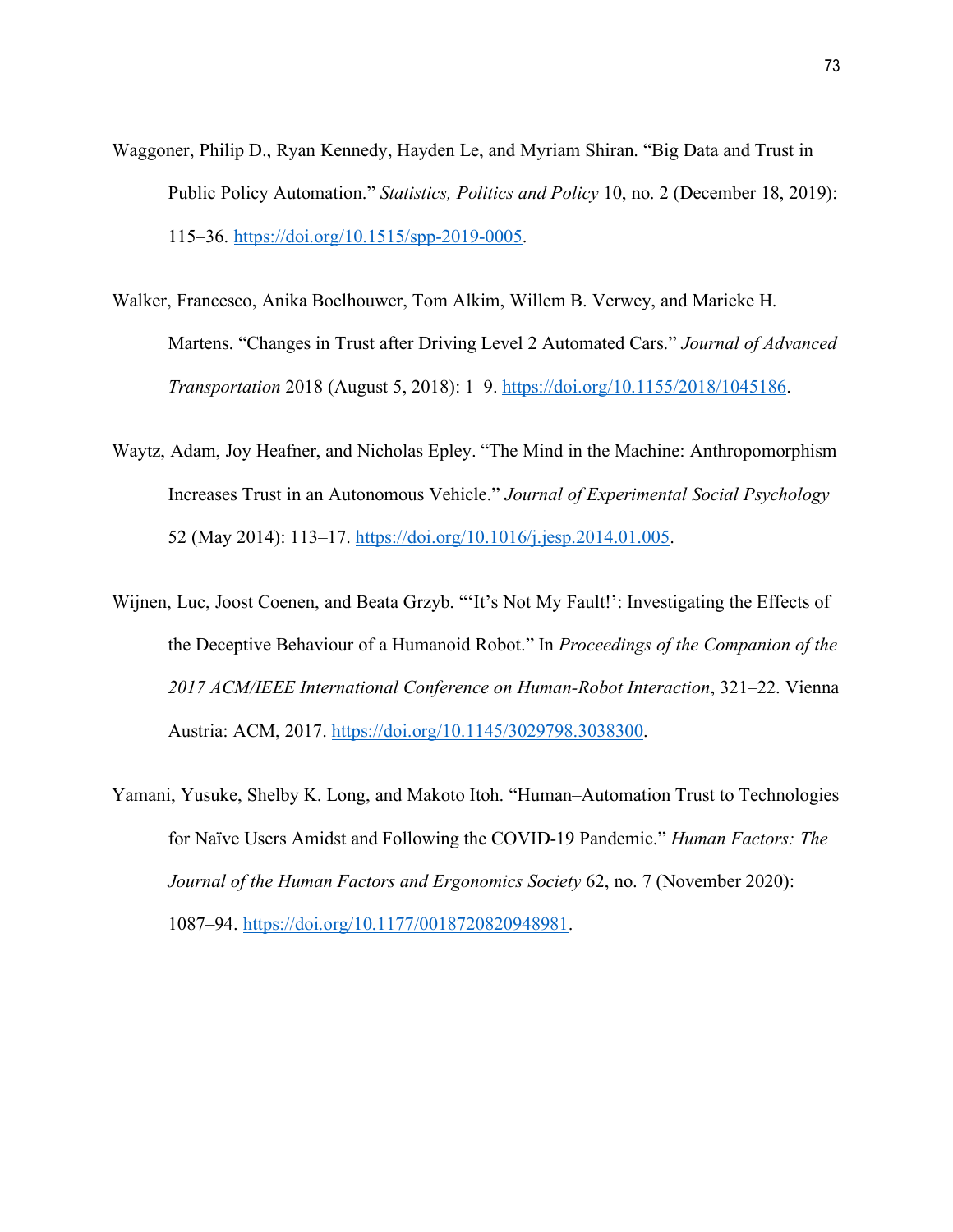Waggoner, Philip D., Ryan Kennedy, Hayden Le, and Myriam Shiran. "Big Data and Trust in Public Policy Automation." *Statistics, Politics and Policy* 10, no. 2 (December 18, 2019): 115–36. https://doi.org/10.1515/spp-2019-0005.

Walker, Francesco, Anika Boelhouwer, Tom Alkim, Willem B. Verwey, and Marieke H. Martens. "Changes in Trust after Driving Level 2 Automated Cars." *Journal of Advanced Transportation* 2018 (August 5, 2018): 1–9. https://doi.org/10.1155/2018/1045186.

Waytz, Adam, Joy Heafner, and Nicholas Epley. "The Mind in the Machine: Anthropomorphism Increases Trust in an Autonomous Vehicle." *Journal of Experimental Social Psychology* 52 (May 2014): 113–17. https://doi.org/10.1016/j.jesp.2014.01.005.

Wijnen, Luc, Joost Coenen, and Beata Grzyb. "'It's Not My Fault!': Investigating the Effects of the Deceptive Behaviour of a Humanoid Robot." In *Proceedings of the Companion of the 2017 ACM/IEEE International Conference on Human-Robot Interaction*, 321–22. Vienna Austria: ACM, 2017. https://doi.org/10.1145/3029798.3038300.

Yamani, Yusuke, Shelby K. Long, and Makoto Itoh. "Human–Automation Trust to Technologies for Naïve Users Amidst and Following the COVID-19 Pandemic." *Human Factors: The Journal of the Human Factors and Ergonomics Society* 62, no. 7 (November 2020): 1087–94. https://doi.org/10.1177/0018720820948981.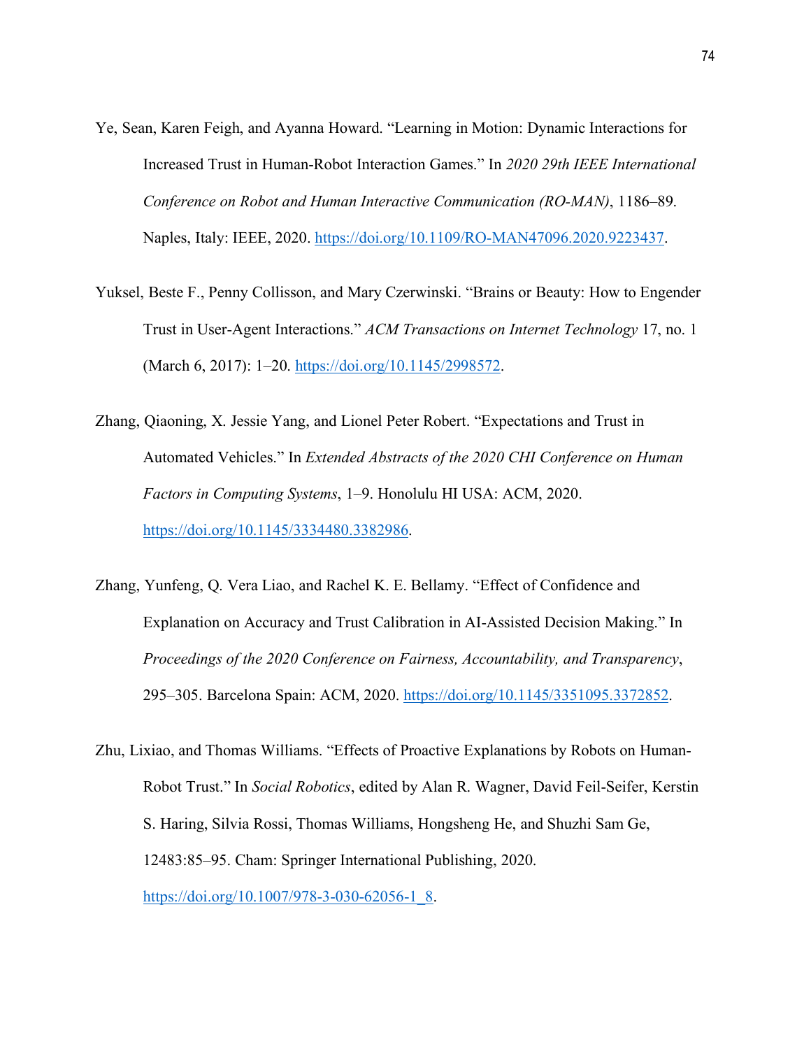Ye, Sean, Karen Feigh, and Ayanna Howard. "Learning in Motion: Dynamic Interactions for Increased Trust in Human-Robot Interaction Games." In *2020 29th IEEE International Conference on Robot and Human Interactive Communication (RO-MAN)*, 1186–89. Naples, Italy: IEEE, 2020. https://doi.org/10.1109/RO-MAN47096.2020.9223437.

Yuksel, Beste F., Penny Collisson, and Mary Czerwinski. "Brains or Beauty: How to Engender Trust in User-Agent Interactions." *ACM Transactions on Internet Technology* 17, no. 1 (March 6, 2017): 1–20. https://doi.org/10.1145/2998572.

Zhang, Qiaoning, X. Jessie Yang, and Lionel Peter Robert. "Expectations and Trust in Automated Vehicles." In *Extended Abstracts of the 2020 CHI Conference on Human Factors in Computing Systems*, 1–9. Honolulu HI USA: ACM, 2020. https://doi.org/10.1145/3334480.3382986.

Zhang, Yunfeng, Q. Vera Liao, and Rachel K. E. Bellamy. "Effect of Confidence and Explanation on Accuracy and Trust Calibration in AI-Assisted Decision Making." In *Proceedings of the 2020 Conference on Fairness, Accountability, and Transparency*, 295–305. Barcelona Spain: ACM, 2020. https://doi.org/10.1145/3351095.3372852.

Zhu, Lixiao, and Thomas Williams. "Effects of Proactive Explanations by Robots on Human-Robot Trust." In *Social Robotics*, edited by Alan R. Wagner, David Feil-Seifer, Kerstin S. Haring, Silvia Rossi, Thomas Williams, Hongsheng He, and Shuzhi Sam Ge, 12483:85–95. Cham: Springer International Publishing, 2020. https://doi.org/10.1007/978-3-030-62056-1_8.